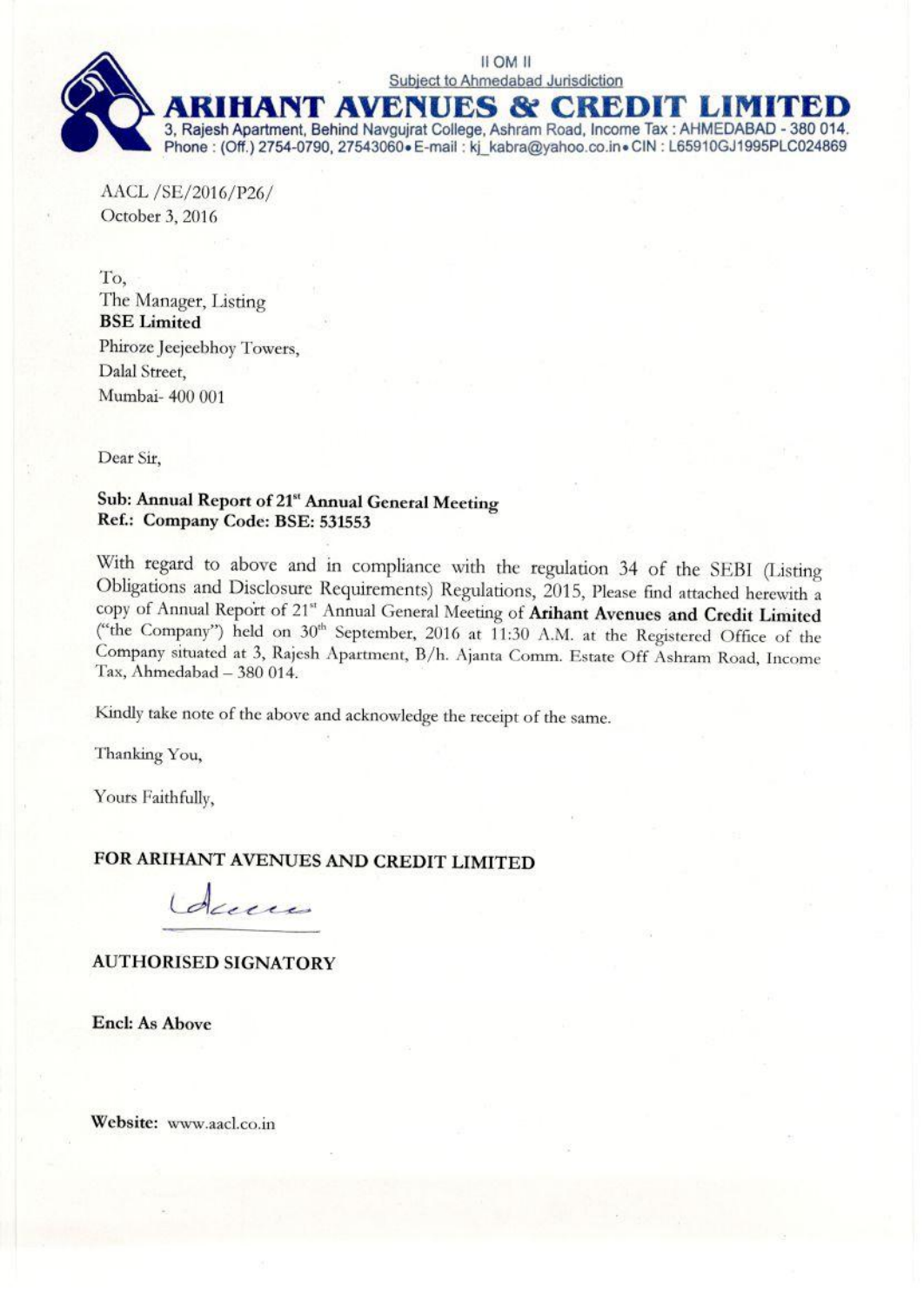II OM II

Subject to Ahmedabad Jurisdiction

# ARIHANT AVENUES & CREDIT LIMITED

3, Rajesh Apartment, Behind Navgujrat College, Ashram Road, Income Tax : AHMEDABAD - 380 014.
Phone : (Off.) 2754-0790, 27543060• E-mail : kj_kabra@yahoo.co.in• CIN : L65910GJ1995PLC024869

AACL /SE/2016/P26/
October 3, 2016

To,
The Manager, Listing
**BSE Limited**
Phiroze Jeejeebhoy Towers,
Dalal Street,
Mumbai- 400 001

Dear Sir,

**Sub: Annual Report of 21st Annual General Meeting**
**Ref.: Company Code: BSE: 531553**

With regard to above and in compliance with the regulation 34 of the SEBI (Listing Obligations and Disclosure Requirements) Regulations, 2015, Please find attached herewith a copy of Annual Report of 21st Annual General Meeting of **Arihant Avenues and Credit Limited** ("the Company") held on 30th September, 2016 at 11:30 A.M. at the Registered Office of the Company situated at 3, Rajesh Apartment, B/h. Ajanta Comm. Estate Off Ashram Road, Income Tax, Ahmedabad – 380 014.

Kindly take note of the above and acknowledge the receipt of the same.

Thanking You,

Yours Faithfully,

**FOR ARIHANT AVENUES AND CREDIT LIMITED**

**AUTHORISED SIGNATORY**

**Encl: As Above**

**Website:** www.aacl.co.in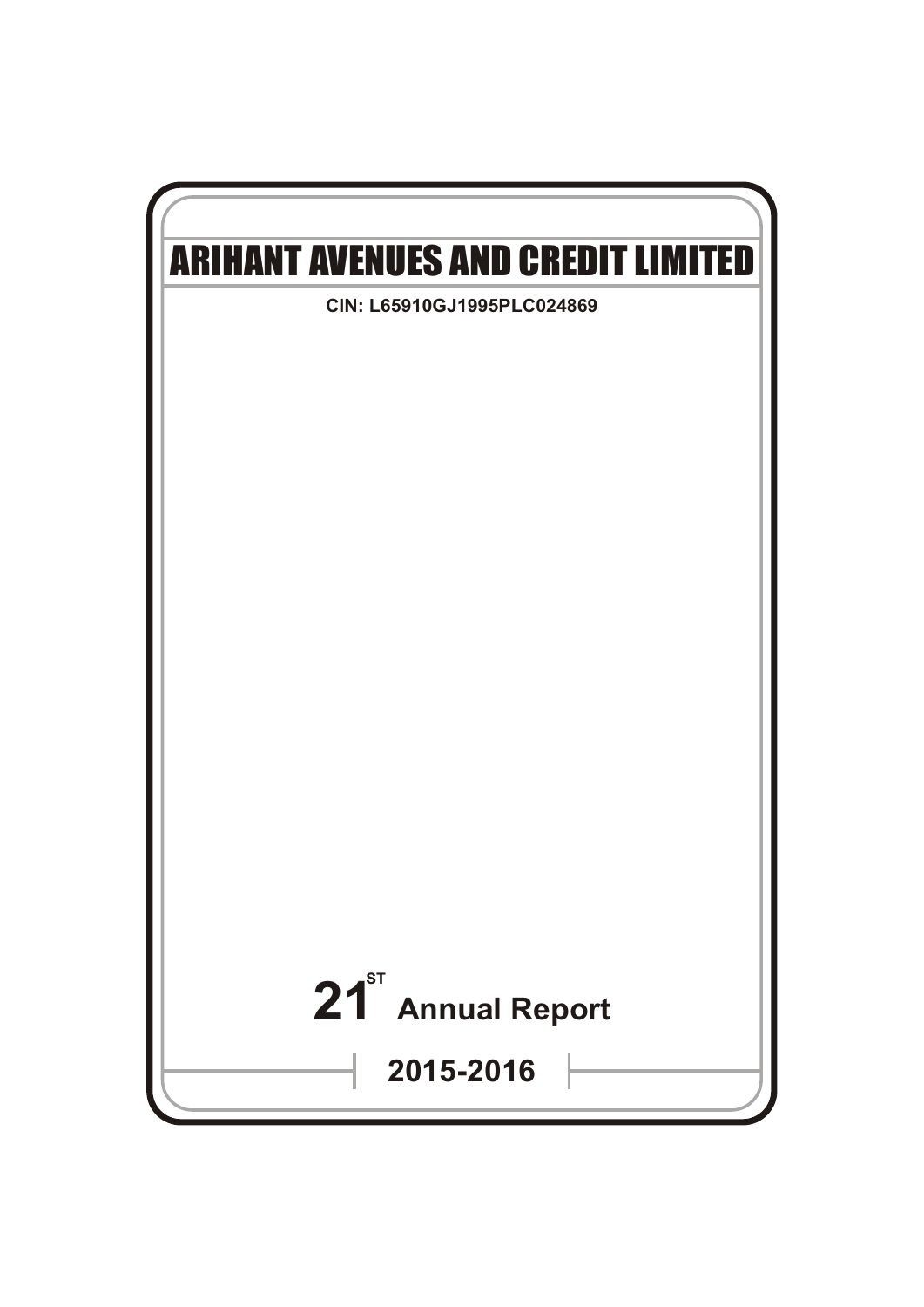# ARIHANT AVENUES AND CREDIT LIMITED

**CIN: L65910GJ1995PLC024869**

## 21ST Annual Report

## 2015-2016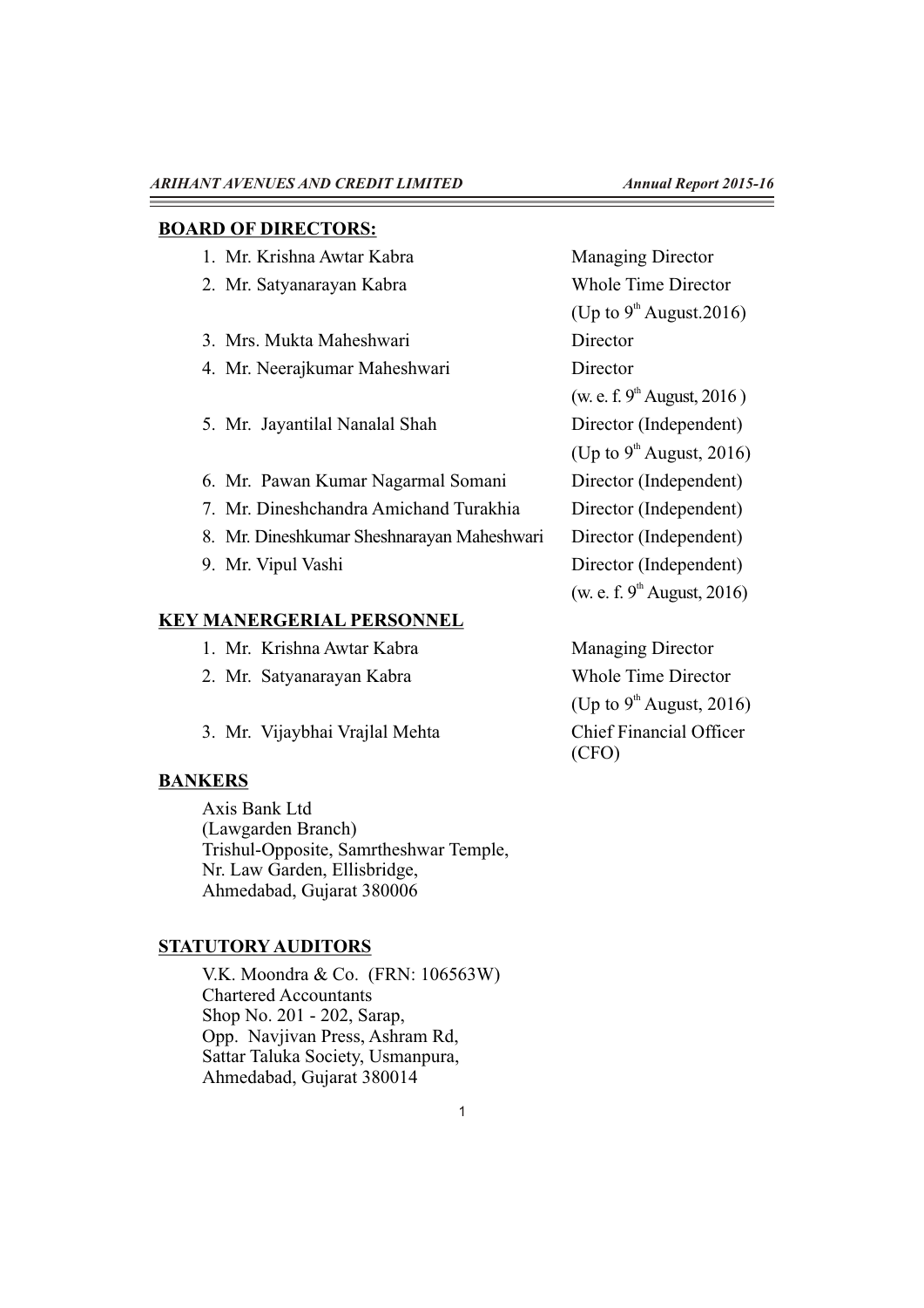## BOARD OF DIRECTORS:

| | |
|---|---|
| 1. Mr. Krishna Awtar Kabra | Managing Director |
| 2. Mr. Satyanarayan Kabra | Whole Time Director (Up to 9th August.2016) |
| 3. Mrs. Mukta Maheshwari | Director |
| 4. Mr. Neerajkumar Maheshwari | Director (w. e. f. 9th August, 2016 ) |
| 5. Mr. Jayantilal Nanalal Shah | Director (Independent) (Up to 9th August, 2016) |
| 6. Mr. Pawan Kumar Nagarmal Somani | Director (Independent) |
| 7. Mr. Dineshchandra Amichand Turakhia | Director (Independent) |
| 8. Mr. Dineshkumar Sheshnarayan Maheshwari | Director (Independent) |
| 9. Mr. Vipul Vashi | Director (Independent) (w. e. f. 9th August, 2016) |

## KEY MANERGERIAL PERSONNEL

| | |
|---|---|
| 1. Mr. Krishna Awtar Kabra | Managing Director |
| 2. Mr. Satyanarayan Kabra | Whole Time Director (Up to 9th August, 2016) |
| 3. Mr. Vijaybhai Vrajlal Mehta | Chief Financial Officer (CFO) |

## BANKERS

Axis Bank Ltd
(Lawgarden Branch)
Trishul-Opposite, Samrtheshwar Temple,
Nr. Law Garden, Ellisbridge,
Ahmedabad, Gujarat 380006

## STATUTORY AUDITORS

V.K. Moondra & Co. (FRN: 106563W)
Chartered Accountants
Shop No. 201 - 202, Sarap,
Opp. Navjivan Press, Ashram Rd,
Sattar Taluka Society, Usmanpura,
Ahmedabad, Gujarat 380014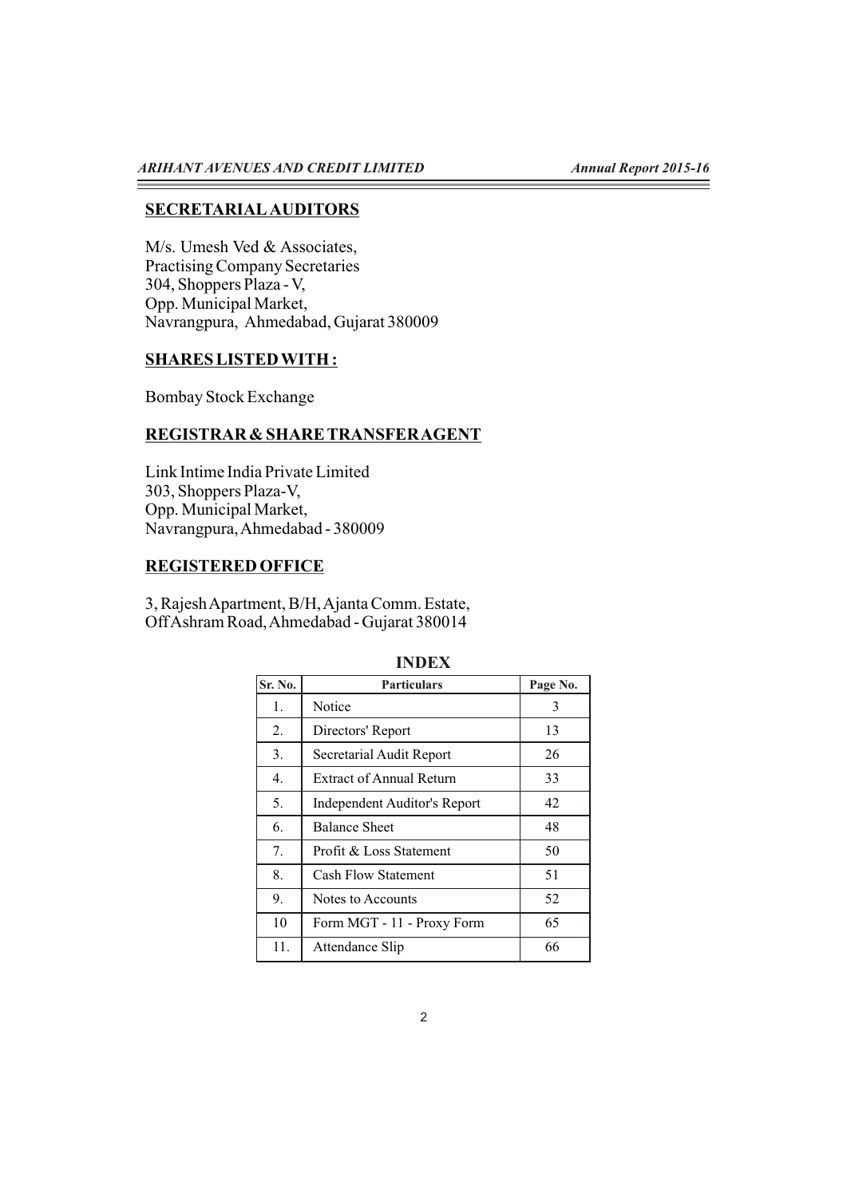## SECRETARIAL AUDITORS

M/s. Umesh Ved & Associates,
Practising Company Secretaries
304, Shoppers Plaza - V,
Opp. Municipal Market,
Navrangpura, Ahmedabad, Gujarat 380009

## SHARES LISTED WITH :

Bombay Stock Exchange

## REGISTRAR & SHARE TRANSFER AGENT

Link Intime India Private Limited
303, Shoppers Plaza-V,
Opp. Municipal Market,
Navrangpura, Ahmedabad - 380009

## REGISTERED OFFICE

3, Rajesh Apartment, B/H, Ajanta Comm. Estate,
Off Ashram Road, Ahmedabad - Gujarat 380014

## INDEX

| Sr. No. | Particulars | Page No. |
|---|---|---|
| 1. | Notice | 3 |
| 2. | Directors' Report | 13 |
| 3. | Secretarial Audit Report | 26 |
| 4. | Extract of Annual Return | 33 |
| 5. | Independent Auditor's Report | 42 |
| 6. | Balance Sheet | 48 |
| 7. | Profit & Loss Statement | 50 |
| 8. | Cash Flow Statement | 51 |
| 9. | Notes to Accounts | 52 |
| 10 | Form MGT - 11 - Proxy Form | 65 |
| 11. | Attendance Slip | 66 |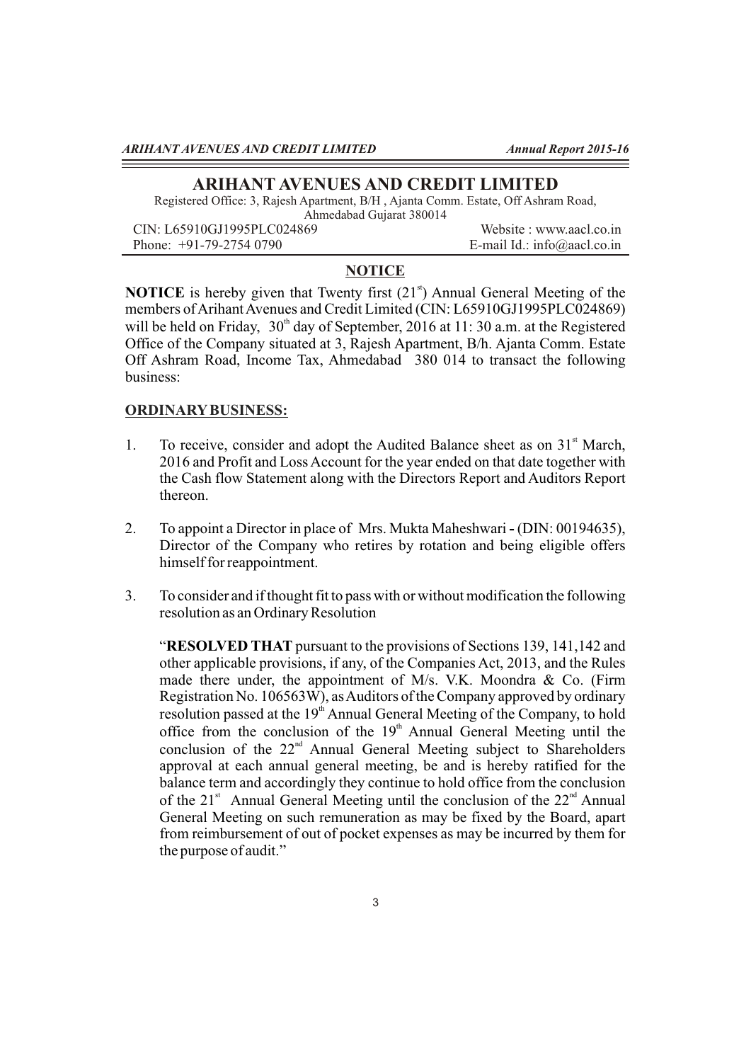# ARIHANT AVENUES AND CREDIT LIMITED

Registered Office: 3, Rajesh Apartment, B/H , Ajanta Comm. Estate, Off Ashram Road, Ahmedabad Gujarat 380014

CIN: L65910GJ1995PLC024869 Website : www.aacl.co.in

Phone: +91-79-2754 0790 E-mail Id.: info@aacl.co.in

## NOTICE

**NOTICE** is hereby given that Twenty first (21st) Annual General Meeting of the members of Arihant Avenues and Credit Limited (CIN: L65910GJ1995PLC024869) will be held on Friday, 30th day of September, 2016 at 11: 30 a.m. at the Registered Office of the Company situated at 3, Rajesh Apartment, B/h. Ajanta Comm. Estate Off Ashram Road, Income Tax, Ahmedabad 380 014 to transact the following business:

### ORDINARY BUSINESS:

1. To receive, consider and adopt the Audited Balance sheet as on 31st March, 2016 and Profit and Loss Account for the year ended on that date together with the Cash flow Statement along with the Directors Report and Auditors Report thereon.

2. To appoint a Director in place of Mrs. Mukta Maheshwari **-** (DIN: 00194635), Director of the Company who retires by rotation and being eligible offers himself for reappointment.

3. To consider and if thought fit to pass with or without modification the following resolution as an Ordinary Resolution

   "**RESOLVED THAT** pursuant to the provisions of Sections 139, 141,142 and other applicable provisions, if any, of the Companies Act, 2013, and the Rules made there under, the appointment of M/s. V.K. Moondra & Co. (Firm Registration No. 106563W), as Auditors of the Company approved by ordinary resolution passed at the 19th Annual General Meeting of the Company, to hold office from the conclusion of the 19th Annual General Meeting until the conclusion of the 22nd Annual General Meeting subject to Shareholders approval at each annual general meeting, be and is hereby ratified for the balance term and accordingly they continue to hold office from the conclusion of the 21st Annual General Meeting until the conclusion of the 22nd Annual General Meeting on such remuneration as may be fixed by the Board, apart from reimbursement of out of pocket expenses as may be incurred by them for the purpose of audit."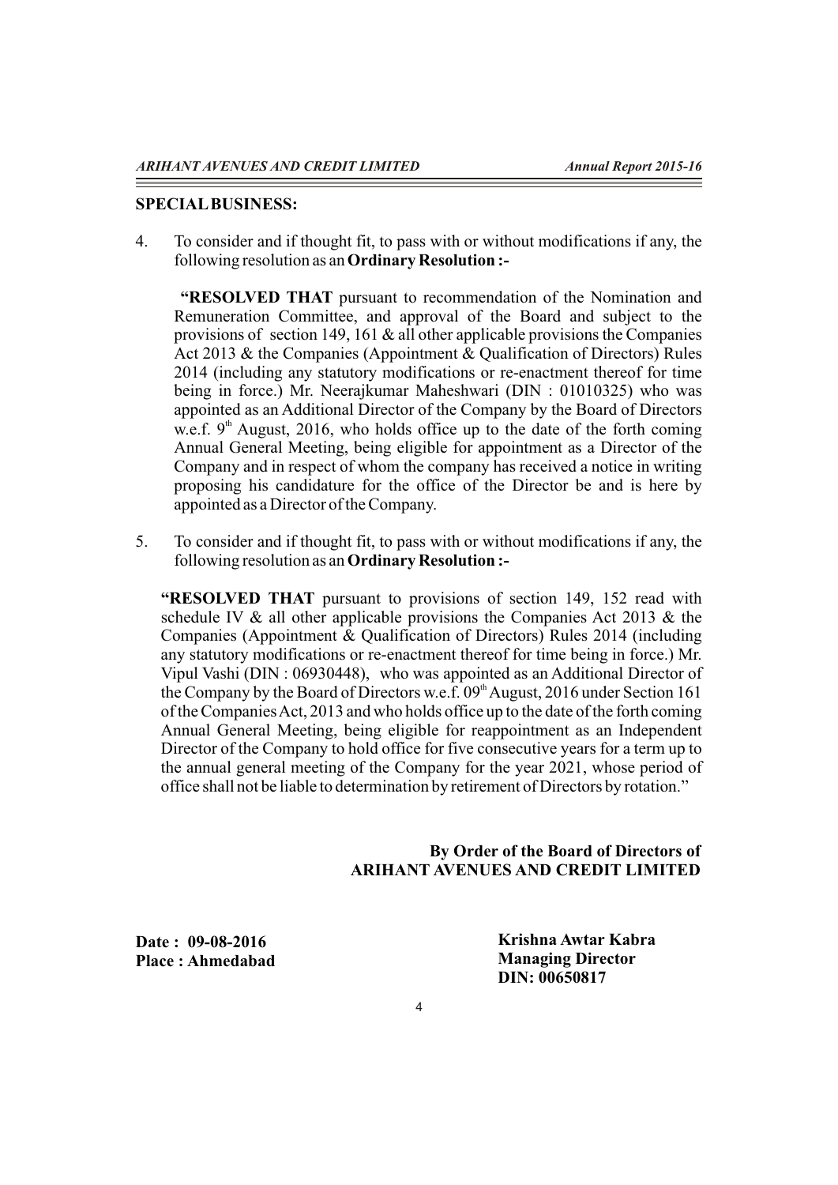**SPECIAL BUSINESS:**

4. To consider and if thought fit, to pass with or without modifications if any, the following resolution as an **Ordinary Resolution :-**

   **"RESOLVED THAT** pursuant to recommendation of the Nomination and Remuneration Committee, and approval of the Board and subject to the provisions of section 149, 161 & all other applicable provisions the Companies Act 2013 & the Companies (Appointment & Qualification of Directors) Rules 2014 (including any statutory modifications or re-enactment thereof for time being in force.) Mr. Neerajkumar Maheshwari (DIN : 01010325) who was appointed as an Additional Director of the Company by the Board of Directors w.e.f. 9th August, 2016, who holds office up to the date of the forth coming Annual General Meeting, being eligible for appointment as a Director of the Company and in respect of whom the company has received a notice in writing proposing his candidature for the office of the Director be and is here by appointed as a Director of the Company.

5. To consider and if thought fit, to pass with or without modifications if any, the following resolution as an **Ordinary Resolution :-**

   **"RESOLVED THAT** pursuant to provisions of section 149, 152 read with schedule IV & all other applicable provisions the Companies Act 2013 & the Companies (Appointment & Qualification of Directors) Rules 2014 (including any statutory modifications or re-enactment thereof for time being in force.) Mr. Vipul Vashi (DIN : 06930448), who was appointed as an Additional Director of the Company by the Board of Directors w.e.f. 09th August, 2016 under Section 161 of the Companies Act, 2013 and who holds office up to the date of the forth coming Annual General Meeting, being eligible for reappointment as an Independent Director of the Company to hold office for five consecutive years for a term up to the annual general meeting of the Company for the year 2021, whose period of office shall not be liable to determination by retirement of Directors by rotation."

**By Order of the Board of Directors of**
**ARIHANT AVENUES AND CREDIT LIMITED**

**Date : 09-08-2016**
**Place : Ahmedabad**

**Krishna Awtar Kabra**
**Managing Director**
**DIN: 00650817**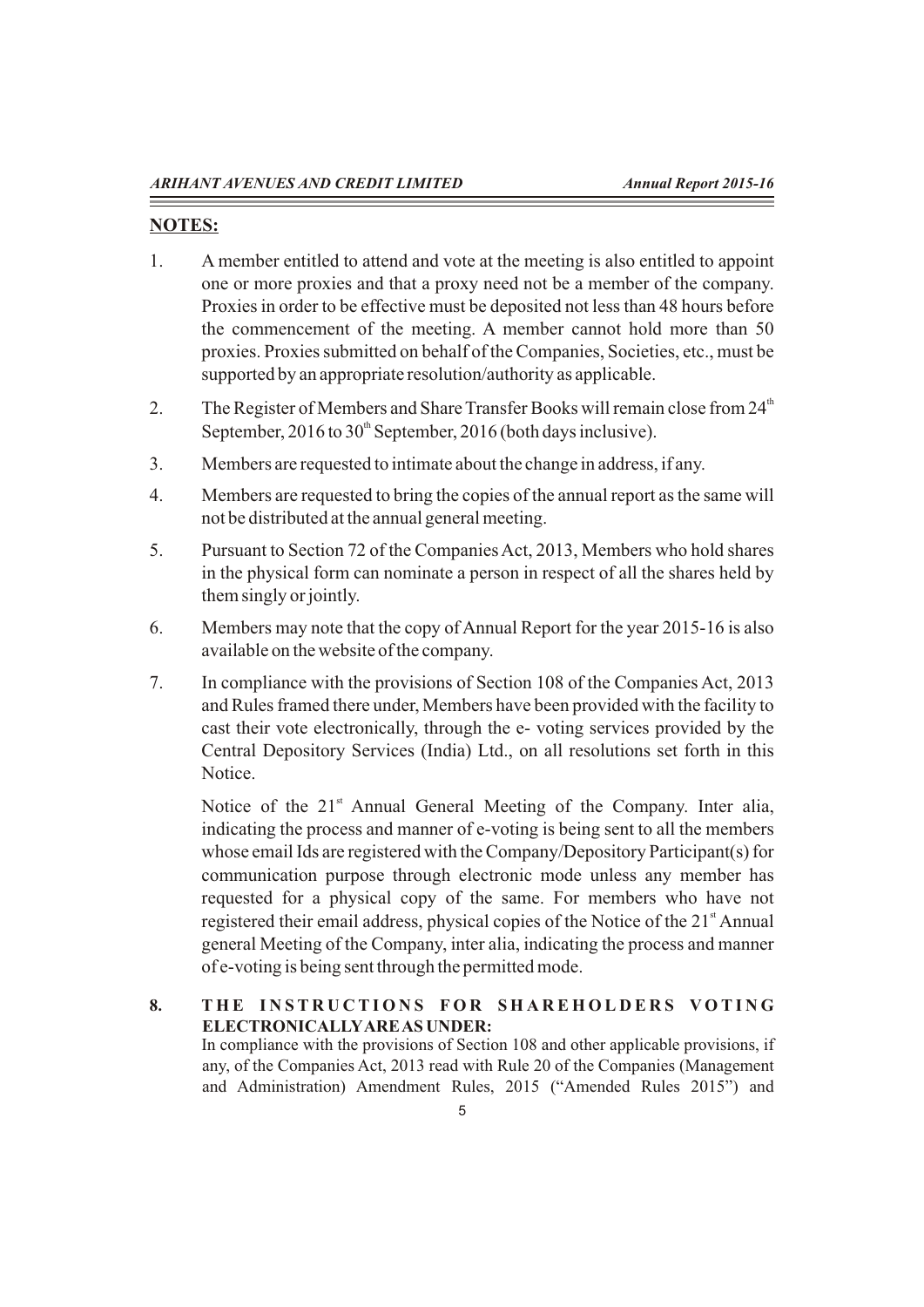## NOTES:

1. A member entitled to attend and vote at the meeting is also entitled to appoint one or more proxies and that a proxy need not be a member of the company. Proxies in order to be effective must be deposited not less than 48 hours before the commencement of the meeting. A member cannot hold more than 50 proxies. Proxies submitted on behalf of the Companies, Societies, etc., must be supported by an appropriate resolution/authority as applicable.

2. The Register of Members and Share Transfer Books will remain close from 24th September, 2016 to 30th September, 2016 (both days inclusive).

3. Members are requested to intimate about the change in address, if any.

4. Members are requested to bring the copies of the annual report as the same will not be distributed at the annual general meeting.

5. Pursuant to Section 72 of the Companies Act, 2013, Members who hold shares in the physical form can nominate a person in respect of all the shares held by them singly or jointly.

6. Members may note that the copy of Annual Report for the year 2015-16 is also available on the website of the company.

7. In compliance with the provisions of Section 108 of the Companies Act, 2013 and Rules framed there under, Members have been provided with the facility to cast their vote electronically, through the e- voting services provided by the Central Depository Services (India) Ltd., on all resolutions set forth in this Notice.

   Notice of the 21st Annual General Meeting of the Company. Inter alia, indicating the process and manner of e-voting is being sent to all the members whose email Ids are registered with the Company/Depository Participant(s) for communication purpose through electronic mode unless any member has requested for a physical copy of the same. For members who have not registered their email address, physical copies of the Notice of the 21st Annual general Meeting of the Company, inter alia, indicating the process and manner of e-voting is being sent through the permitted mode.

8. **THE INSTRUCTIONS FOR SHAREHOLDERS VOTING ELECTRONICALLY ARE AS UNDER:**
   In compliance with the provisions of Section 108 and other applicable provisions, if any, of the Companies Act, 2013 read with Rule 20 of the Companies (Management and Administration) Amendment Rules, 2015 ("Amended Rules 2015") and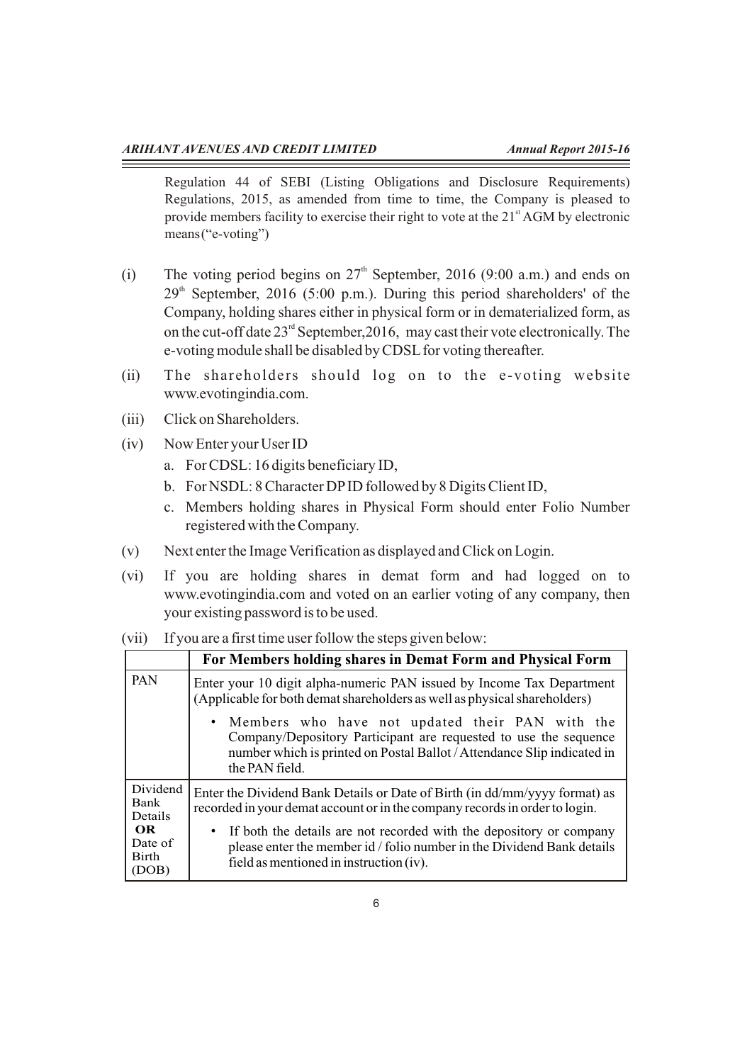Regulation 44 of SEBI (Listing Obligations and Disclosure Requirements) Regulations, 2015, as amended from time to time, the Company is pleased to provide members facility to exercise their right to vote at the 21st AGM by electronic means("e-voting")

(i) The voting period begins on 27th September, 2016 (9:00 a.m.) and ends on 29th September, 2016 (5:00 p.m.). During this period shareholders' of the Company, holding shares either in physical form or in dematerialized form, as on the cut-off date 23rd September,2016, may cast their vote electronically. The e-voting module shall be disabled by CDSL for voting thereafter.

(ii) The shareholders should log on to the e-voting website www.evotingindia.com.

(iii) Click on Shareholders.

(iv) Now Enter your User ID

  a. For CDSL: 16 digits beneficiary ID,

  b. For NSDL: 8 Character DP ID followed by 8 Digits Client ID,

  c. Members holding shares in Physical Form should enter Folio Number registered with the Company.

(v) Next enter the Image Verification as displayed and Click on Login.

(vi) If you are holding shares in demat form and had logged on to www.evotingindia.com and voted on an earlier voting of any company, then your existing password is to be used.

(vii) If you are a first time user follow the steps given below:

| | **For Members holding shares in Demat Form and Physical Form** |
|---|---|
| PAN | Enter your 10 digit alpha-numeric PAN issued by Income Tax Department (Applicable for both demat shareholders as well as physical shareholders)<br>• Members who have not updated their PAN with the Company/Depository Participant are requested to use the sequence number which is printed on Postal Ballot / Attendance Slip indicated in the PAN field. |
| Dividend Bank Details **OR** Date of Birth (DOB) | Enter the Dividend Bank Details or Date of Birth (in dd/mm/yyyy format) as recorded in your demat account or in the company records in order to login.<br>• If both the details are not recorded with the depository or company please enter the member id / folio number in the Dividend Bank details field as mentioned in instruction (iv). |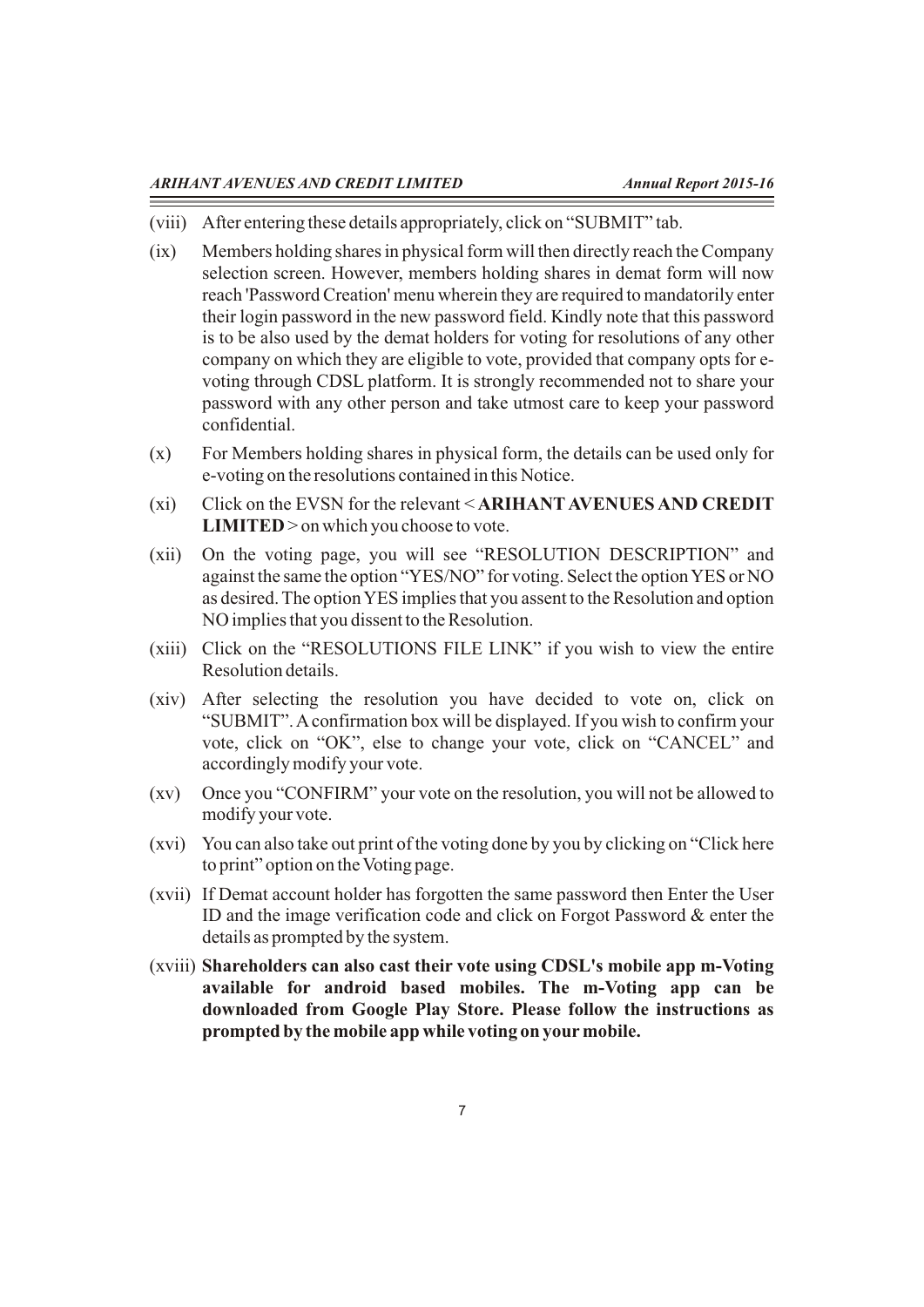(viii) After entering these details appropriately, click on "SUBMIT" tab.

(ix) Members holding shares in physical form will then directly reach the Company selection screen. However, members holding shares in demat form will now reach 'Password Creation' menu wherein they are required to mandatorily enter their login password in the new password field. Kindly note that this password is to be also used by the demat holders for voting for resolutions of any other company on which they are eligible to vote, provided that company opts for e-voting through CDSL platform. It is strongly recommended not to share your password with any other person and take utmost care to keep your password confidential.

(x) For Members holding shares in physical form, the details can be used only for e-voting on the resolutions contained in this Notice.

(xi) Click on the EVSN for the relevant < **ARIHANT AVENUES AND CREDIT LIMITED** > on which you choose to vote.

(xii) On the voting page, you will see "RESOLUTION DESCRIPTION" and against the same the option "YES/NO" for voting. Select the option YES or NO as desired. The option YES implies that you assent to the Resolution and option NO implies that you dissent to the Resolution.

(xiii) Click on the "RESOLUTIONS FILE LINK" if you wish to view the entire Resolution details.

(xiv) After selecting the resolution you have decided to vote on, click on "SUBMIT". A confirmation box will be displayed. If you wish to confirm your vote, click on "OK", else to change your vote, click on "CANCEL" and accordingly modify your vote.

(xv) Once you "CONFIRM" your vote on the resolution, you will not be allowed to modify your vote.

(xvi) You can also take out print of the voting done by you by clicking on "Click here to print" option on the Voting page.

(xvii) If Demat account holder has forgotten the same password then Enter the User ID and the image verification code and click on Forgot Password & enter the details as prompted by the system.

(xviii) **Shareholders can also cast their vote using CDSL's mobile app m-Voting available for android based mobiles. The m-Voting app can be downloaded from Google Play Store. Please follow the instructions as prompted by the mobile app while voting on your mobile.**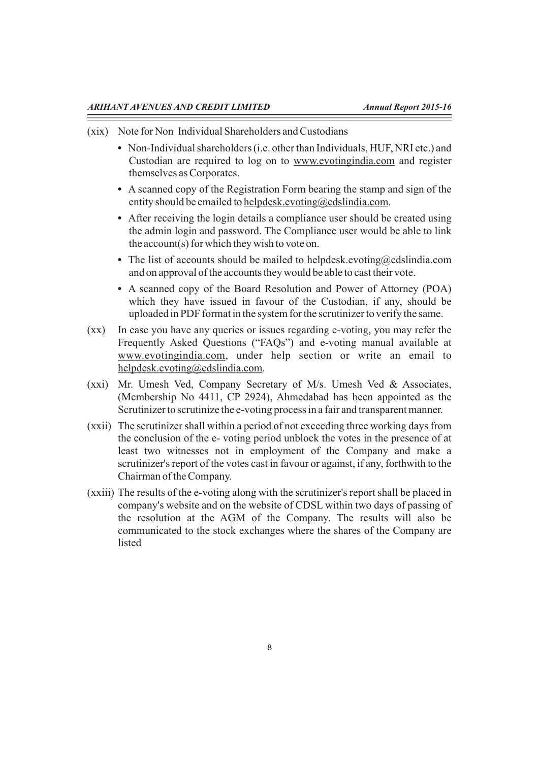(xix) Note for Non Individual Shareholders and Custodians

- Non-Individual shareholders (i.e. other than Individuals, HUF, NRI etc.) and Custodian are required to log on to www.evotingindia.com and register themselves as Corporates.
- A scanned copy of the Registration Form bearing the stamp and sign of the entity should be emailed to helpdesk.evoting@cdslindia.com.
- After receiving the login details a compliance user should be created using the admin login and password. The Compliance user would be able to link the account(s) for which they wish to vote on.
- The list of accounts should be mailed to helpdesk.evoting@cdslindia.com and on approval of the accounts they would be able to cast their vote.
- A scanned copy of the Board Resolution and Power of Attorney (POA) which they have issued in favour of the Custodian, if any, should be uploaded in PDF format in the system for the scrutinizer to verify the same.

(xx) In case you have any queries or issues regarding e-voting, you may refer the Frequently Asked Questions ("FAQs") and e-voting manual available at www.evotingindia.com, under help section or write an email to helpdesk.evoting@cdslindia.com.

(xxi) Mr. Umesh Ved, Company Secretary of M/s. Umesh Ved & Associates, (Membership No 4411, CP 2924), Ahmedabad has been appointed as the Scrutinizer to scrutinize the e-voting process in a fair and transparent manner.

(xxii) The scrutinizer shall within a period of not exceeding three working days from the conclusion of the e- voting period unblock the votes in the presence of at least two witnesses not in employment of the Company and make a scrutinizer's report of the votes cast in favour or against, if any, forthwith to the Chairman of the Company.

(xxiii) The results of the e-voting along with the scrutinizer's report shall be placed in company's website and on the website of CDSL within two days of passing of the resolution at the AGM of the Company. The results will also be communicated to the stock exchanges where the shares of the Company are listed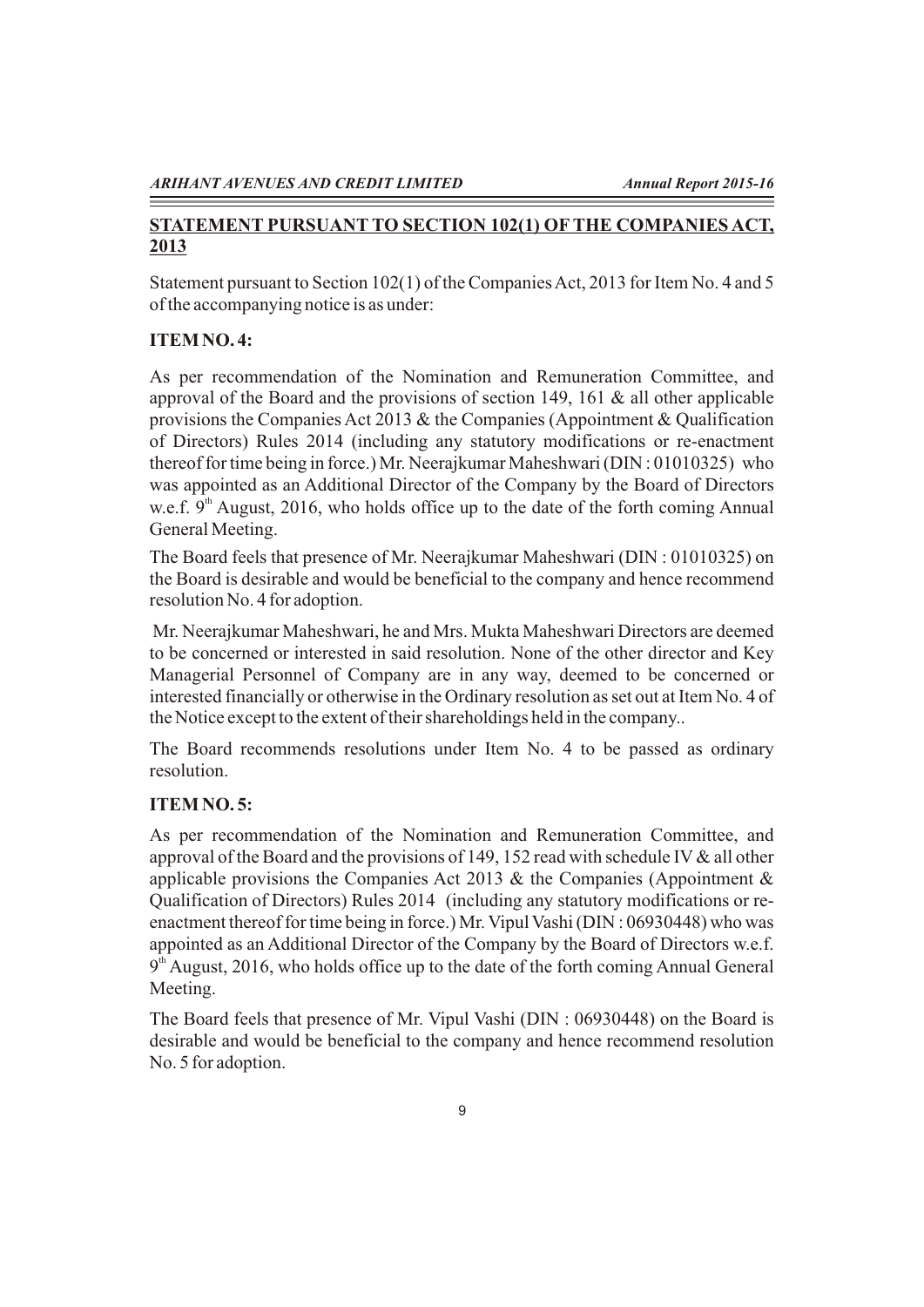## STATEMENT PURSUANT TO SECTION 102(1) OF THE COMPANIES ACT, 2013

Statement pursuant to Section 102(1) of the Companies Act, 2013 for Item No. 4 and 5 of the accompanying notice is as under:

### ITEM NO. 4:

As per recommendation of the Nomination and Remuneration Committee, and approval of the Board and the provisions of section 149, 161 & all other applicable provisions the Companies Act 2013 & the Companies (Appointment & Qualification of Directors) Rules 2014 (including any statutory modifications or re-enactment thereof for time being in force.) Mr. Neerajkumar Maheshwari (DIN : 01010325) who was appointed as an Additional Director of the Company by the Board of Directors w.e.f. 9th August, 2016, who holds office up to the date of the forth coming Annual General Meeting.

The Board feels that presence of Mr. Neerajkumar Maheshwari (DIN : 01010325) on the Board is desirable and would be beneficial to the company and hence recommend resolution No. 4 for adoption.

Mr. Neerajkumar Maheshwari, he and Mrs. Mukta Maheshwari Directors are deemed to be concerned or interested in said resolution. None of the other director and Key Managerial Personnel of Company are in any way, deemed to be concerned or interested financially or otherwise in the Ordinary resolution as set out at Item No. 4 of the Notice except to the extent of their shareholdings held in the company..

The Board recommends resolutions under Item No. 4 to be passed as ordinary resolution.

### ITEM NO. 5:

As per recommendation of the Nomination and Remuneration Committee, and approval of the Board and the provisions of 149, 152 read with schedule IV & all other applicable provisions the Companies Act 2013 & the Companies (Appointment & Qualification of Directors) Rules 2014 (including any statutory modifications or re-enactment thereof for time being in force.) Mr. Vipul Vashi (DIN : 06930448) who was appointed as an Additional Director of the Company by the Board of Directors w.e.f. 9th August, 2016, who holds office up to the date of the forth coming Annual General Meeting.

The Board feels that presence of Mr. Vipul Vashi (DIN : 06930448) on the Board is desirable and would be beneficial to the company and hence recommend resolution No. 5 for adoption.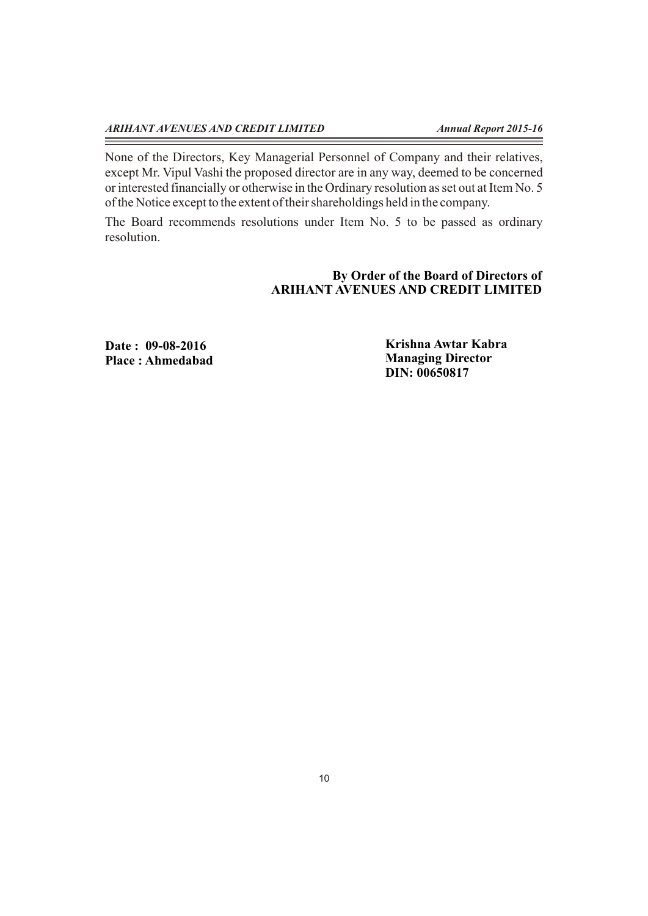None of the Directors, Key Managerial Personnel of Company and their relatives, except Mr. Vipul Vashi the proposed director are in any way, deemed to be concerned or interested financially or otherwise in the Ordinary resolution as set out at Item No. 5 of the Notice except to the extent of their shareholdings held in the company.

The Board recommends resolutions under Item No. 5 to be passed as ordinary resolution.

**By Order of the Board of Directors of**
**ARIHANT AVENUES AND CREDIT LIMITED**

**Date : 09-08-2016**
**Place : Ahmedabad**

**Krishna Awtar Kabra**
**Managing Director**
**DIN: 00650817**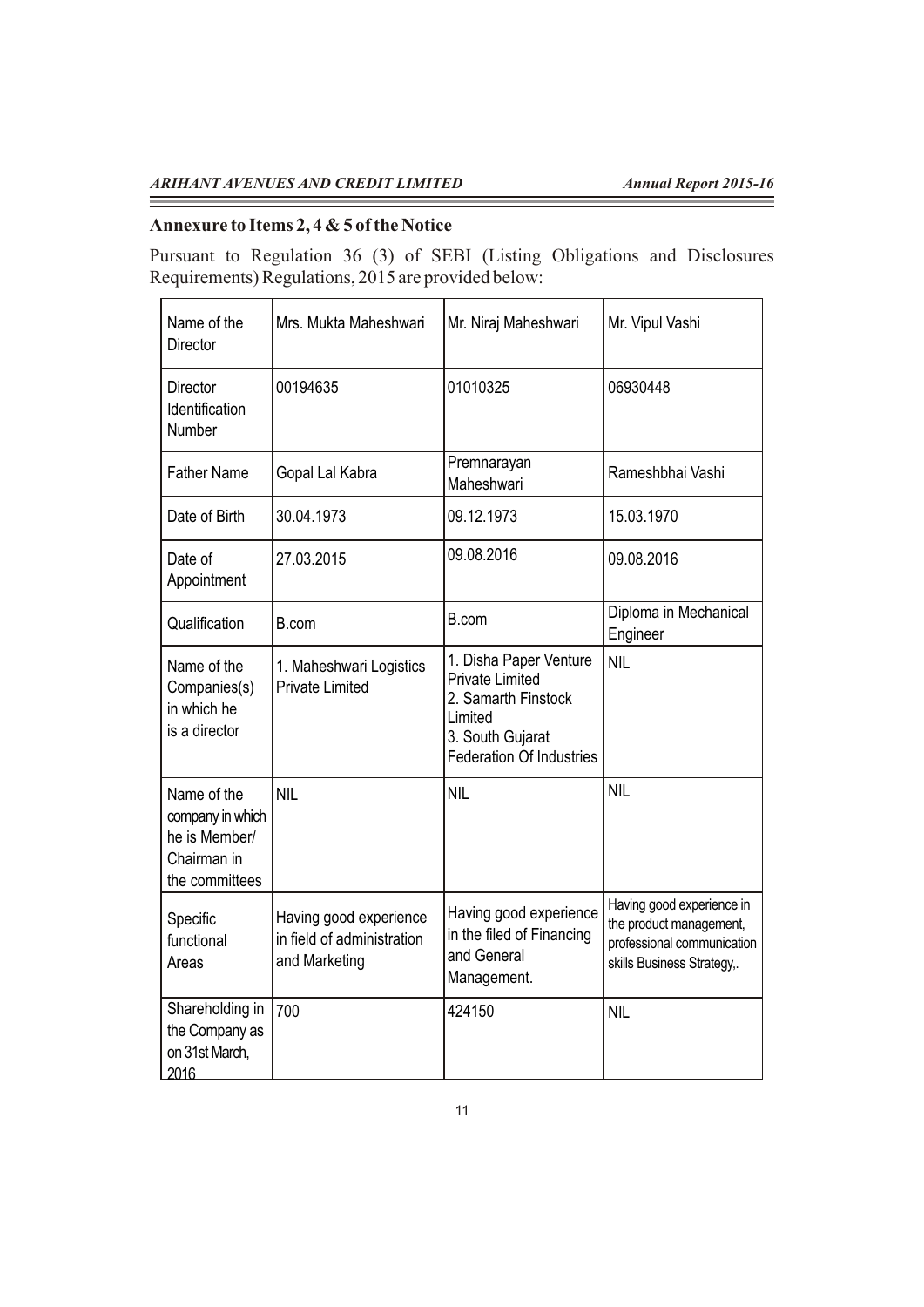## Annexure to Items 2, 4 & 5 of the Notice

Pursuant to Regulation 36 (3) of SEBI (Listing Obligations and Disclosures Requirements) Regulations, 2015 are provided below:

| Name of the Director | Mrs. Mukta Maheshwari | Mr. Niraj Maheshwari | Mr. Vipul Vashi |
|---|---|---|---|
| Director Identification Number | 00194635 | 01010325 | 06930448 |
| Father Name | Gopal Lal Kabra | Premnarayan Maheshwari | Rameshbhai Vashi |
| Date of Birth | 30.04.1973 | 09.12.1973 | 15.03.1970 |
| Date of Appointment | 27.03.2015 | 09.08.2016 | 09.08.2016 |
| Qualification | B.com | B.com | Diploma in Mechanical Engineer |
| Name of the Companies(s) in which he is a director | 1. Maheshwari Logistics Private Limited | 1. Disha Paper Venture Private Limited<br>2. Samarth Finstock Limited<br>3. South Gujarat Federation Of Industries | NIL |
| Name of the company in which he is Member/ Chairman in the committees | NIL | NIL | NIL |
| Specific functional Areas | Having good experience in field of administration and Marketing | Having good experience in the filed of Financing and General Management. | Having good experience in the product management, professional communication skills Business Strategy,. |
| Shareholding in the Company as on 31st March, 2016 | 700 | 424150 | NIL |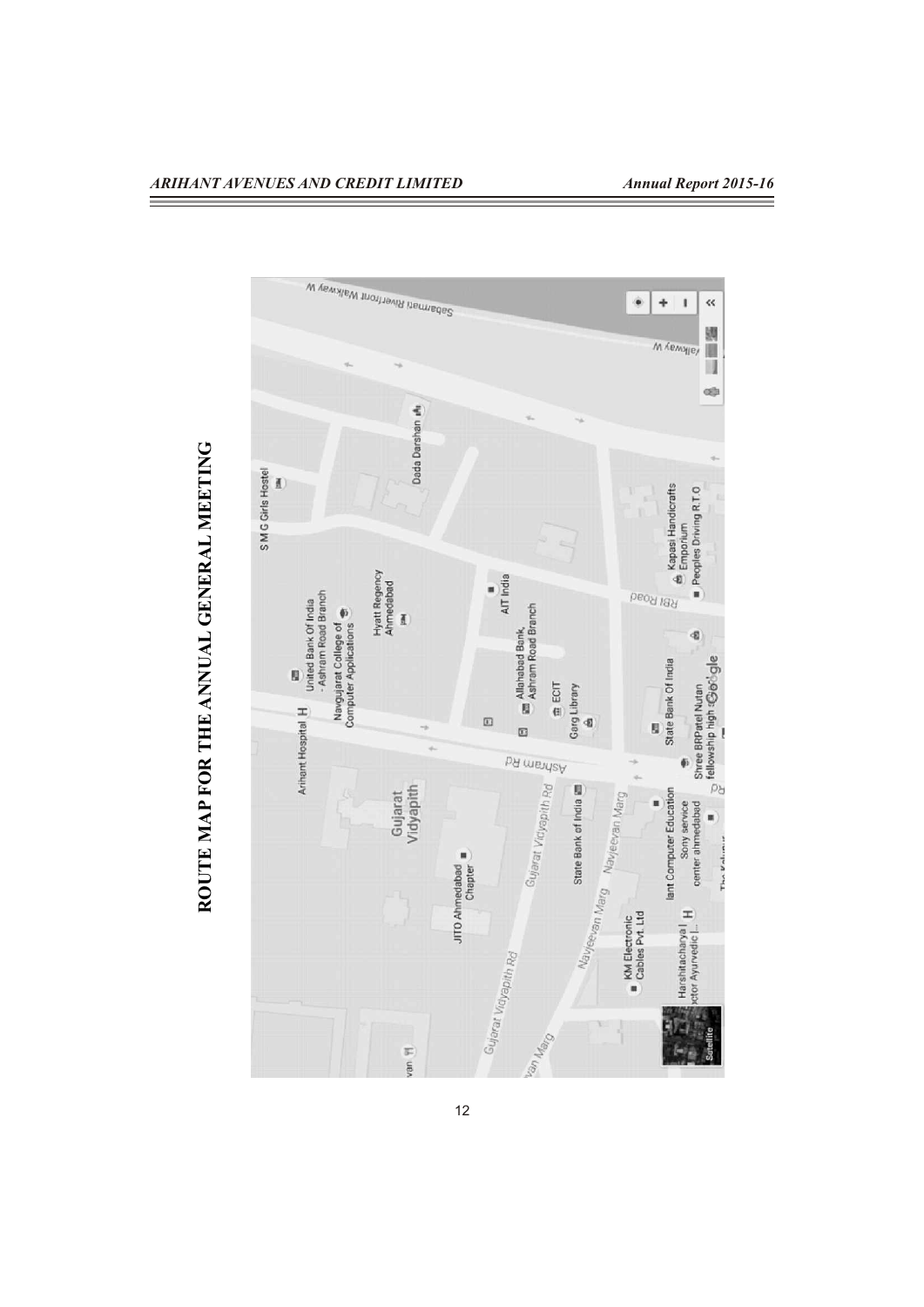# ROUTE MAP FOR THE ANNUAL GENERAL MEETING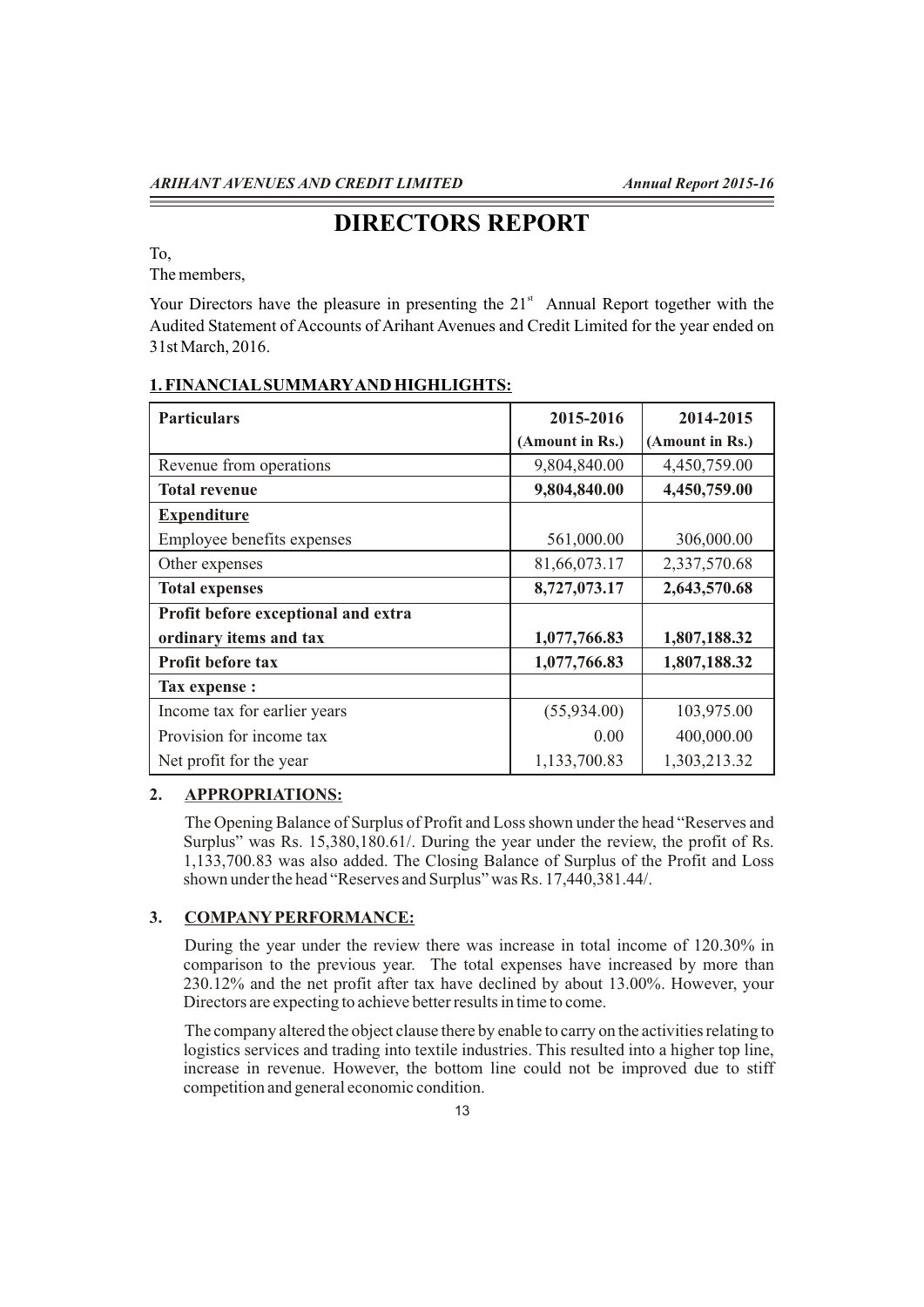# DIRECTORS REPORT

To,
The members,

Your Directors have the pleasure in presenting the 21[st] Annual Report together with the Audited Statement of Accounts of Arihant Avenues and Credit Limited for the year ended on 31st March, 2016.

## 1. FINANCIAL SUMMARY AND HIGHLIGHTS:

| **Particulars** | **2015-2016 (Amount in Rs.)** | **2014-2015 (Amount in Rs.)** |
|---|---|---|
| Revenue from operations | 9,804,840.00 | 4,450,759.00 |
| **Total revenue** | **9,804,840.00** | **4,450,759.00** |
| **Expenditure** | | |
| Employee benefits expenses | 561,000.00 | 306,000.00 |
| Other expenses | 81,66,073.17 | 2,337,570.68 |
| **Total expenses** | **8,727,073.17** | **2,643,570.68** |
| **Profit before exceptional and extra ordinary items and tax** | **1,077,766.83** | **1,807,188.32** |
| **Profit before tax** | **1,077,766.83** | **1,807,188.32** |
| **Tax expense :** | | |
| Income tax for earlier years | (55,934.00) | 103,975.00 |
| Provision for income tax | 0.00 | 400,000.00 |
| Net profit for the year | 1,133,700.83 | 1,303,213.32 |

## 2. APPROPRIATIONS:

The Opening Balance of Surplus of Profit and Loss shown under the head "Reserves and Surplus" was Rs. 15,380,180.61/. During the year under the review, the profit of Rs. 1,133,700.83 was also added. The Closing Balance of Surplus of the Profit and Loss shown under the head "Reserves and Surplus" was Rs. 17,440,381.44/.

## 3. COMPANY PERFORMANCE:

During the year under the review there was increase in total income of 120.30% in comparison to the previous year. The total expenses have increased by more than 230.12% and the net profit after tax have declined by about 13.00%. However, your Directors are expecting to achieve better results in time to come.

The company altered the object clause there by enable to carry on the activities relating to logistics services and trading into textile industries. This resulted into a higher top line, increase in revenue. However, the bottom line could not be improved due to stiff competition and general economic condition.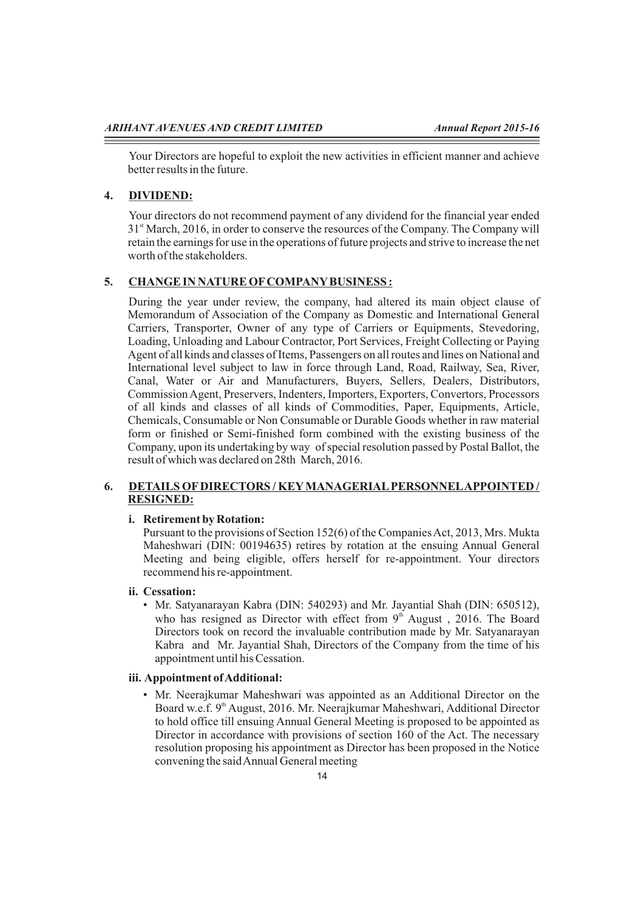Your Directors are hopeful to exploit the new activities in efficient manner and achieve better results in the future.

## 4. DIVIDEND:

Your directors do not recommend payment of any dividend for the financial year ended 31st March, 2016, in order to conserve the resources of the Company. The Company will retain the earnings for use in the operations of future projects and strive to increase the net worth of the stakeholders.

## 5. CHANGE IN NATURE OF COMPANY BUSINESS :

During the year under review, the company, had altered its main object clause of Memorandum of Association of the Company as Domestic and International General Carriers, Transporter, Owner of any type of Carriers or Equipments, Stevedoring, Loading, Unloading and Labour Contractor, Port Services, Freight Collecting or Paying Agent of all kinds and classes of Items, Passengers on all routes and lines on National and International level subject to law in force through Land, Road, Railway, Sea, River, Canal, Water or Air and Manufacturers, Buyers, Sellers, Dealers, Distributors, Commission Agent, Preservers, Indenters, Importers, Exporters, Convertors, Processors of all kinds and classes of all kinds of Commodities, Paper, Equipments, Article, Chemicals, Consumable or Non Consumable or Durable Goods whether in raw material form or finished or Semi-finished form combined with the existing business of the Company, upon its undertaking by way of special resolution passed by Postal Ballot, the result of which was declared on 28th March, 2016.

## 6. DETAILS OF DIRECTORS / KEY MANAGERIAL PERSONNEL APPOINTED / RESIGNED:

**i. Retirement by Rotation:**

Pursuant to the provisions of Section 152(6) of the Companies Act, 2013, Mrs. Mukta Maheshwari (DIN: 00194635) retires by rotation at the ensuing Annual General Meeting and being eligible, offers herself for re-appointment. Your directors recommend his re-appointment.

**ii. Cessation:**

- Mr. Satyanarayan Kabra (DIN: 540293) and Mr. Jayantial Shah (DIN: 650512), who has resigned as Director with effect from 9th August , 2016. The Board Directors took on record the invaluable contribution made by Mr. Satyanarayan Kabra and Mr. Jayantial Shah, Directors of the Company from the time of his appointment until his Cessation.

**iii. Appointment of Additional:**

- Mr. Neerajkumar Maheshwari was appointed as an Additional Director on the Board w.e.f. 9th August, 2016. Mr. Neerajkumar Maheshwari, Additional Director to hold office till ensuing Annual General Meeting is proposed to be appointed as Director in accordance with provisions of section 160 of the Act. The necessary resolution proposing his appointment as Director has been proposed in the Notice convening the said Annual General meeting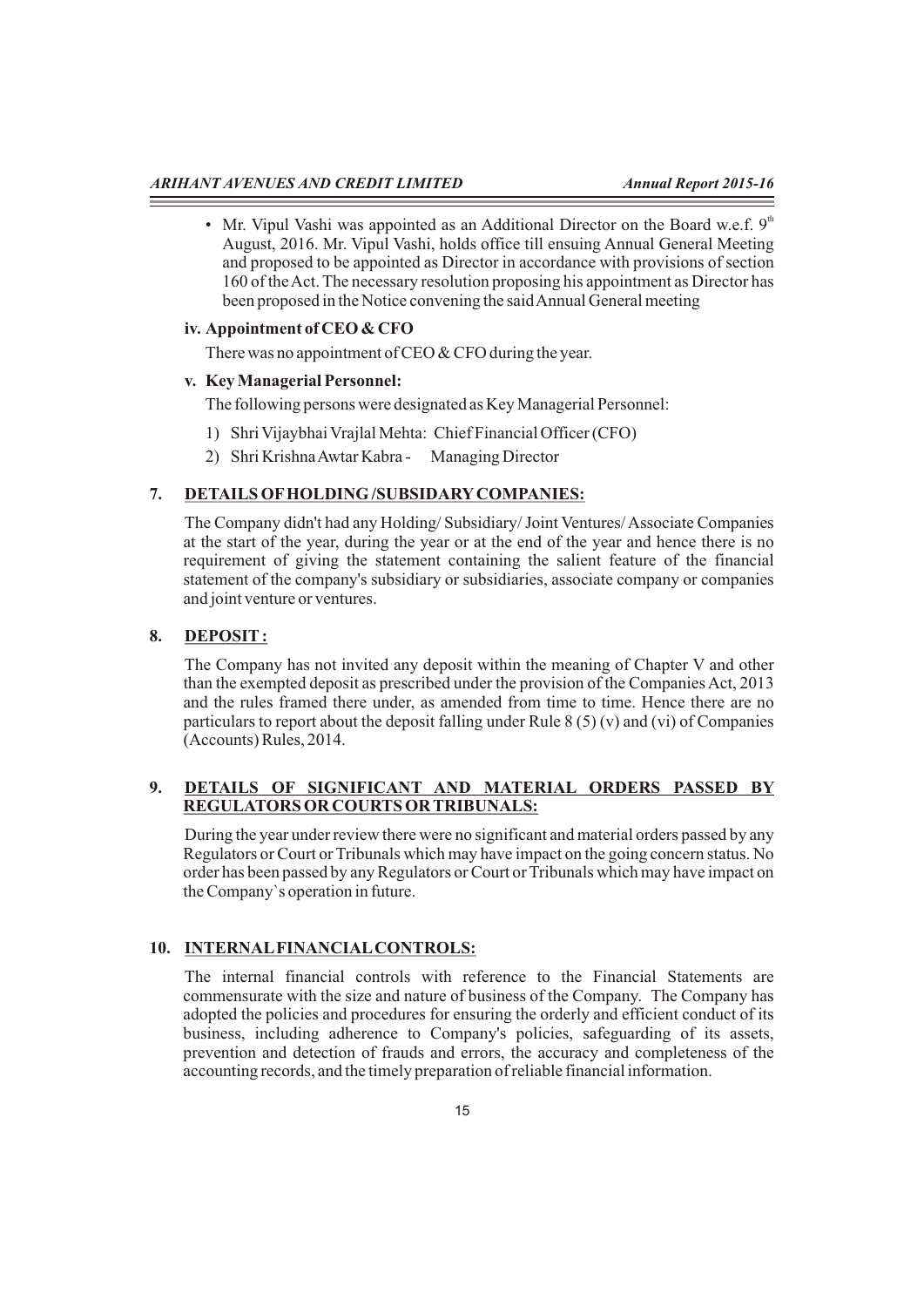- Mr. Vipul Vashi was appointed as an Additional Director on the Board w.e.f. 9th August, 2016. Mr. Vipul Vashi, holds office till ensuing Annual General Meeting and proposed to be appointed as Director in accordance with provisions of section 160 of the Act. The necessary resolution proposing his appointment as Director has been proposed in the Notice convening the said Annual General meeting

**iv. Appointment of CEO & CFO**

There was no appointment of CEO & CFO during the year.

**v. Key Managerial Personnel:**

The following persons were designated as Key Managerial Personnel:

1) Shri Vijaybhai Vrajlal Mehta: Chief Financial Officer (CFO)
2) Shri Krishna Awtar Kabra - Managing Director

## 7. DETAILS OF HOLDING /SUBSIDARY COMPANIES:

The Company didn't had any Holding/ Subsidiary/ Joint Ventures/ Associate Companies at the start of the year, during the year or at the end of the year and hence there is no requirement of giving the statement containing the salient feature of the financial statement of the company's subsidiary or subsidiaries, associate company or companies and joint venture or ventures.

## 8. DEPOSIT :

The Company has not invited any deposit within the meaning of Chapter V and other than the exempted deposit as prescribed under the provision of the Companies Act, 2013 and the rules framed there under, as amended from time to time. Hence there are no particulars to report about the deposit falling under Rule 8 (5) (v) and (vi) of Companies (Accounts) Rules, 2014.

## 9. DETAILS OF SIGNIFICANT AND MATERIAL ORDERS PASSED BY REGULATORS OR COURTS OR TRIBUNALS:

During the year under review there were no significant and material orders passed by any Regulators or Court or Tribunals which may have impact on the going concern status. No order has been passed by any Regulators or Court or Tribunals which may have impact on the Company`s operation in future.

## 10. INTERNAL FINANCIAL CONTROLS:

The internal financial controls with reference to the Financial Statements are commensurate with the size and nature of business of the Company. The Company has adopted the policies and procedures for ensuring the orderly and efficient conduct of its business, including adherence to Company's policies, safeguarding of its assets, prevention and detection of frauds and errors, the accuracy and completeness of the accounting records, and the timely preparation of reliable financial information.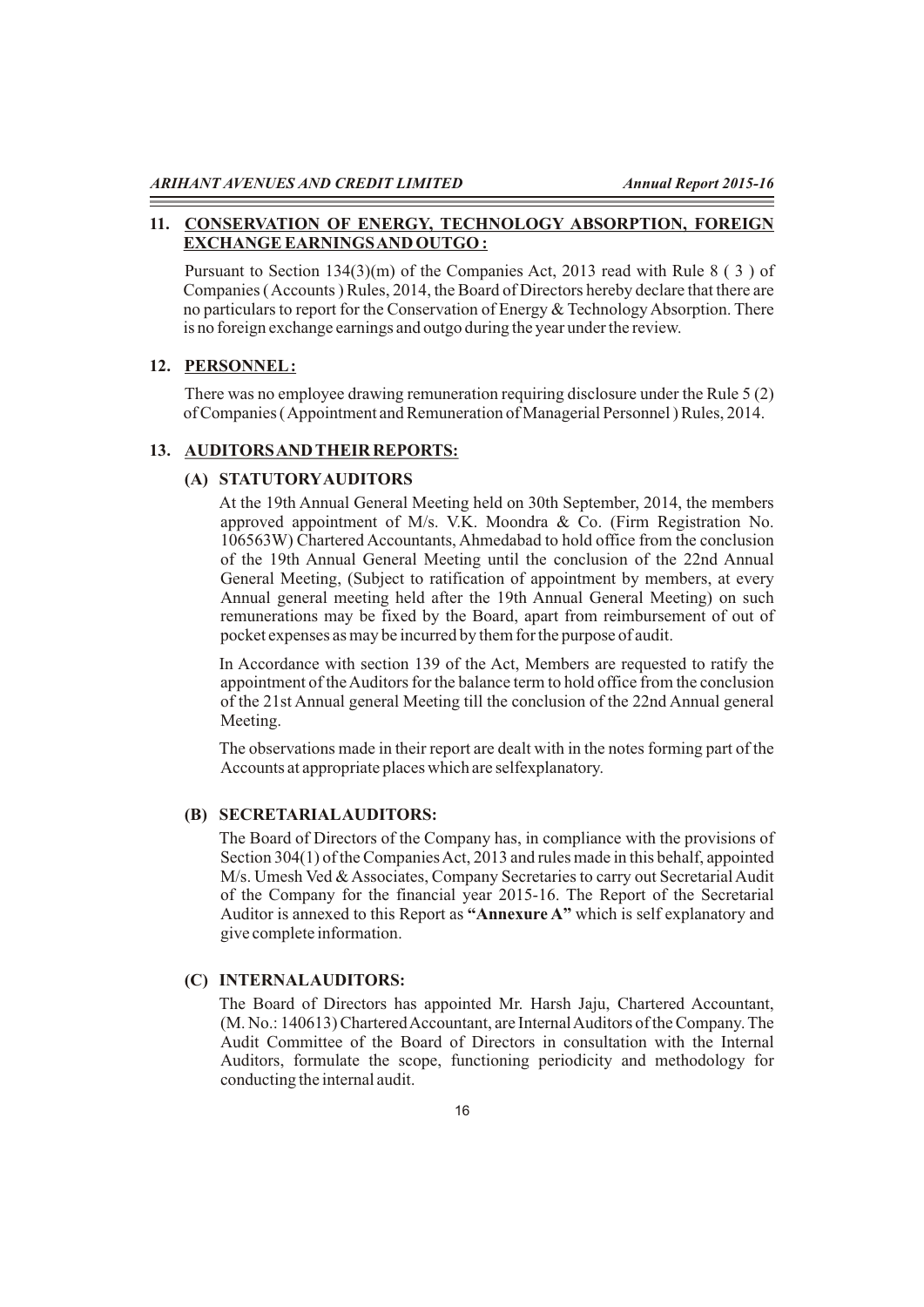## 11. CONSERVATION OF ENERGY, TECHNOLOGY ABSORPTION, FOREIGN EXCHANGE EARNINGS AND OUTGO :

Pursuant to Section 134(3)(m) of the Companies Act, 2013 read with Rule 8 ( 3 ) of Companies ( Accounts ) Rules, 2014, the Board of Directors hereby declare that there are no particulars to report for the Conservation of Energy & Technology Absorption. There is no foreign exchange earnings and outgo during the year under the review.

## 12. PERSONNEL :

There was no employee drawing remuneration requiring disclosure under the Rule 5 (2) of Companies ( Appointment and Remuneration of Managerial Personnel ) Rules, 2014.

## 13. AUDITORS AND THEIR REPORTS:

### (A) STATUTORY AUDITORS

At the 19th Annual General Meeting held on 30th September, 2014, the members approved appointment of M/s. V.K. Moondra & Co. (Firm Registration No. 106563W) Chartered Accountants, Ahmedabad to hold office from the conclusion of the 19th Annual General Meeting until the conclusion of the 22nd Annual General Meeting, (Subject to ratification of appointment by members, at every Annual general meeting held after the 19th Annual General Meeting) on such remunerations may be fixed by the Board, apart from reimbursement of out of pocket expenses as may be incurred by them for the purpose of audit.

In Accordance with section 139 of the Act, Members are requested to ratify the appointment of the Auditors for the balance term to hold office from the conclusion of the 21st Annual general Meeting till the conclusion of the 22nd Annual general Meeting.

The observations made in their report are dealt with in the notes forming part of the Accounts at appropriate places which are selfexplanatory.

### (B) SECRETARIAL AUDITORS:

The Board of Directors of the Company has, in compliance with the provisions of Section 304(1) of the Companies Act, 2013 and rules made in this behalf, appointed M/s. Umesh Ved & Associates, Company Secretaries to carry out Secretarial Audit of the Company for the financial year 2015-16. The Report of the Secretarial Auditor is annexed to this Report as **"Annexure A"** which is self explanatory and give complete information.

### (C) INTERNAL AUDITORS:

The Board of Directors has appointed Mr. Harsh Jaju, Chartered Accountant, (M. No.: 140613) Chartered Accountant, are Internal Auditors of the Company. The Audit Committee of the Board of Directors in consultation with the Internal Auditors, formulate the scope, functioning periodicity and methodology for conducting the internal audit.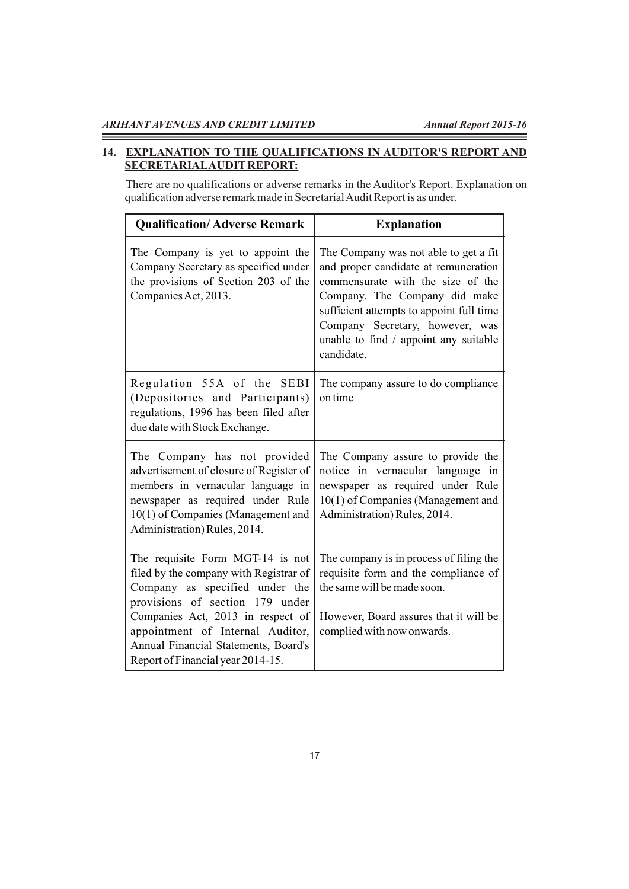## 14. EXPLANATION TO THE QUALIFICATIONS IN AUDITOR'S REPORT AND SECRETARIALAUDIT REPORT:

There are no qualifications or adverse remarks in the Auditor's Report. Explanation on qualification adverse remark made in Secretarial Audit Report is as under.

| Qualification/ Adverse Remark | Explanation |
|---|---|
| The Company is yet to appoint the Company Secretary as specified under the provisions of Section 203 of the Companies Act, 2013. | The Company was not able to get a fit and proper candidate at remuneration commensurate with the size of the Company. The Company did make sufficient attempts to appoint full time Company Secretary, however, was unable to find / appoint any suitable candidate. |
| Regulation 55A of the SEBI (Depositories and Participants) regulations, 1996 has been filed after due date with Stock Exchange. | The company assure to do compliance on time |
| The Company has not provided advertisement of closure of Register of members in vernacular language in newspaper as required under Rule 10(1) of Companies (Management and Administration) Rules, 2014. | The Company assure to provide the notice in vernacular language in newspaper as required under Rule 10(1) of Companies (Management and Administration) Rules, 2014. |
| The requisite Form MGT-14 is not filed by the company with Registrar of Company as specified under the provisions of section 179 under Companies Act, 2013 in respect of appointment of Internal Auditor, Annual Financial Statements, Board's Report of Financial year 2014-15. | The company is in process of filing the requisite form and the compliance of the same will be made soon.<br><br>However, Board assures that it will be complied with now onwards. |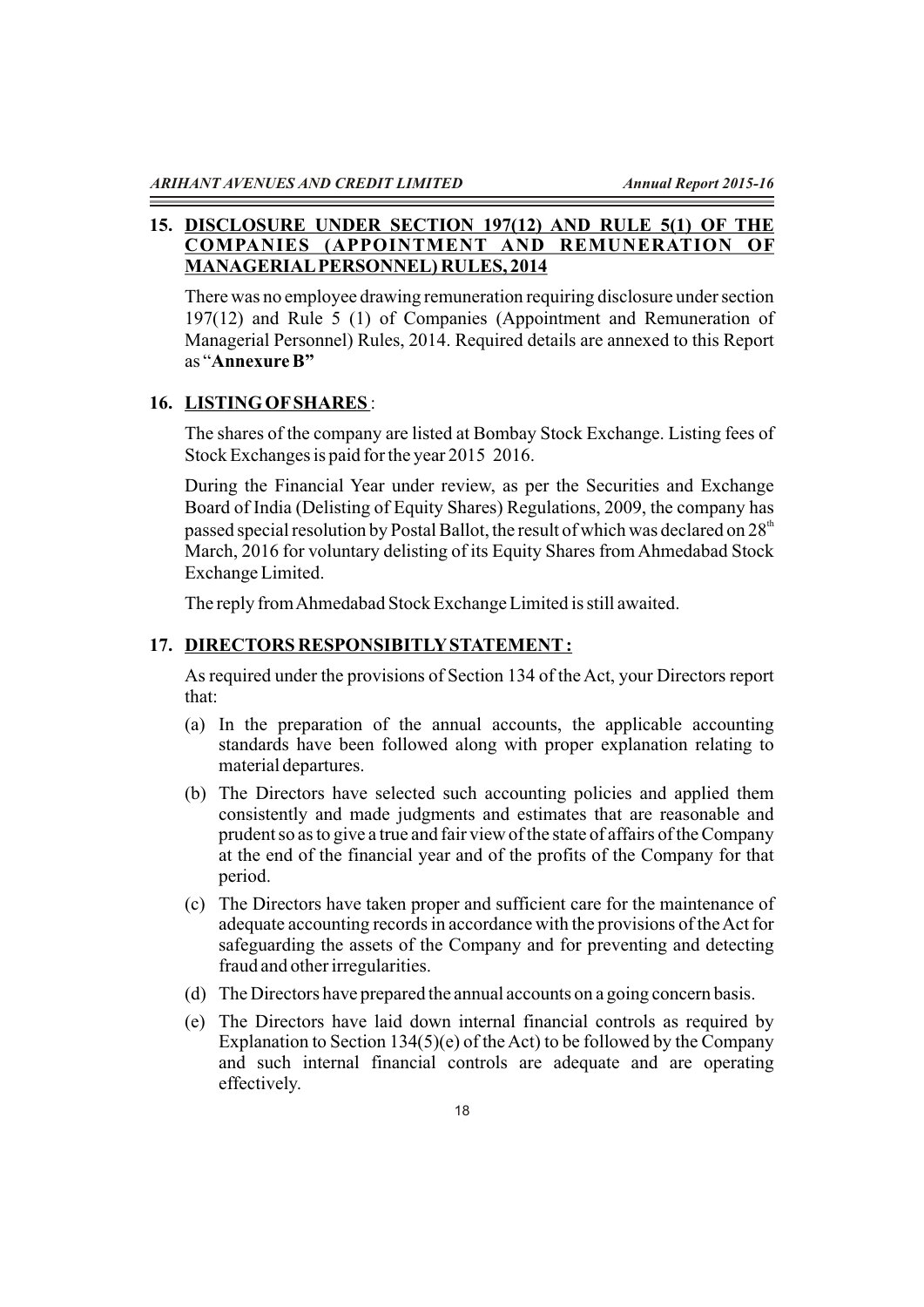## 15. DISCLOSURE UNDER SECTION 197(12) AND RULE 5(1) OF THE COMPANIES (APPOINTMENT AND REMUNERATION OF MANAGERIAL PERSONNEL) RULES, 2014

There was no employee drawing remuneration requiring disclosure under section 197(12) and Rule 5 (1) of Companies (Appointment and Remuneration of Managerial Personnel) Rules, 2014. Required details are annexed to this Report as "**Annexure B"**

## 16. LISTING OF SHARES :

The shares of the company are listed at Bombay Stock Exchange. Listing fees of Stock Exchanges is paid for the year 2015 2016.

During the Financial Year under review, as per the Securities and Exchange Board of India (Delisting of Equity Shares) Regulations, 2009, the company has passed special resolution by Postal Ballot, the result of which was declared on 28th March, 2016 for voluntary delisting of its Equity Shares from Ahmedabad Stock Exchange Limited.

The reply from Ahmedabad Stock Exchange Limited is still awaited.

## 17. DIRECTORS RESPONSIBITLY STATEMENT :

As required under the provisions of Section 134 of the Act, your Directors report that:

(a) In the preparation of the annual accounts, the applicable accounting standards have been followed along with proper explanation relating to material departures.

(b) The Directors have selected such accounting policies and applied them consistently and made judgments and estimates that are reasonable and prudent so as to give a true and fair view of the state of affairs of the Company at the end of the financial year and of the profits of the Company for that period.

(c) The Directors have taken proper and sufficient care for the maintenance of adequate accounting records in accordance with the provisions of the Act for safeguarding the assets of the Company and for preventing and detecting fraud and other irregularities.

(d) The Directors have prepared the annual accounts on a going concern basis.

(e) The Directors have laid down internal financial controls as required by Explanation to Section 134(5)(e) of the Act) to be followed by the Company and such internal financial controls are adequate and are operating effectively.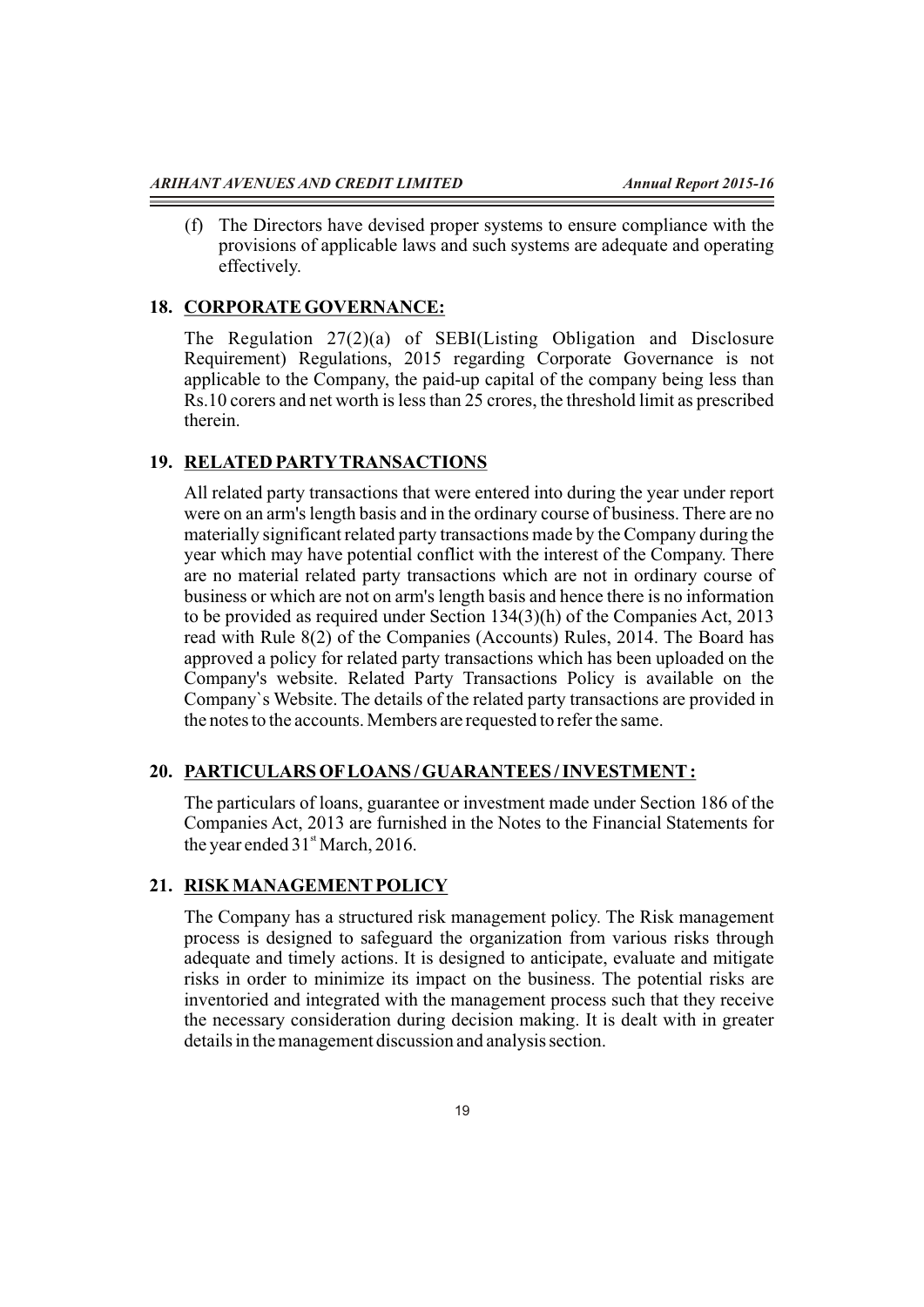(f) The Directors have devised proper systems to ensure compliance with the provisions of applicable laws and such systems are adequate and operating effectively.

## 18. CORPORATE GOVERNANCE:

The Regulation 27(2)(a) of SEBI(Listing Obligation and Disclosure Requirement) Regulations, 2015 regarding Corporate Governance is not applicable to the Company, the paid-up capital of the company being less than Rs.10 corers and net worth is less than 25 crores, the threshold limit as prescribed therein.

## 19. RELATED PARTY TRANSACTIONS

All related party transactions that were entered into during the year under report were on an arm's length basis and in the ordinary course of business. There are no materially significant related party transactions made by the Company during the year which may have potential conflict with the interest of the Company. There are no material related party transactions which are not in ordinary course of business or which are not on arm's length basis and hence there is no information to be provided as required under Section 134(3)(h) of the Companies Act, 2013 read with Rule 8(2) of the Companies (Accounts) Rules, 2014. The Board has approved a policy for related party transactions which has been uploaded on the Company's website. Related Party Transactions Policy is available on the Company`s Website. The details of the related party transactions are provided in the notes to the accounts. Members are requested to refer the same.

## 20. PARTICULARS OF LOANS / GUARANTEES / INVESTMENT :

The particulars of loans, guarantee or investment made under Section 186 of the Companies Act, 2013 are furnished in the Notes to the Financial Statements for the year ended 31st March, 2016.

## 21. RISK MANAGEMENT POLICY

The Company has a structured risk management policy. The Risk management process is designed to safeguard the organization from various risks through adequate and timely actions. It is designed to anticipate, evaluate and mitigate risks in order to minimize its impact on the business. The potential risks are inventoried and integrated with the management process such that they receive the necessary consideration during decision making. It is dealt with in greater details in the management discussion and analysis section.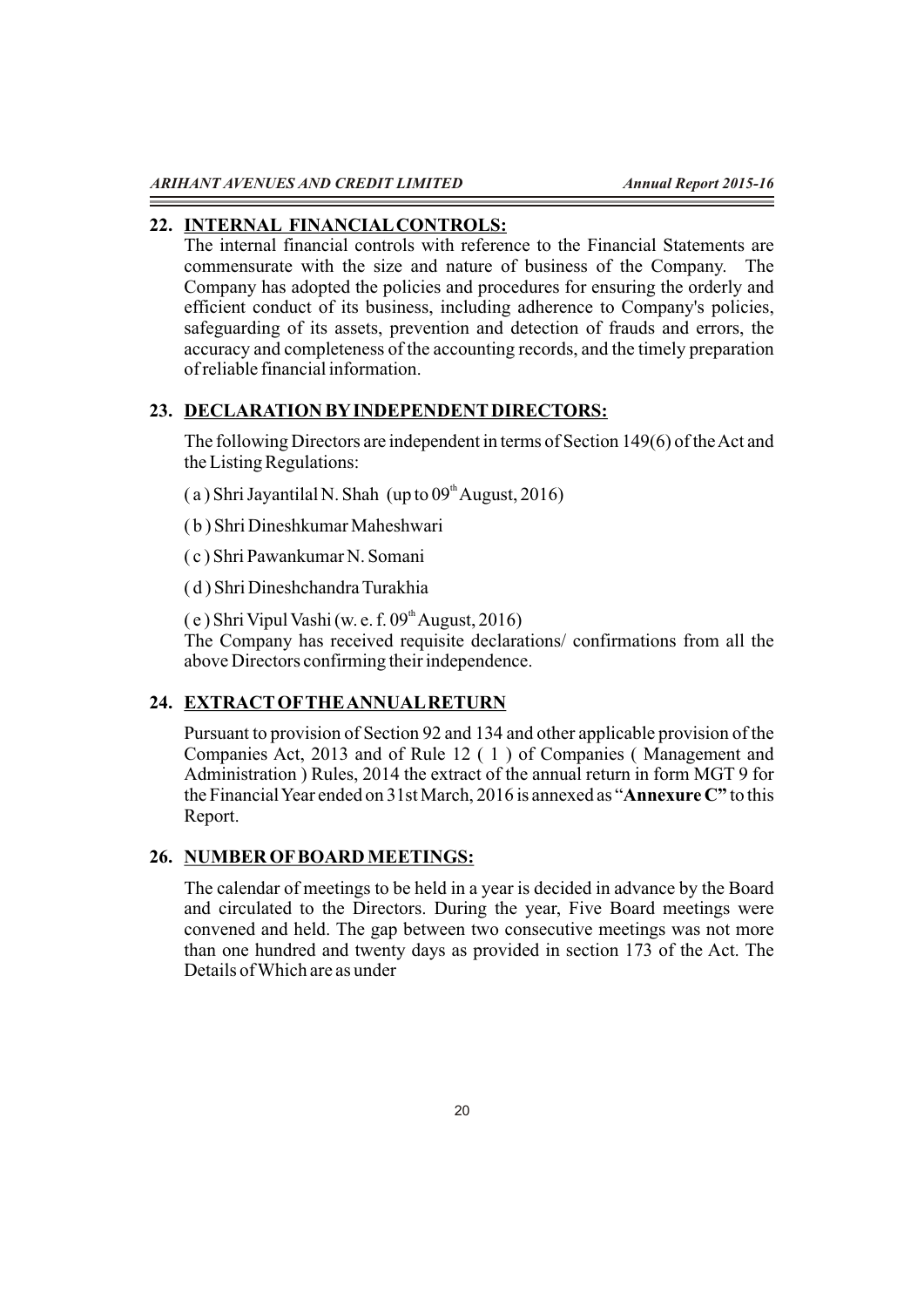## 22. INTERNAL FINANCIAL CONTROLS:

The internal financial controls with reference to the Financial Statements are commensurate with the size and nature of business of the Company. The Company has adopted the policies and procedures for ensuring the orderly and efficient conduct of its business, including adherence to Company's policies, safeguarding of its assets, prevention and detection of frauds and errors, the accuracy and completeness of the accounting records, and the timely preparation of reliable financial information.

## 23. DECLARATION BY INDEPENDENT DIRECTORS:

The following Directors are independent in terms of Section 149(6) of the Act and the Listing Regulations:

( a ) Shri Jayantilal N. Shah (up to 09th August, 2016)

( b ) Shri Dineshkumar Maheshwari

( c ) Shri Pawankumar N. Somani

( d ) Shri Dineshchandra Turakhia

( e ) Shri Vipul Vashi (w. e. f. 09th August, 2016)

The Company has received requisite declarations/ confirmations from all the above Directors confirming their independence.

## 24. EXTRACT OF THE ANNUAL RETURN

Pursuant to provision of Section 92 and 134 and other applicable provision of the Companies Act, 2013 and of Rule 12 ( 1 ) of Companies ( Management and Administration ) Rules, 2014 the extract of the annual return in form MGT 9 for the Financial Year ended on 31st March, 2016 is annexed as "**Annexure C"** to this Report.

## 26. NUMBER OF BOARD MEETINGS:

The calendar of meetings to be held in a year is decided in advance by the Board and circulated to the Directors. During the year, Five Board meetings were convened and held. The gap between two consecutive meetings was not more than one hundred and twenty days as provided in section 173 of the Act. The Details of Which are as under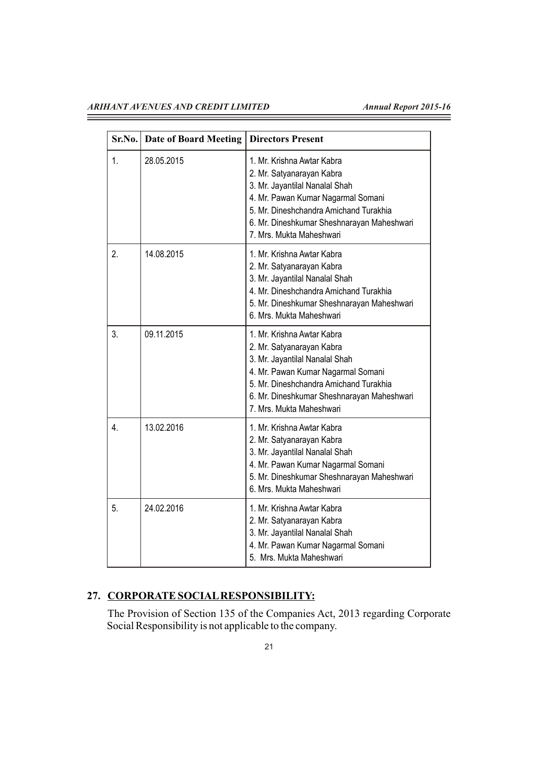| Sr.No. | Date of Board Meeting | Directors Present |
|---|---|---|
| 1. | 28.05.2015 | 1. Mr. Krishna Awtar Kabra<br>2. Mr. Satyanarayan Kabra<br>3. Mr. Jayantilal Nanalal Shah<br>4. Mr. Pawan Kumar Nagarmal Somani<br>5. Mr. Dineshchandra Amichand Turakhia<br>6. Mr. Dineshkumar Sheshnarayan Maheshwari<br>7. Mrs. Mukta Maheshwari |
| 2. | 14.08.2015 | 1. Mr. Krishna Awtar Kabra<br>2. Mr. Satyanarayan Kabra<br>3. Mr. Jayantilal Nanalal Shah<br>4. Mr. Dineshchandra Amichand Turakhia<br>5. Mr. Dineshkumar Sheshnarayan Maheshwari<br>6. Mrs. Mukta Maheshwari |
| 3. | 09.11.2015 | 1. Mr. Krishna Awtar Kabra<br>2. Mr. Satyanarayan Kabra<br>3. Mr. Jayantilal Nanalal Shah<br>4. Mr. Pawan Kumar Nagarmal Somani<br>5. Mr. Dineshchandra Amichand Turakhia<br>6. Mr. Dineshkumar Sheshnarayan Maheshwari<br>7. Mrs. Mukta Maheshwari |
| 4. | 13.02.2016 | 1. Mr. Krishna Awtar Kabra<br>2. Mr. Satyanarayan Kabra<br>3. Mr. Jayantilal Nanalal Shah<br>4. Mr. Pawan Kumar Nagarmal Somani<br>5. Mr. Dineshkumar Sheshnarayan Maheshwari<br>6. Mrs. Mukta Maheshwari |
| 5. | 24.02.2016 | 1. Mr. Krishna Awtar Kabra<br>2. Mr. Satyanarayan Kabra<br>3. Mr. Jayantilal Nanalal Shah<br>4. Mr. Pawan Kumar Nagarmal Somani<br>5. Mrs. Mukta Maheshwari |

## 27. CORPORATE SOCIAL RESPONSIBILITY:

The Provision of Section 135 of the Companies Act, 2013 regarding Corporate Social Responsibility is not applicable to the company.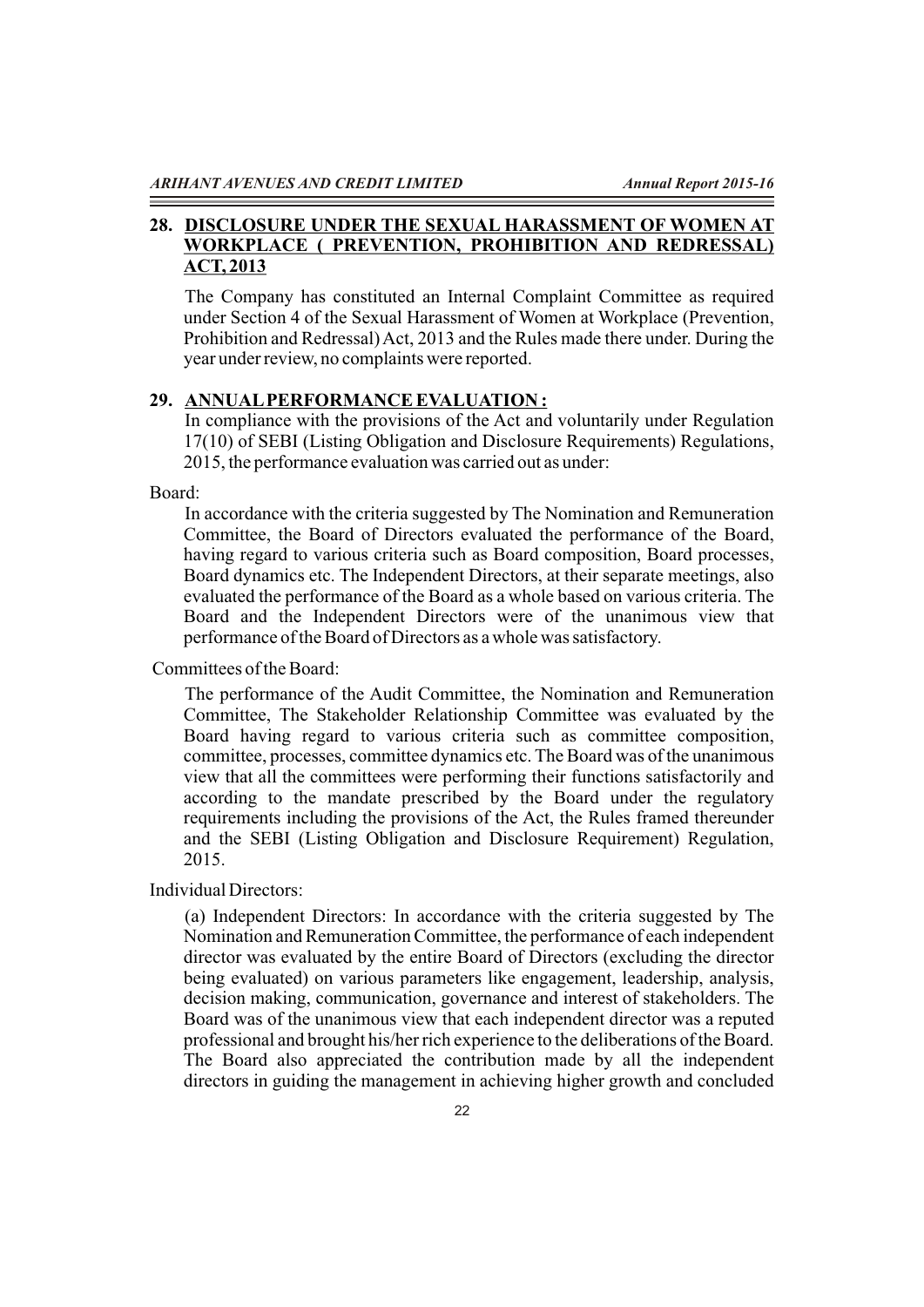## 28. DISCLOSURE UNDER THE SEXUAL HARASSMENT OF WOMEN AT WORKPLACE ( PREVENTION, PROHIBITION AND REDRESSAL) ACT, 2013

The Company has constituted an Internal Complaint Committee as required under Section 4 of the Sexual Harassment of Women at Workplace (Prevention, Prohibition and Redressal) Act, 2013 and the Rules made there under. During the year under review, no complaints were reported.

## 29. ANNUAL PERFORMANCE EVALUATION :

In compliance with the provisions of the Act and voluntarily under Regulation 17(10) of SEBI (Listing Obligation and Disclosure Requirements) Regulations, 2015, the performance evaluation was carried out as under:

Board:

In accordance with the criteria suggested by The Nomination and Remuneration Committee, the Board of Directors evaluated the performance of the Board, having regard to various criteria such as Board composition, Board processes, Board dynamics etc. The Independent Directors, at their separate meetings, also evaluated the performance of the Board as a whole based on various criteria. The Board and the Independent Directors were of the unanimous view that performance of the Board of Directors as a whole was satisfactory.

Committees of the Board:

The performance of the Audit Committee, the Nomination and Remuneration Committee, The Stakeholder Relationship Committee was evaluated by the Board having regard to various criteria such as committee composition, committee, processes, committee dynamics etc. The Board was of the unanimous view that all the committees were performing their functions satisfactorily and according to the mandate prescribed by the Board under the regulatory requirements including the provisions of the Act, the Rules framed thereunder and the SEBI (Listing Obligation and Disclosure Requirement) Regulation, 2015.

Individual Directors:

(a) Independent Directors: In accordance with the criteria suggested by The Nomination and Remuneration Committee, the performance of each independent director was evaluated by the entire Board of Directors (excluding the director being evaluated) on various parameters like engagement, leadership, analysis, decision making, communication, governance and interest of stakeholders. The Board was of the unanimous view that each independent director was a reputed professional and brought his/her rich experience to the deliberations of the Board. The Board also appreciated the contribution made by all the independent directors in guiding the management in achieving higher growth and concluded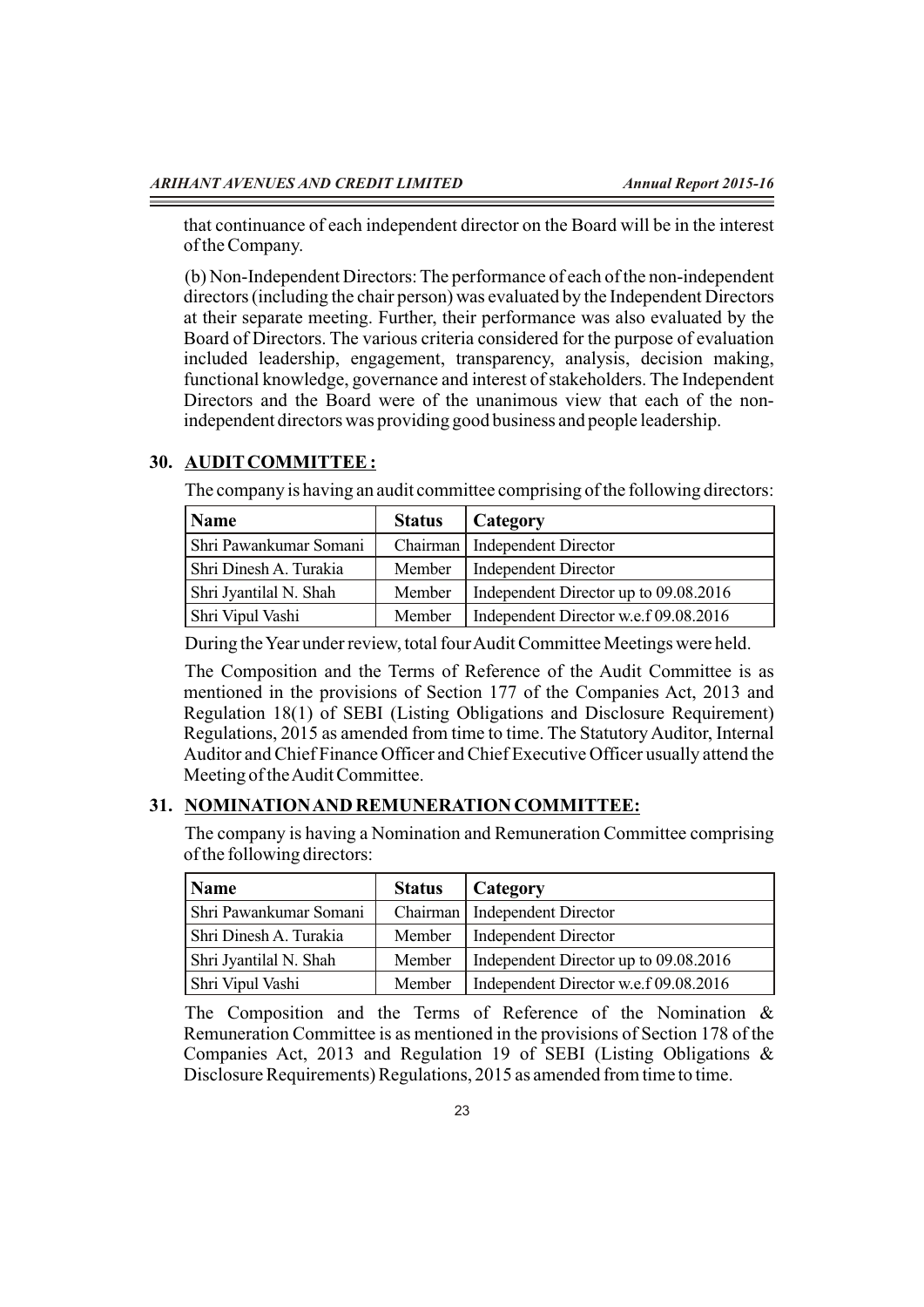that continuance of each independent director on the Board will be in the interest of the Company.

(b) Non-Independent Directors: The performance of each of the non-independent directors (including the chair person) was evaluated by the Independent Directors at their separate meeting. Further, their performance was also evaluated by the Board of Directors. The various criteria considered for the purpose of evaluation included leadership, engagement, transparency, analysis, decision making, functional knowledge, governance and interest of stakeholders. The Independent Directors and the Board were of the unanimous view that each of the non-independent directors was providing good business and people leadership.

## 30. AUDIT COMMITTEE :

The company is having an audit committee comprising of the following directors:

| Name | Status | Category |
|---|---|---|
| Shri Pawankumar Somani | Chairman | Independent Director |
| Shri Dinesh A. Turakia | Member | Independent Director |
| Shri Jyantilal N. Shah | Member | Independent Director up to 09.08.2016 |
| Shri Vipul Vashi | Member | Independent Director w.e.f 09.08.2016 |

During the Year under review, total four Audit Committee Meetings were held.

The Composition and the Terms of Reference of the Audit Committee is as mentioned in the provisions of Section 177 of the Companies Act, 2013 and Regulation 18(1) of SEBI (Listing Obligations and Disclosure Requirement) Regulations, 2015 as amended from time to time. The Statutory Auditor, Internal Auditor and Chief Finance Officer and Chief Executive Officer usually attend the Meeting of the Audit Committee.

## 31. NOMINATION AND REMUNERATION COMMITTEE:

The company is having a Nomination and Remuneration Committee comprising of the following directors:

| Name | Status | Category |
|---|---|---|
| Shri Pawankumar Somani | Chairman | Independent Director |
| Shri Dinesh A. Turakia | Member | Independent Director |
| Shri Jyantilal N. Shah | Member | Independent Director up to 09.08.2016 |
| Shri Vipul Vashi | Member | Independent Director w.e.f 09.08.2016 |

The Composition and the Terms of Reference of the Nomination & Remuneration Committee is as mentioned in the provisions of Section 178 of the Companies Act, 2013 and Regulation 19 of SEBI (Listing Obligations & Disclosure Requirements) Regulations, 2015 as amended from time to time.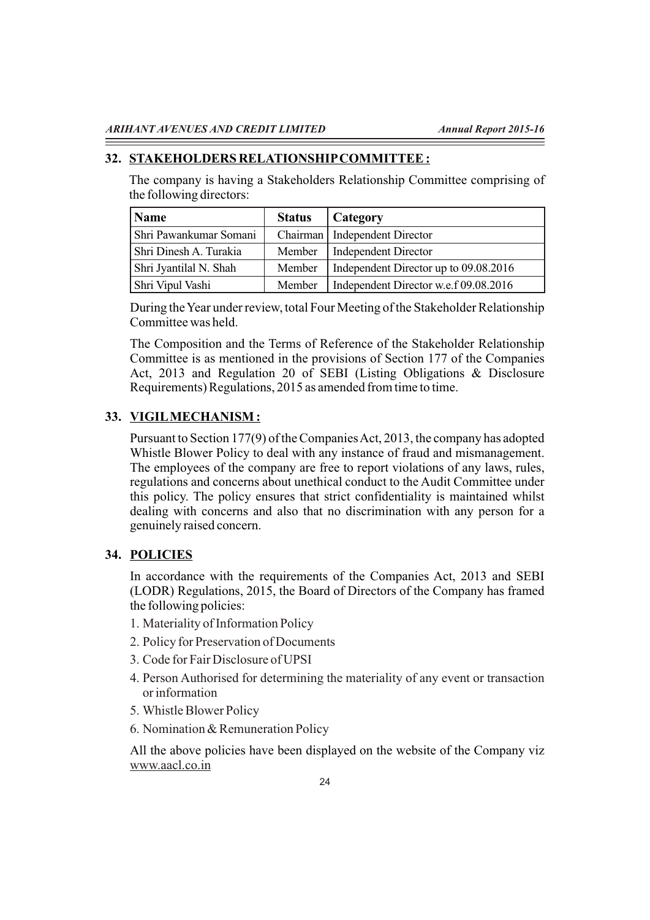## 32. STAKEHOLDERS RELATIONSHIP COMMITTEE :

The company is having a Stakeholders Relationship Committee comprising of the following directors:

| Name | Status | Category |
|---|---|---|
| Shri Pawankumar Somani | Chairman | Independent Director |
| Shri Dinesh A. Turakia | Member | Independent Director |
| Shri Jyantilal N. Shah | Member | Independent Director up to 09.08.2016 |
| Shri Vipul Vashi | Member | Independent Director w.e.f 09.08.2016 |

During the Year under review, total Four Meeting of the Stakeholder Relationship Committee was held.

The Composition and the Terms of Reference of the Stakeholder Relationship Committee is as mentioned in the provisions of Section 177 of the Companies Act, 2013 and Regulation 20 of SEBI (Listing Obligations & Disclosure Requirements) Regulations, 2015 as amended from time to time.

## 33. VIGIL MECHANISM :

Pursuant to Section 177(9) of the Companies Act, 2013, the company has adopted Whistle Blower Policy to deal with any instance of fraud and mismanagement. The employees of the company are free to report violations of any laws, rules, regulations and concerns about unethical conduct to the Audit Committee under this policy. The policy ensures that strict confidentiality is maintained whilst dealing with concerns and also that no discrimination with any person for a genuinely raised concern.

## 34. POLICIES

In accordance with the requirements of the Companies Act, 2013 and SEBI (LODR) Regulations, 2015, the Board of Directors of the Company has framed the following policies:

1. Materiality of Information Policy
2. Policy for Preservation of Documents
3. Code for Fair Disclosure of UPSI
4. Person Authorised for determining the materiality of any event or transaction or information
5. Whistle Blower Policy
6. Nomination & Remuneration Policy

All the above policies have been displayed on the website of the Company viz www.aacl.co.in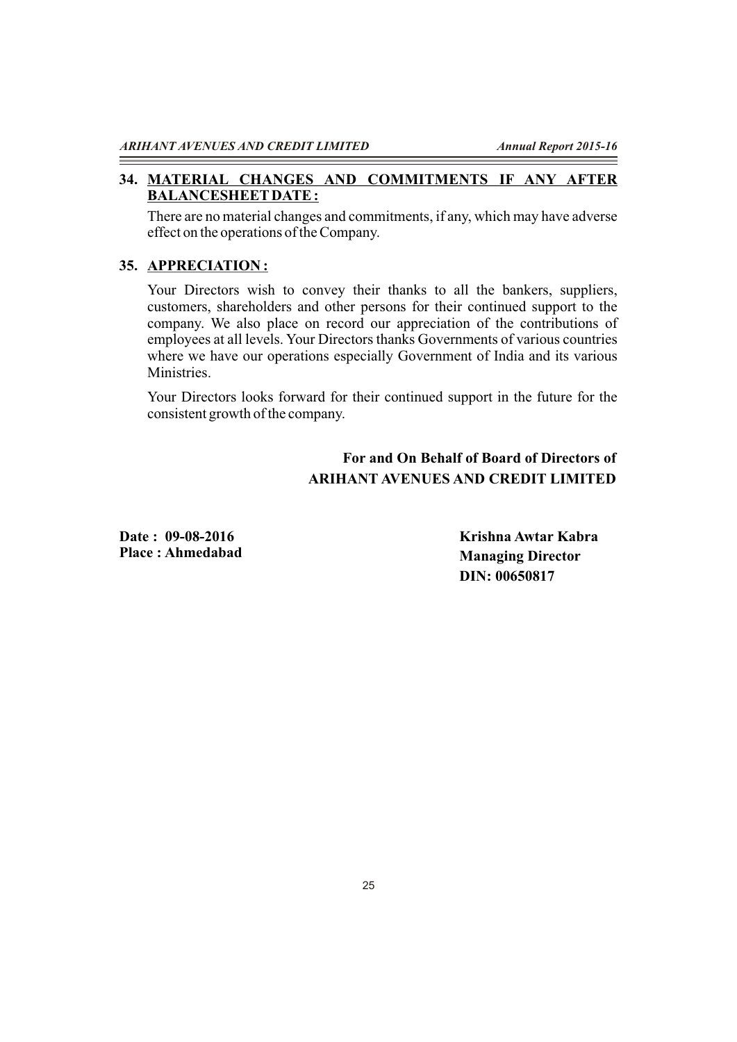## 34. MATERIAL CHANGES AND COMMITMENTS IF ANY AFTER BALANCESHEET DATE :

There are no material changes and commitments, if any, which may have adverse effect on the operations of the Company.

## 35. APPRECIATION :

Your Directors wish to convey their thanks to all the bankers, suppliers, customers, shareholders and other persons for their continued support to the company. We also place on record our appreciation of the contributions of employees at all levels. Your Directors thanks Governments of various countries where we have our operations especially Government of India and its various Ministries.

Your Directors looks forward for their continued support in the future for the consistent growth of the company.

**For and On Behalf of Board of Directors of**
**ARIHANT AVENUES AND CREDIT LIMITED**

**Date : 09-08-2016**
**Place : Ahmedabad**

**Krishna Awtar Kabra**
**Managing Director**
**DIN: 00650817**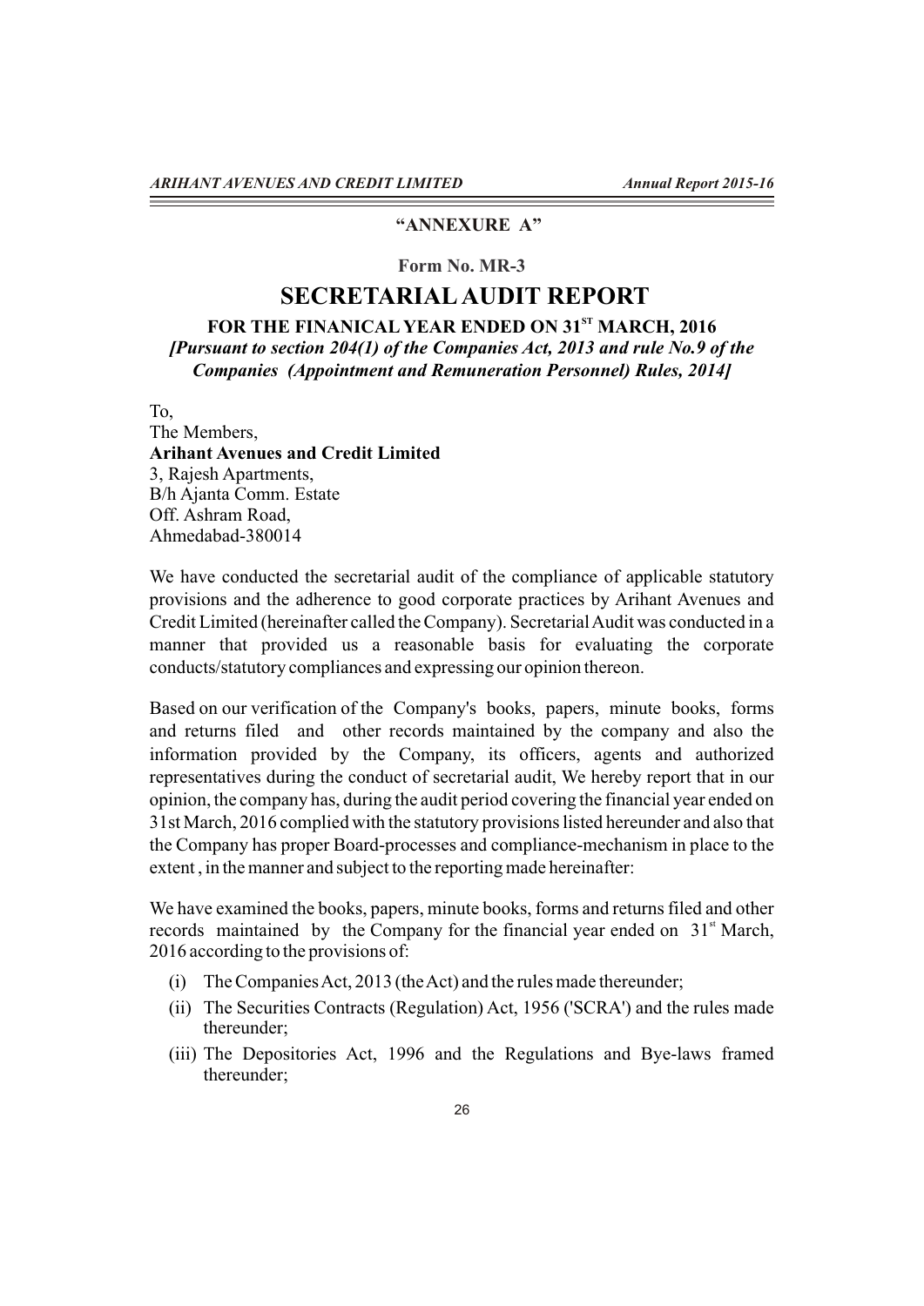**"ANNEXURE A"**

**Form No. MR-3**

# SECRETARIAL AUDIT REPORT

**FOR THE FINANICAL YEAR ENDED ON 31ST MARCH, 2016**

***[Pursuant to section 204(1) of the Companies Act, 2013 and rule No.9 of the Companies (Appointment and Remuneration Personnel) Rules, 2014]***

To,
The Members,
**Arihant Avenues and Credit Limited**
3, Rajesh Apartments,
B/h Ajanta Comm. Estate
Off. Ashram Road,
Ahmedabad-380014

We have conducted the secretarial audit of the compliance of applicable statutory provisions and the adherence to good corporate practices by Arihant Avenues and Credit Limited (hereinafter called the Company). Secretarial Audit was conducted in a manner that provided us a reasonable basis for evaluating the corporate conducts/statutory compliances and expressing our opinion thereon.

Based on our verification of the Company's books, papers, minute books, forms and returns filed and other records maintained by the company and also the information provided by the Company, its officers, agents and authorized representatives during the conduct of secretarial audit, We hereby report that in our opinion, the company has, during the audit period covering the financial year ended on 31st March, 2016 complied with the statutory provisions listed hereunder and also that the Company has proper Board-processes and compliance-mechanism in place to the extent , in the manner and subject to the reporting made hereinafter:

We have examined the books, papers, minute books, forms and returns filed and other records maintained by the Company for the financial year ended on 31st March, 2016 according to the provisions of:

(i) The Companies Act, 2013 (the Act) and the rules made thereunder;

(ii) The Securities Contracts (Regulation) Act, 1956 ('SCRA') and the rules made thereunder;

(iii) The Depositories Act, 1996 and the Regulations and Bye-laws framed thereunder;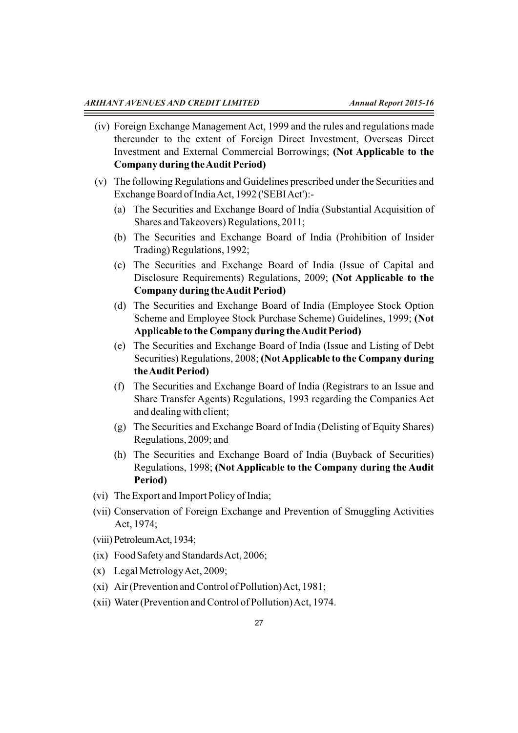(iv) Foreign Exchange Management Act, 1999 and the rules and regulations made thereunder to the extent of Foreign Direct Investment, Overseas Direct Investment and External Commercial Borrowings; **(Not Applicable to the Company during the Audit Period)**

(v) The following Regulations and Guidelines prescribed under the Securities and Exchange Board of India Act, 1992 ('SEBI Act'):-

   (a) The Securities and Exchange Board of India (Substantial Acquisition of Shares and Takeovers) Regulations, 2011;

   (b) The Securities and Exchange Board of India (Prohibition of Insider Trading) Regulations, 1992;

   (c) The Securities and Exchange Board of India (Issue of Capital and Disclosure Requirements) Regulations, 2009; **(Not Applicable to the Company during the Audit Period)**

   (d) The Securities and Exchange Board of India (Employee Stock Option Scheme and Employee Stock Purchase Scheme) Guidelines, 1999; **(Not Applicable to the Company during the Audit Period)**

   (e) The Securities and Exchange Board of India (Issue and Listing of Debt Securities) Regulations, 2008; **(Not Applicable to the Company during the Audit Period)**

   (f) The Securities and Exchange Board of India (Registrars to an Issue and Share Transfer Agents) Regulations, 1993 regarding the Companies Act and dealing with client;

   (g) The Securities and Exchange Board of India (Delisting of Equity Shares) Regulations, 2009; and

   (h) The Securities and Exchange Board of India (Buyback of Securities) Regulations, 1998; **(Not Applicable to the Company during the Audit Period)**

(vi) The Export and Import Policy of India;

(vii) Conservation of Foreign Exchange and Prevention of Smuggling Activities Act, 1974;

(viii) Petroleum Act, 1934;

(ix) Food Safety and Standards Act, 2006;

(x) Legal Metrology Act, 2009;

(xi) Air (Prevention and Control of Pollution) Act, 1981;

(xii) Water (Prevention and Control of Pollution) Act, 1974.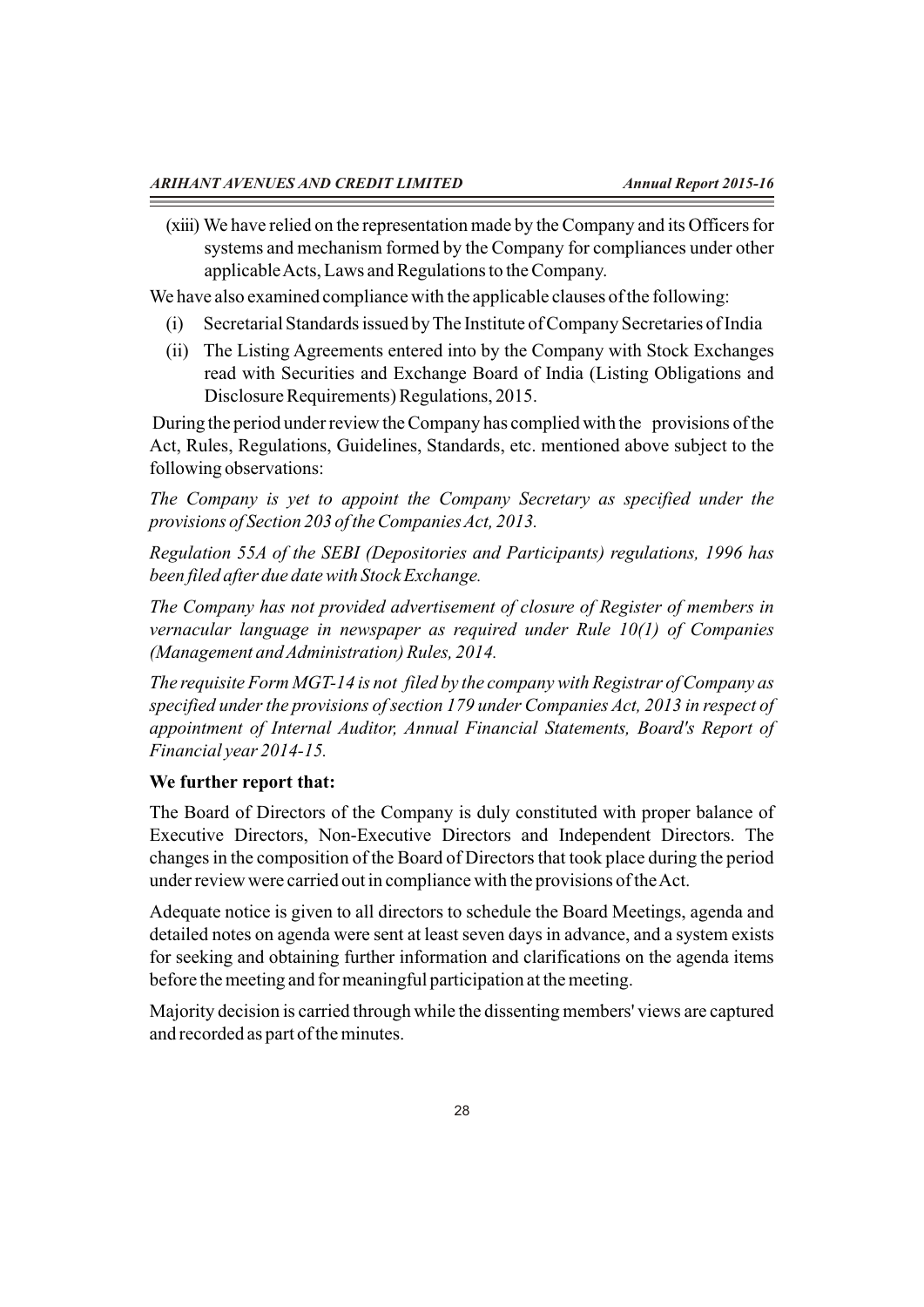(xiii) We have relied on the representation made by the Company and its Officers for systems and mechanism formed by the Company for compliances under other applicable Acts, Laws and Regulations to the Company.

We have also examined compliance with the applicable clauses of the following:

(i) Secretarial Standards issued by The Institute of Company Secretaries of India

(ii) The Listing Agreements entered into by the Company with Stock Exchanges read with Securities and Exchange Board of India (Listing Obligations and Disclosure Requirements) Regulations, 2015.

During the period under review the Company has complied with the provisions of the Act, Rules, Regulations, Guidelines, Standards, etc. mentioned above subject to the following observations:

*The Company is yet to appoint the Company Secretary as specified under the provisions of Section 203 of the Companies Act, 2013.*

*Regulation 55A of the SEBI (Depositories and Participants) regulations, 1996 has been filed after due date with Stock Exchange.*

*The Company has not provided advertisement of closure of Register of members in vernacular language in newspaper as required under Rule 10(1) of Companies (Management and Administration) Rules, 2014.*

*The requisite Form MGT-14 is not filed by the company with Registrar of Company as specified under the provisions of section 179 under Companies Act, 2013 in respect of appointment of Internal Auditor, Annual Financial Statements, Board's Report of Financial year 2014-15.*

**We further report that:**

The Board of Directors of the Company is duly constituted with proper balance of Executive Directors, Non-Executive Directors and Independent Directors. The changes in the composition of the Board of Directors that took place during the period under review were carried out in compliance with the provisions of the Act.

Adequate notice is given to all directors to schedule the Board Meetings, agenda and detailed notes on agenda were sent at least seven days in advance, and a system exists for seeking and obtaining further information and clarifications on the agenda items before the meeting and for meaningful participation at the meeting.

Majority decision is carried through while the dissenting members' views are captured and recorded as part of the minutes.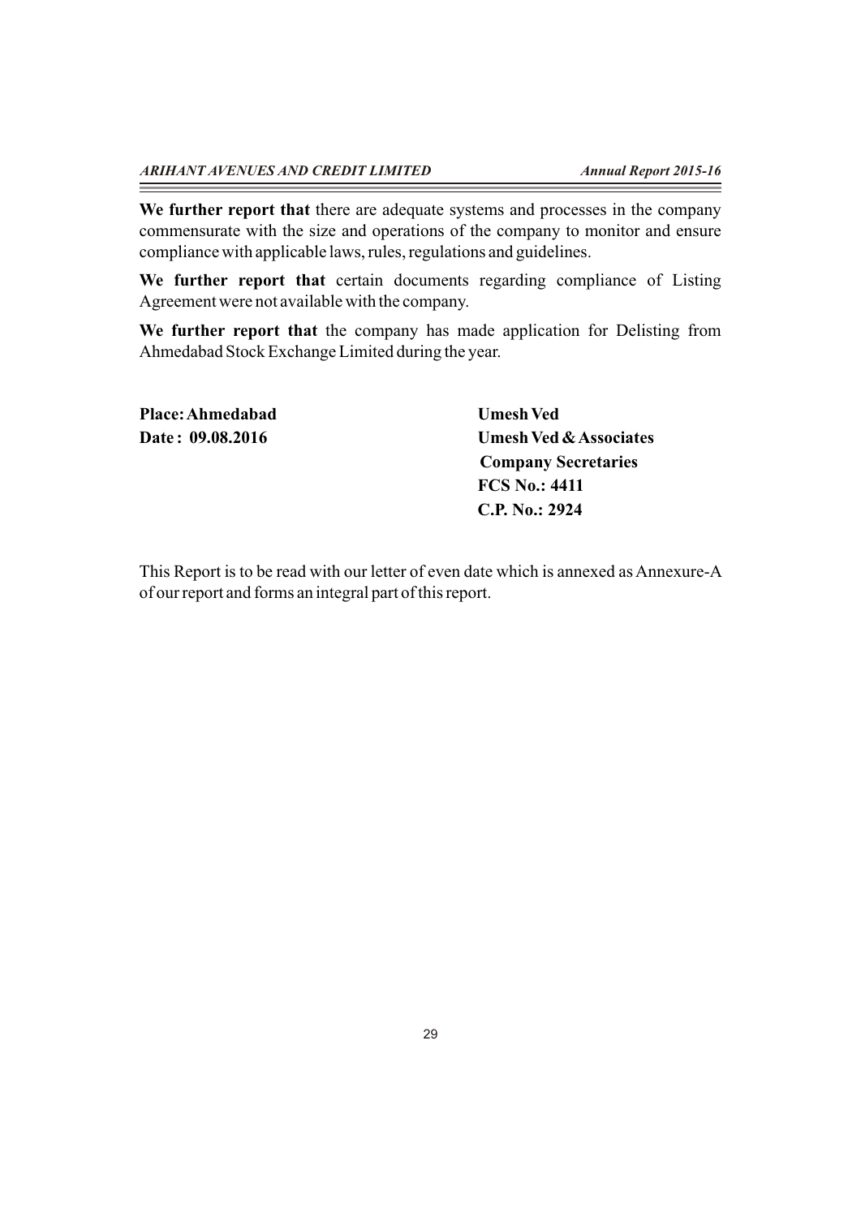**We further report that** there are adequate systems and processes in the company commensurate with the size and operations of the company to monitor and ensure compliance with applicable laws, rules, regulations and guidelines.

**We further report that** certain documents regarding compliance of Listing Agreement were not available with the company.

**We further report that** the company has made application for Delisting from Ahmedabad Stock Exchange Limited during the year.

**Place: Ahmedabad**
**Date : 09.08.2016**

**Umesh Ved**
**Umesh Ved & Associates**
**Company Secretaries**
**FCS No.: 4411**
**C.P. No.: 2924**

This Report is to be read with our letter of even date which is annexed as Annexure-A of our report and forms an integral part of this report.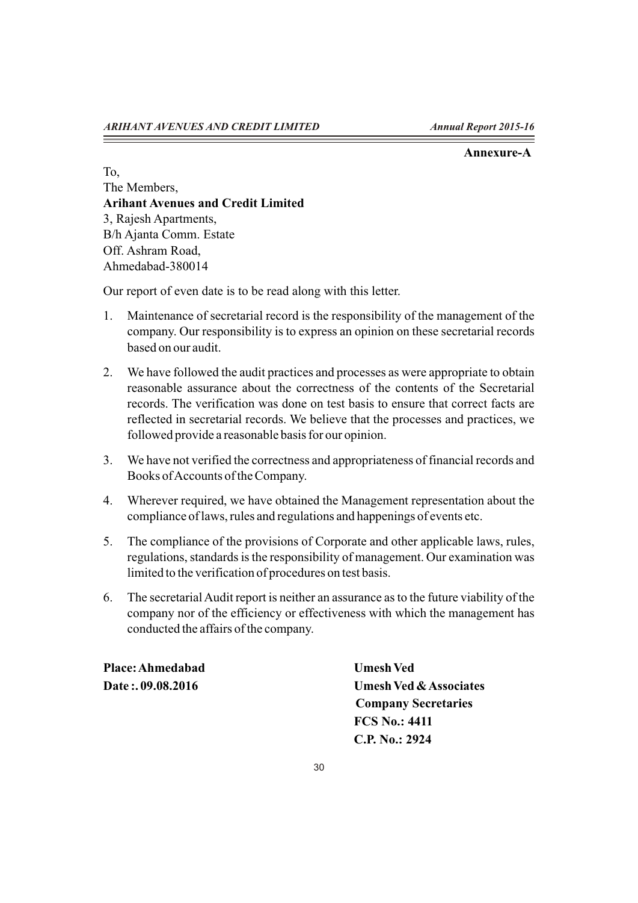**Annexure-A**

To,
The Members,
**Arihant Avenues and Credit Limited**
3, Rajesh Apartments,
B/h Ajanta Comm. Estate
Off. Ashram Road,
Ahmedabad-380014

Our report of even date is to be read along with this letter.

1. Maintenance of secretarial record is the responsibility of the management of the company. Our responsibility is to express an opinion on these secretarial records based on our audit.

2. We have followed the audit practices and processes as were appropriate to obtain reasonable assurance about the correctness of the contents of the Secretarial records. The verification was done on test basis to ensure that correct facts are reflected in secretarial records. We believe that the processes and practices, we followed provide a reasonable basis for our opinion.

3. We have not verified the correctness and appropriateness of financial records and Books of Accounts of the Company.

4. Wherever required, we have obtained the Management representation about the compliance of laws, rules and regulations and happenings of events etc.

5. The compliance of the provisions of Corporate and other applicable laws, rules, regulations, standards is the responsibility of management. Our examination was limited to the verification of procedures on test basis.

6. The secretarial Audit report is neither an assurance as to the future viability of the company nor of the efficiency or effectiveness with which the management has conducted the affairs of the company.

**Place: Ahmedabad**
**Date :. 09.08.2016**

**Umesh Ved**
**Umesh Ved & Associates**
**Company Secretaries**
**FCS No.: 4411**
**C.P. No.: 2924**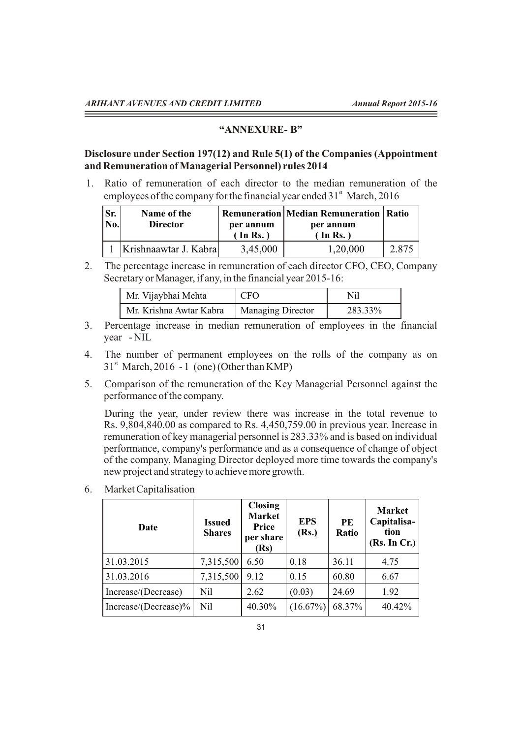## "ANNEXURE- B"

**Disclosure under Section 197(12) and Rule 5(1) of the Companies (Appointment and Remuneration of Managerial Personnel) rules 2014**

1. Ratio of remuneration of each director to the median remuneration of the employees of the company for the financial year ended 31st March, 2016

| Sr. No. | Name of the Director | Remuneration per annum ( In Rs. ) | Median Remuneration per annum ( In Rs. ) | Ratio |
|---|---|---|---|---|
| 1 | Krishnaawtar J. Kabra | 3,45,000 | 1,20,000 | 2.875 |

2. The percentage increase in remuneration of each director CFO, CEO, Company Secretary or Manager, if any, in the financial year 2015-16:

| Mr. Vijaybhai Mehta | CFO | Nil |
|---|---|---|
| Mr. Krishna Awtar Kabra | Managing Director | 283.33% |

3. Percentage increase in median remuneration of employees in the financial year - NIL

4. The number of permanent employees on the rolls of the company as on 31st March, 2016 - 1 (one) (Other than KMP)

5. Comparison of the remuneration of the Key Managerial Personnel against the performance of the company.

   During the year, under review there was increase in the total revenue to Rs. 9,804,840.00 as compared to Rs. 4,450,759.00 in previous year. Increase in remuneration of key managerial personnel is 283.33% and is based on individual performance, company's performance and as a consequence of change of object of the company, Managing Director deployed more time towards the company's new project and strategy to achieve more growth.

6. Market Capitalisation

| Date | Issued Shares | Closing Market Price per share (Rs) | EPS (Rs.) | PE Ratio | Market Capitalisa-tion (Rs. In Cr.) |
|---|---|---|---|---|---|
| 31.03.2015 | 7,315,500 | 6.50 | 0.18 | 36.11 | 4.75 |
| 31.03.2016 | 7,315,500 | 9.12 | 0.15 | 60.80 | 6.67 |
| Increase/(Decrease) | Nil | 2.62 | (0.03) | 24.69 | 1.92 |
| Increase/(Decrease)% | Nil | 40.30% | (16.67%) | 68.37% | 40.42% |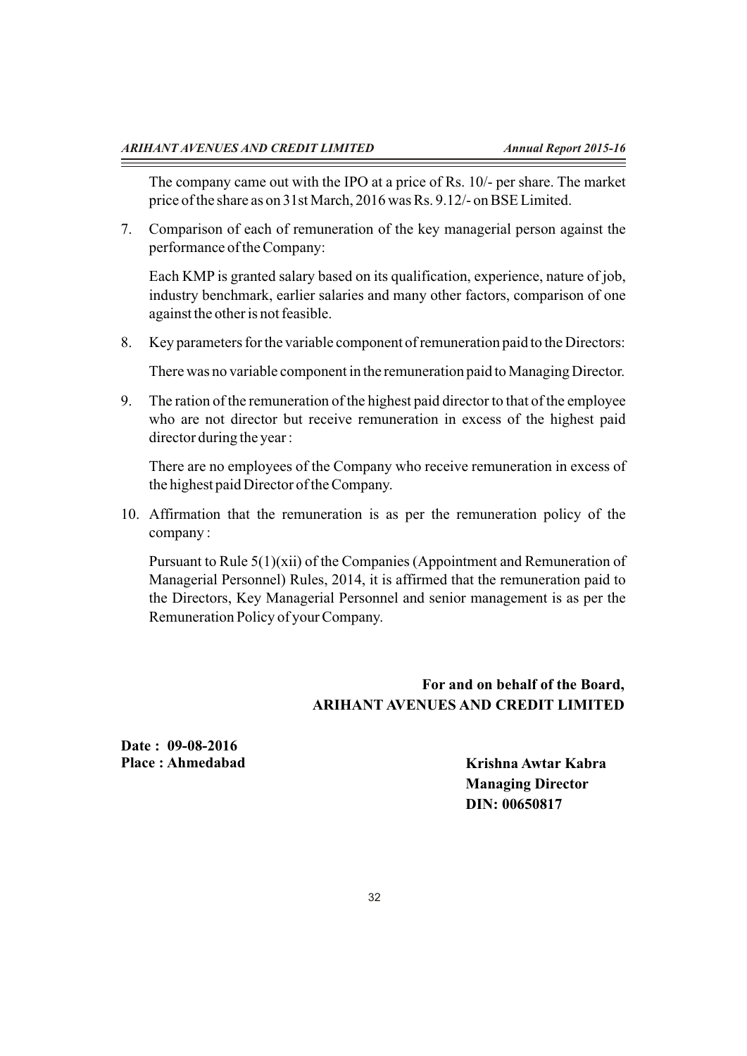The company came out with the IPO at a price of Rs. 10/- per share. The market price of the share as on 31st March, 2016 was Rs. 9.12/- on BSE Limited.

7. Comparison of each of remuneration of the key managerial person against the performance of the Company:

   Each KMP is granted salary based on its qualification, experience, nature of job, industry benchmark, earlier salaries and many other factors, comparison of one against the other is not feasible.

8. Key parameters for the variable component of remuneration paid to the Directors:

   There was no variable component in the remuneration paid to Managing Director.

9. The ration of the remuneration of the highest paid director to that of the employee who are not director but receive remuneration in excess of the highest paid director during the year :

   There are no employees of the Company who receive remuneration in excess of the highest paid Director of the Company.

10. Affirmation that the remuneration is as per the remuneration policy of the company :

    Pursuant to Rule 5(1)(xii) of the Companies (Appointment and Remuneration of Managerial Personnel) Rules, 2014, it is affirmed that the remuneration paid to the Directors, Key Managerial Personnel and senior management is as per the Remuneration Policy of your Company.

**For and on behalf of the Board,**
**ARIHANT AVENUES AND CREDIT LIMITED**

**Date : 09-08-2016**
**Place : Ahmedabad**

**Krishna Awtar Kabra**
**Managing Director**
**DIN: 00650817**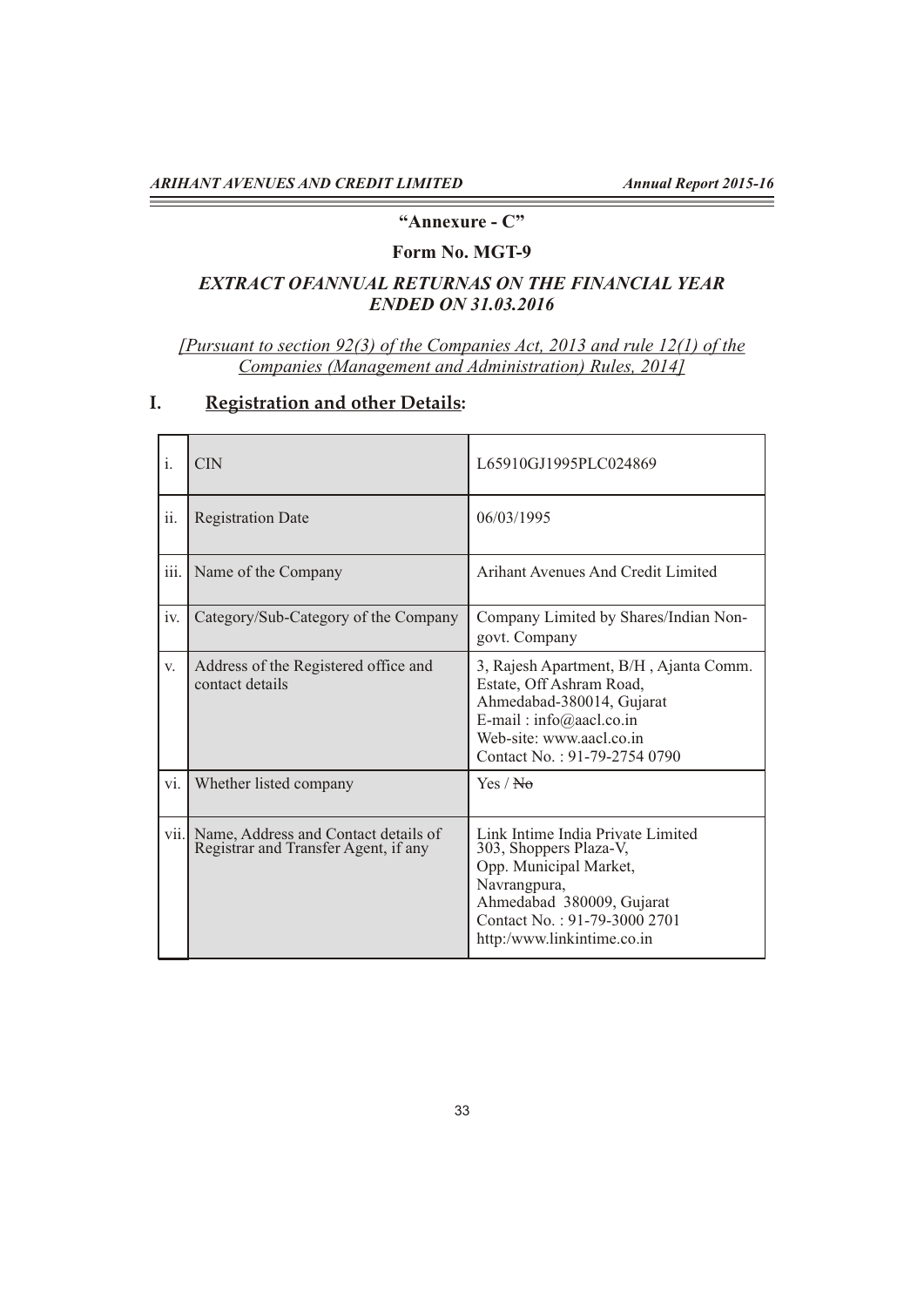## "Annexure - C"

## Form No. MGT-9

### *EXTRACT OFANNUAL RETURNAS ON THE FINANCIAL YEAR ENDED ON 31.03.2016*

*[Pursuant to section 92(3) of the Companies Act, 2013 and rule 12(1) of the Companies (Management and Administration) Rules, 2014]*

## I. Registration and other Details:

| | | |
|---|---|---|
| i. | CIN | L65910GJ1995PLC024869 |
| ii. | Registration Date | 06/03/1995 |
| iii. | Name of the Company | Arihant Avenues And Credit Limited |
| iv. | Category/Sub-Category of the Company | Company Limited by Shares/Indian Non-govt. Company |
| v. | Address of the Registered office and contact details | 3, Rajesh Apartment, B/H , Ajanta Comm. Estate, Off Ashram Road, Ahmedabad-380014, Gujarat<br>E-mail : info@aacl.co.in<br>Web-site: www.aacl.co.in<br>Contact No. : 91-79-2754 0790 |
| vi. | Whether listed company | Yes / ~~No~~ |
| vii. | Name, Address and Contact details of Registrar and Transfer Agent, if any | Link Intime India Private Limited<br>303, Shoppers Plaza-V,<br>Opp. Municipal Market,<br>Navrangpura,<br>Ahmedabad 380009, Gujarat<br>Contact No. : 91-79-3000 2701<br>http:/www.linkintime.co.in |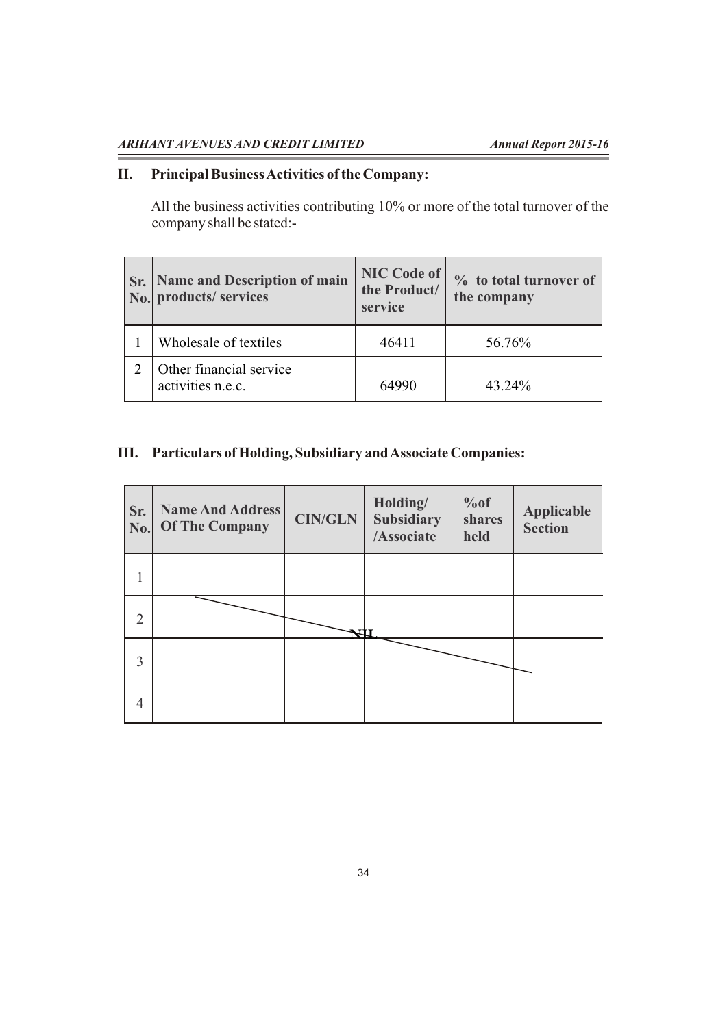## II. Principal Business Activities of the Company:

All the business activities contributing 10% or more of the total turnover of the company shall be stated:-

| Sr. No. | Name and Description of main products/ services | NIC Code of the Product/ service | % to total turnover of the company |
|---|---|---|---|
| 1 | Wholesale of textiles | 46411 | 56.76% |
| 2 | Other financial service activities n.e.c. | 64990 | 43.24% |

## III. Particulars of Holding, Subsidiary and Associate Companies:

| Sr. No. | Name And Address Of The Company | CIN/GLN | Holding/ Subsidiary /Associate | %of shares held | Applicable Section |
|---|---|---|---|---|---|
| 1 | | | | | |
| 2 | | NIL | | | |
| 3 | | | | | |
| 4 | | | | | |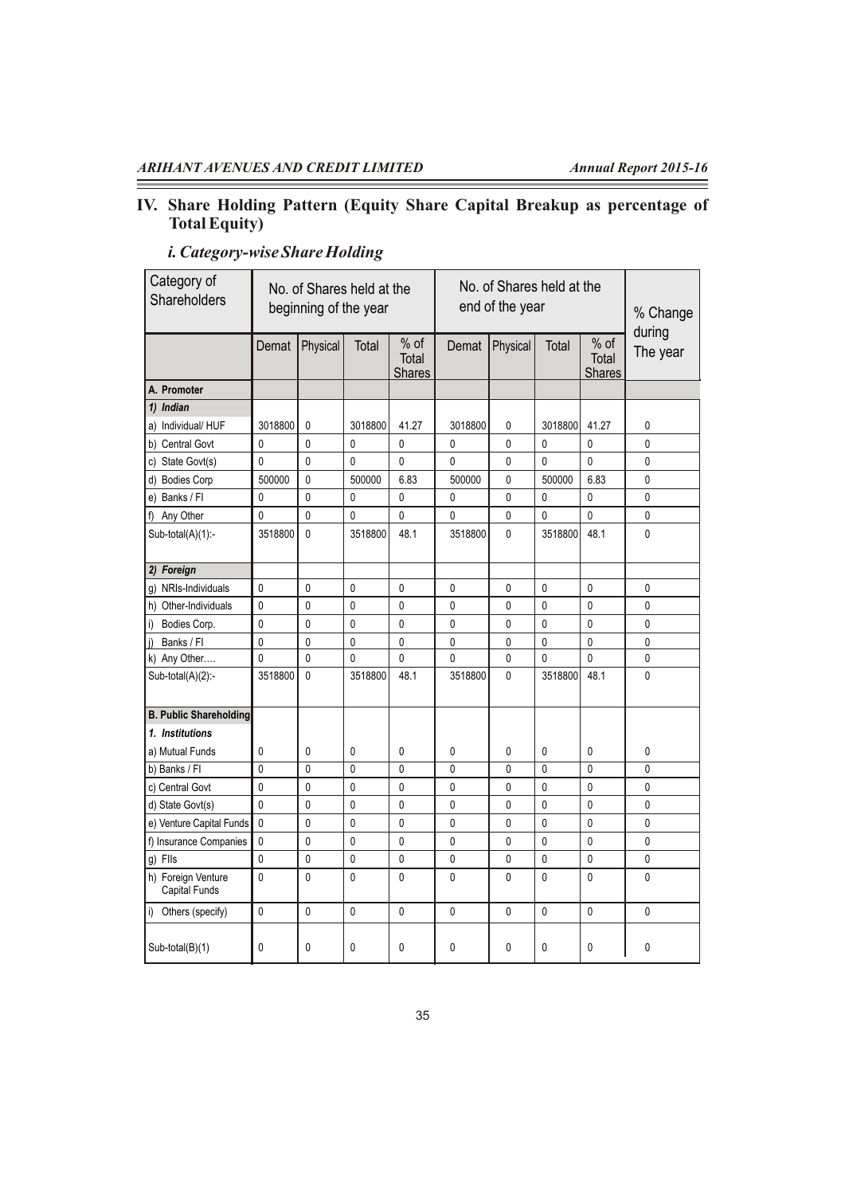## IV. Share Holding Pattern (Equity Share Capital Breakup as percentage of Total Equity)

### *i. Category-wise Share Holding*

| Category of Shareholders | No. of Shares held at the beginning of the year | | | | No. of Shares held at the end of the year | | | | % Change during The year |
|---|---|---|---|---|---|---|---|---|---|
| | Demat | Physical | Total | % of Total Shares | Demat | Physical | Total | % of Total Shares | |
| **A. Promoter** | | | | | | | | | |
| ***1) Indian*** | | | | | | | | | |
| a) Individual/ HUF | 3018800 | 0 | 3018800 | 41.27 | 3018800 | 0 | 3018800 | 41.27 | 0 |
| b) Central Govt | 0 | 0 | 0 | 0 | 0 | 0 | 0 | 0 | 0 |
| c) State Govt(s) | 0 | 0 | 0 | 0 | 0 | 0 | 0 | 0 | 0 |
| d) Bodies Corp | 500000 | 0 | 500000 | 6.83 | 500000 | 0 | 500000 | 6.83 | 0 |
| e) Banks / FI | 0 | 0 | 0 | 0 | 0 | 0 | 0 | 0 | 0 |
| f) Any Other | 0 | 0 | 0 | 0 | 0 | 0 | 0 | 0 | 0 |
| Sub-total(A)(1):- | 3518800 | 0 | 3518800 | 48.1 | 3518800 | 0 | 3518800 | 48.1 | 0 |
| ***2) Foreign*** | | | | | | | | | |
| g) NRIs-Individuals | 0 | 0 | 0 | 0 | 0 | 0 | 0 | 0 | 0 |
| h) Other-Individuals | 0 | 0 | 0 | 0 | 0 | 0 | 0 | 0 | 0 |
| i) Bodies Corp. | 0 | 0 | 0 | 0 | 0 | 0 | 0 | 0 | 0 |
| j) Banks / FI | 0 | 0 | 0 | 0 | 0 | 0 | 0 | 0 | 0 |
| k) Any Other…. | 0 | 0 | 0 | 0 | 0 | 0 | 0 | 0 | 0 |
| Sub-total(A)(2):- | 3518800 | 0 | 3518800 | 48.1 | 3518800 | 0 | 3518800 | 48.1 | 0 |
| **B. Public Shareholding** | | | | | | | | | |
| ***1. Institutions*** | | | | | | | | | |
| a) Mutual Funds | 0 | 0 | 0 | 0 | 0 | 0 | 0 | 0 | 0 |
| b) Banks / FI | 0 | 0 | 0 | 0 | 0 | 0 | 0 | 0 | 0 |
| c) Central Govt | 0 | 0 | 0 | 0 | 0 | 0 | 0 | 0 | 0 |
| d) State Govt(s) | 0 | 0 | 0 | 0 | 0 | 0 | 0 | 0 | 0 |
| e) Venture Capital Funds | 0 | 0 | 0 | 0 | 0 | 0 | 0 | 0 | 0 |
| f) Insurance Companies | 0 | 0 | 0 | 0 | 0 | 0 | 0 | 0 | 0 |
| g) FIIs | 0 | 0 | 0 | 0 | 0 | 0 | 0 | 0 | 0 |
| h) Foreign Venture Capital Funds | 0 | 0 | 0 | 0 | 0 | 0 | 0 | 0 | 0 |
| i) Others (specify) | 0 | 0 | 0 | 0 | 0 | 0 | 0 | 0 | 0 |
| Sub-total(B)(1) | 0 | 0 | 0 | 0 | 0 | 0 | 0 | 0 | 0 |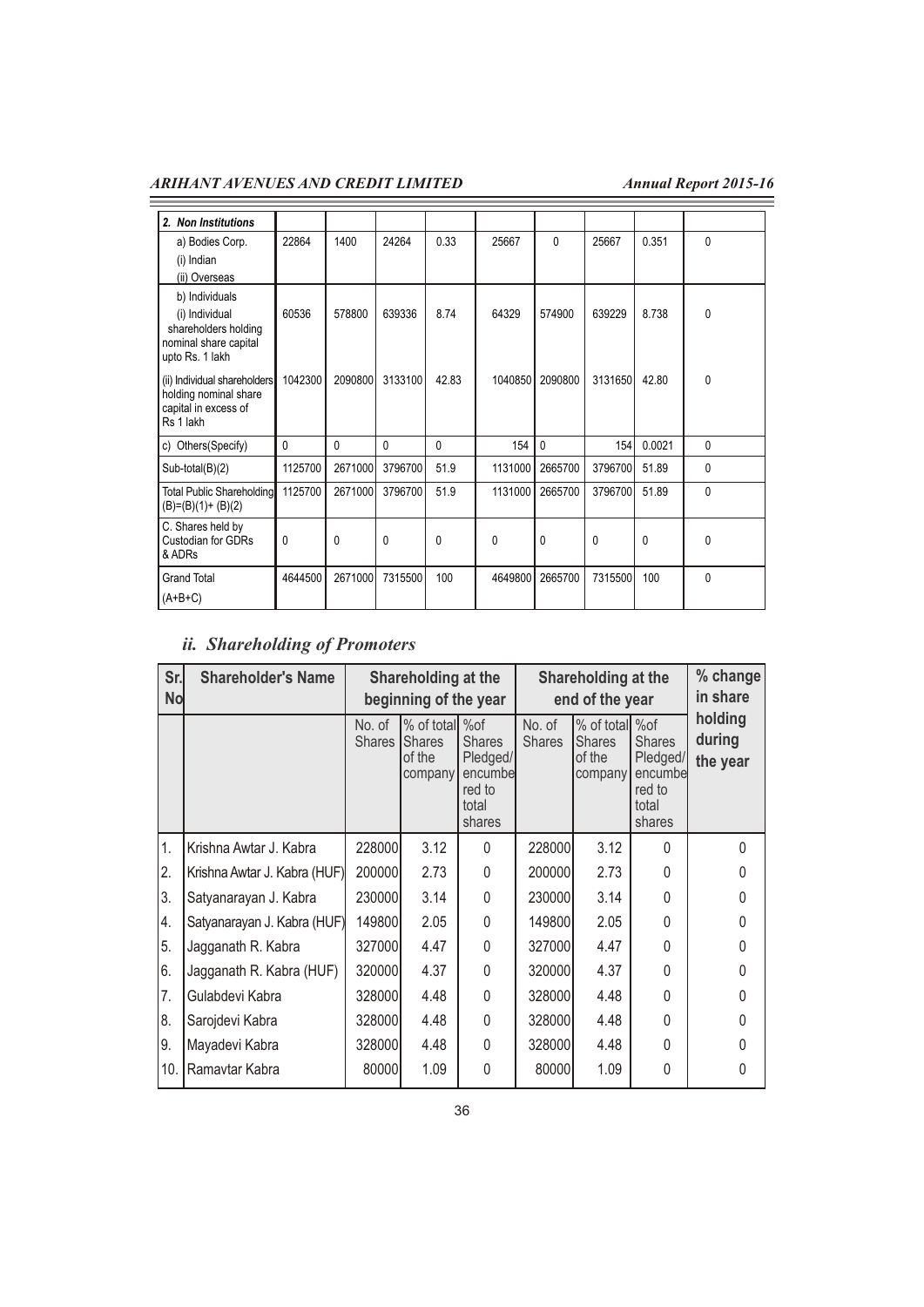| 2. Non Institutions | | | | | | | | | |
|---|---|---|---|---|---|---|---|---|---|
| a) Bodies Corp. (i) Indian (ii) Overseas | 22864 | 1400 | 24264 | 0.33 | 25667 | 0 | 25667 | 0.351 | 0 |
| b) Individuals (i) Individual shareholders holding nominal share capital upto Rs. 1 lakh | 60536 | 578800 | 639336 | 8.74 | 64329 | 574900 | 639229 | 8.738 | 0 |
| (ii) Individual shareholders holding nominal share capital in excess of Rs 1 lakh | 1042300 | 2090800 | 3133100 | 42.83 | 1040850 | 2090800 | 3131650 | 42.80 | 0 |
| c) Others(Specify) | 0 | 0 | 0 | 0 | 154 | 0 | 154 | 0.0021 | 0 |
| Sub-total(B)(2) | 1125700 | 2671000 | 3796700 | 51.9 | 1131000 | 2665700 | 3796700 | 51.89 | 0 |
| Total Public Shareholding (B)=(B)(1)+ (B)(2) | 1125700 | 2671000 | 3796700 | 51.9 | 1131000 | 2665700 | 3796700 | 51.89 | 0 |
| C. Shares held by Custodian for GDRs & ADRs | 0 | 0 | 0 | 0 | 0 | 0 | 0 | 0 | 0 |
| Grand Total (A+B+C) | 4644500 | 2671000 | 7315500 | 100 | 4649800 | 2665700 | 7315500 | 100 | 0 |

## *ii. Shareholding of Promoters*

| Sr. No | Shareholder's Name | Shareholding at the beginning of the year | | | Shareholding at the end of the year | | | % change in share holding during the year |
|---|---|---|---|---|---|---|---|---|
| | | No. of Shares | % of total Shares of the company | %of Shares Pledged/ encumbered to total shares | No. of Shares | % of total Shares of the company | %of Shares Pledged/ encumbered to total shares | |
| 1. | Krishna Awtar J. Kabra | 228000 | 3.12 | 0 | 228000 | 3.12 | 0 | 0 |
| 2. | Krishna Awtar J. Kabra (HUF) | 200000 | 2.73 | 0 | 200000 | 2.73 | 0 | 0 |
| 3. | Satyanarayan J. Kabra | 230000 | 3.14 | 0 | 230000 | 3.14 | 0 | 0 |
| 4. | Satyanarayan J. Kabra (HUF) | 149800 | 2.05 | 0 | 149800 | 2.05 | 0 | 0 |
| 5. | Jagganath R. Kabra | 327000 | 4.47 | 0 | 327000 | 4.47 | 0 | 0 |
| 6. | Jagganath R. Kabra (HUF) | 320000 | 4.37 | 0 | 320000 | 4.37 | 0 | 0 |
| 7. | Gulabdevi Kabra | 328000 | 4.48 | 0 | 328000 | 4.48 | 0 | 0 |
| 8. | Sarojdevi Kabra | 328000 | 4.48 | 0 | 328000 | 4.48 | 0 | 0 |
| 9. | Mayadevi Kabra | 328000 | 4.48 | 0 | 328000 | 4.48 | 0 | 0 |
| 10. | Ramavtar Kabra | 80000 | 1.09 | 0 | 80000 | 1.09 | 0 | 0 |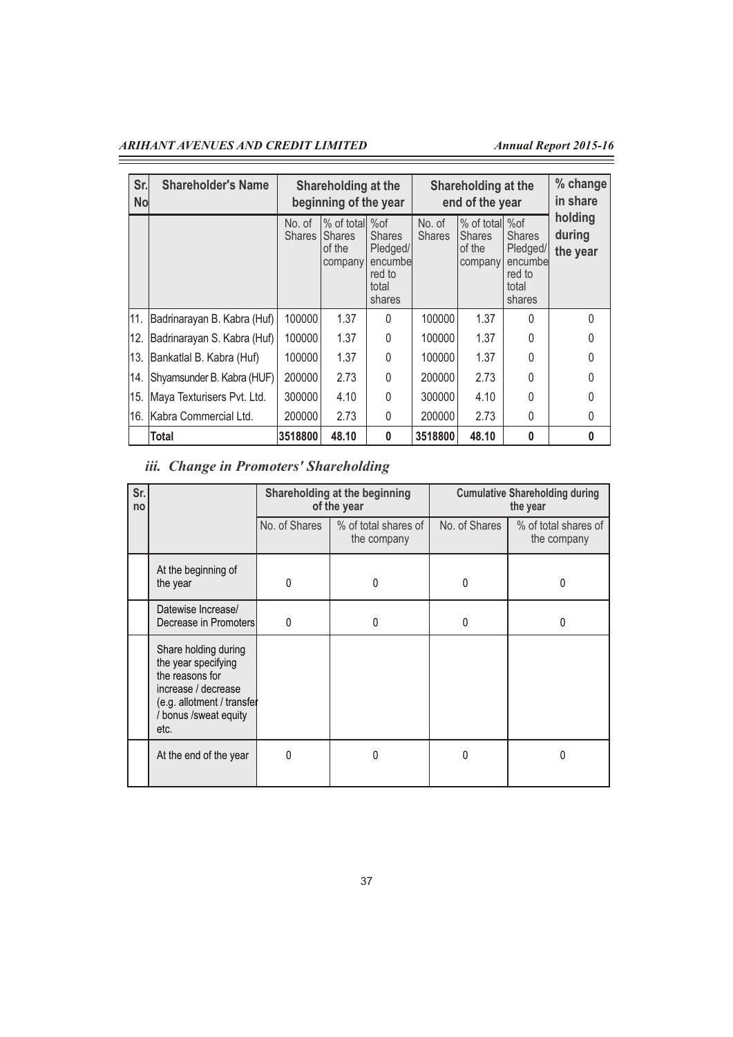| Sr. No | Shareholder's Name | Shareholding at the beginning of the year | | | Shareholding at the end of the year | | | % change in share holding during the year |
|---|---|---|---|---|---|---|---|---|
| | | No. of Shares | % of total Shares of the company | %of Shares Pledged/ encumbered to total shares | No. of Shares | % of total Shares of the company | %of Shares Pledged/ encumbered to total shares | |
| 11. | Badrinarayan B. Kabra (Huf) | 100000 | 1.37 | 0 | 100000 | 1.37 | 0 | 0 |
| 12. | Badrinarayan S. Kabra (Huf) | 100000 | 1.37 | 0 | 100000 | 1.37 | 0 | 0 |
| 13. | Bankatlal B. Kabra (Huf) | 100000 | 1.37 | 0 | 100000 | 1.37 | 0 | 0 |
| 14. | Shyamsunder B. Kabra (HUF) | 200000 | 2.73 | 0 | 200000 | 2.73 | 0 | 0 |
| 15. | Maya Texturisers Pvt. Ltd. | 300000 | 4.10 | 0 | 300000 | 4.10 | 0 | 0 |
| 16. | Kabra Commercial Ltd. | 200000 | 2.73 | 0 | 200000 | 2.73 | 0 | 0 |
| | **Total** | **3518800** | **48.10** | **0** | **3518800** | **48.10** | **0** | **0** |

### *iii. Change in Promoters' Shareholding*

| Sr. no | | Shareholding at the beginning of the year | | Cumulative Shareholding during the year | |
|---|---|---|---|---|---|
| | | No. of Shares | % of total shares of the company | No. of Shares | % of total shares of the company |
| | At the beginning of the year | 0 | 0 | 0 | 0 |
| | Datewise Increase/ Decrease in Promoters | 0 | 0 | 0 | 0 |
| | Share holding during the year specifying the reasons for increase / decrease (e.g. allotment / transfer / bonus /sweat equity etc. | | | | |
| | At the end of the year | 0 | 0 | 0 | 0 |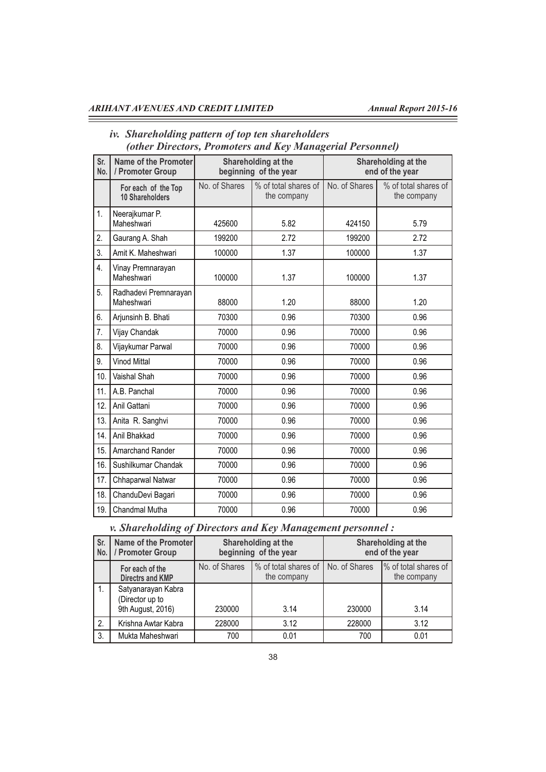### *iv. Shareholding pattern of top ten shareholders (other Directors, Promoters and Key Managerial Personnel)*

| Sr. No. | Name of the Promoter / Promoter Group | Shareholding at the beginning of the year | | Shareholding at the end of the year | |
|---|---|---|---|---|---|
| | For each of the Top 10 Shareholders | No. of Shares | % of total shares of the company | No. of Shares | % of total shares of the company |
| 1. | Neerajkumar P. Maheshwari | 425600 | 5.82 | 424150 | 5.79 |
| 2. | Gaurang A. Shah | 199200 | 2.72 | 199200 | 2.72 |
| 3. | Amit K. Maheshwari | 100000 | 1.37 | 100000 | 1.37 |
| 4. | Vinay Premnarayan Maheshwari | 100000 | 1.37 | 100000 | 1.37 |
| 5. | Radhadevi Premnarayan Maheshwari | 88000 | 1.20 | 88000 | 1.20 |
| 6. | Arjunsinh B. Bhati | 70300 | 0.96 | 70300 | 0.96 |
| 7. | Vijay Chandak | 70000 | 0.96 | 70000 | 0.96 |
| 8. | Vijaykumar Parwal | 70000 | 0.96 | 70000 | 0.96 |
| 9. | Vinod Mittal | 70000 | 0.96 | 70000 | 0.96 |
| 10. | Vaishal Shah | 70000 | 0.96 | 70000 | 0.96 |
| 11. | A.B. Panchal | 70000 | 0.96 | 70000 | 0.96 |
| 12. | Anil Gattani | 70000 | 0.96 | 70000 | 0.96 |
| 13. | Anita R. Sanghvi | 70000 | 0.96 | 70000 | 0.96 |
| 14. | Anil Bhakkad | 70000 | 0.96 | 70000 | 0.96 |
| 15. | Amarchand Rander | 70000 | 0.96 | 70000 | 0.96 |
| 16. | Sushilkumar Chandak | 70000 | 0.96 | 70000 | 0.96 |
| 17. | Chhaparwal Natwar | 70000 | 0.96 | 70000 | 0.96 |
| 18. | ChanduDevi Bagari | 70000 | 0.96 | 70000 | 0.96 |
| 19. | Chandmal Mutha | 70000 | 0.96 | 70000 | 0.96 |

### *v. Shareholding of Directors and Key Management personnel :*

| Sr. No. | Name of the Promoter / Promoter Group | Shareholding at the beginning of the year | | Shareholding at the end of the year | |
|---|---|---|---|---|---|
| | For each of the Directrs and KMP | No. of Shares | % of total shares of the company | No. of Shares | % of total shares of the company |
| 1. | Satyanarayan Kabra (Director up to 9th August, 2016) | 230000 | 3.14 | 230000 | 3.14 |
| 2. | Krishna Awtar Kabra | 228000 | 3.12 | 228000 | 3.12 |
| 3. | Mukta Maheshwari | 700 | 0.01 | 700 | 0.01 |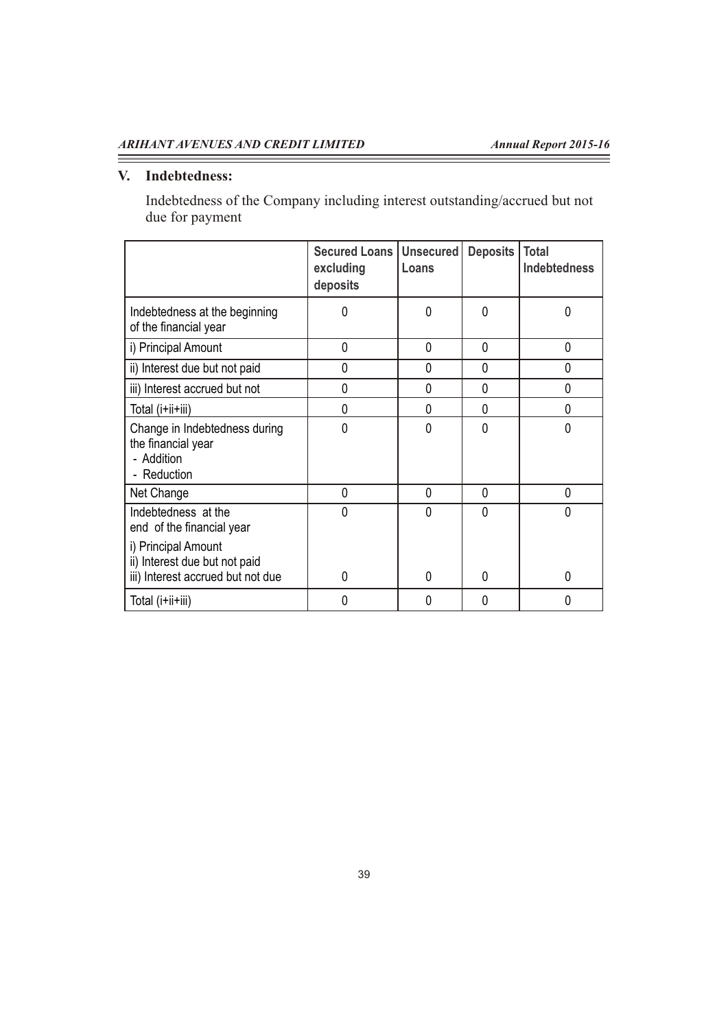## V. Indebtedness:

Indebtedness of the Company including interest outstanding/accrued but not due for payment

| | Secured Loans excluding deposits | Unsecured Loans | Deposits | Total Indebtedness |
|---|---|---|---|---|
| Indebtedness at the beginning of the financial year | 0 | 0 | 0 | 0 |
| i) Principal Amount | 0 | 0 | 0 | 0 |
| ii) Interest due but not paid | 0 | 0 | 0 | 0 |
| iii) Interest accrued but not | 0 | 0 | 0 | 0 |
| Total (i+ii+iii) | 0 | 0 | 0 | 0 |
| Change in Indebtedness during the financial year<br>- Addition<br>- Reduction | 0 | 0 | 0 | 0 |
| Net Change | 0 | 0 | 0 | 0 |
| Indebtedness at the end of the financial year<br>i) Principal Amount<br>ii) Interest due but not paid<br>iii) Interest accrued but not due | 0<br><br><br>0 | 0<br><br><br>0 | 0<br><br><br>0 | 0<br><br><br>0 |
| Total (i+ii+iii) | 0 | 0 | 0 | 0 |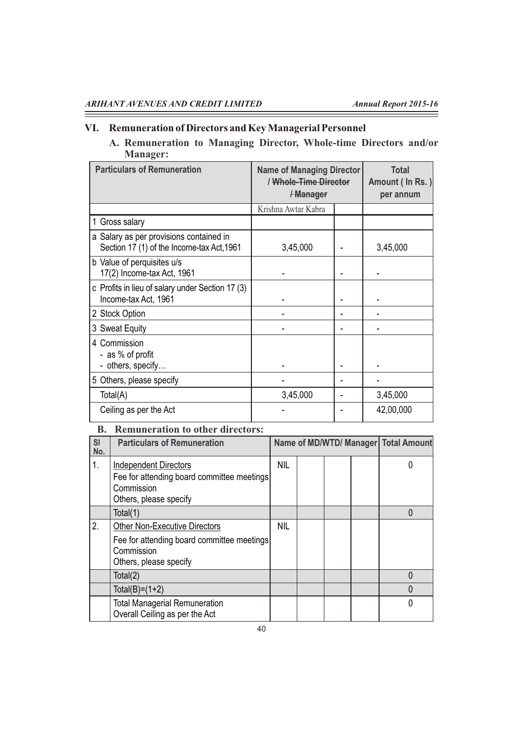## VI. Remuneration of Directors and Key Managerial Personnel

### A. Remuneration to Managing Director, Whole-time Directors and/or Manager:

| Particulars of Remuneration | Name of Managing Director / ~~Whole-Time Director~~ / ~~Manager~~ | | Total Amount ( In Rs. ) per annum |
|---|---|---|---|
| | Krishna Awtar Kabra | | |
| 1 Gross salary | | | |
| a Salary as per provisions contained in Section 17 (1) of the Income-tax Act,1961 | 3,45,000 | - | 3,45,000 |
| b Value of perquisites u/s 17(2) Income-tax Act, 1961 | - | - | - |
| c Profits in lieu of salary under Section 17 (3) Income-tax Act, 1961 | - | - | - |
| 2 Stock Option | - | - | - |
| 3 Sweat Equity | - | - | - |
| 4 Commission<br>- as % of profit<br>- others, specify… | - | - | - |
| 5 Others, please specify | - | - | - |
| Total(A) | 3,45,000 | - | 3,45,000 |
| Ceiling as per the Act | - | - | 42,00,000 |

### B. Remuneration to other directors:

| Sl No. | Particulars of Remuneration | Name of MD/WTD/ Manager | | | | Total Amount |
|---|---|---|---|---|---|---|
| 1. | Independent Directors<br>Fee for attending board committee meetings<br>Commission<br>Others, please specify | NIL | | | | 0 |
| | Total(1) | | | | | 0 |
| 2. | Other Non-Executive Directors<br>Fee for attending board committee meetings<br>Commission<br>Others, please specify | NIL | | | | |
| | Total(2) | | | | | 0 |
| | Total(B)=(1+2) | | | | | 0 |
| | Total Managerial Remuneration<br>Overall Ceiling as per the Act | | | | | 0 |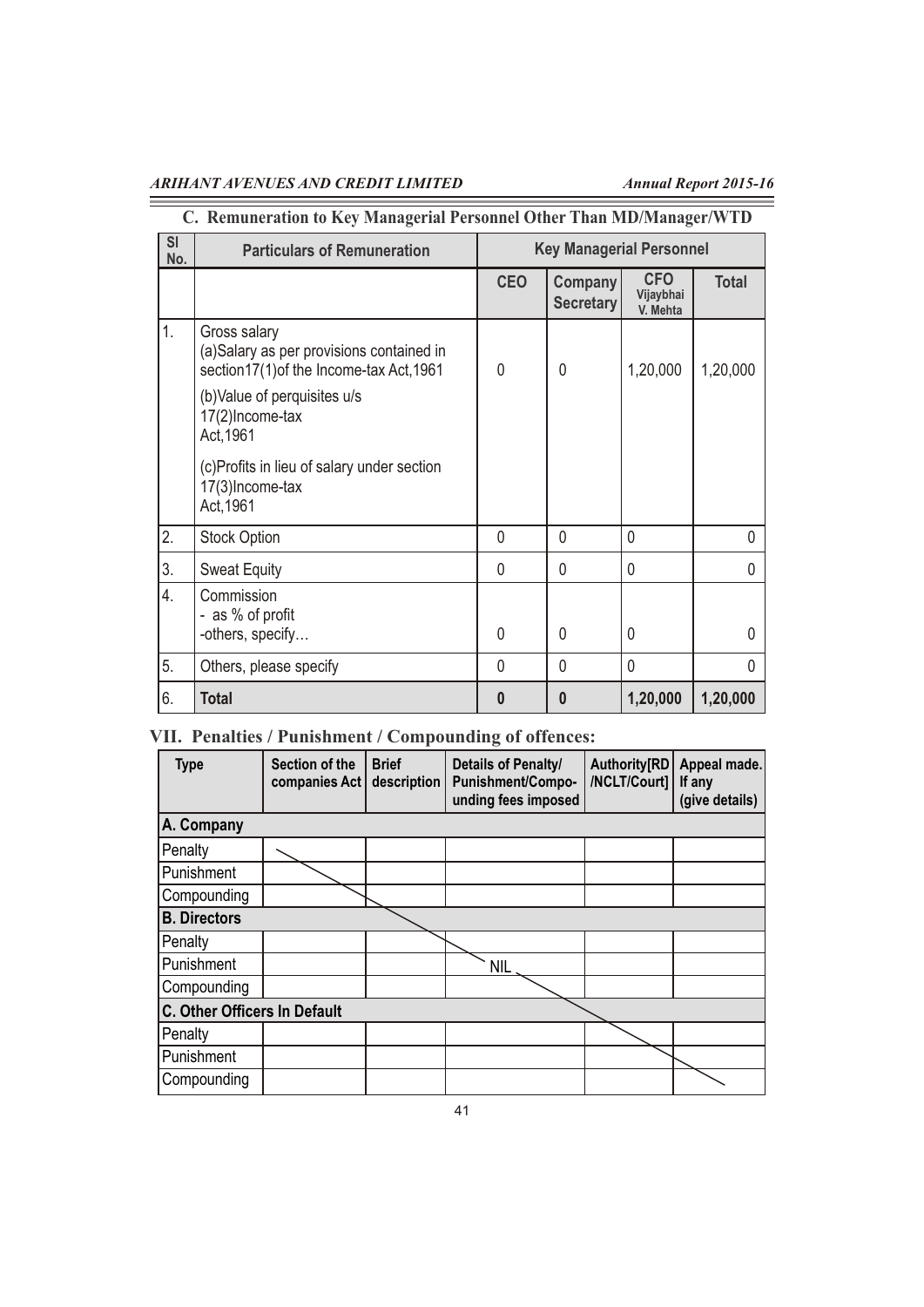## C. Remuneration to Key Managerial Personnel Other Than MD/Manager/WTD

| Sl No. | Particulars of Remuneration | Key Managerial Personnel | | | |
|---|---|---|---|---|---|
| | | CEO | Company Secretary | CFO Vijaybhai V. Mehta | Total |
| 1. | Gross salary<br>(a)Salary as per provisions contained in section17(1)of the Income-tax Act,1961<br>(b)Value of perquisites u/s 17(2)Income-tax Act,1961<br>(c)Profits in lieu of salary under section 17(3)Income-tax Act,1961 | 0 | 0 | 1,20,000 | 1,20,000 |
| 2. | Stock Option | 0 | 0 | 0 | 0 |
| 3. | Sweat Equity | 0 | 0 | 0 | 0 |
| 4. | Commission<br>- as % of profit<br>-others, specify… | 0 | 0 | 0 | 0 |
| 5. | Others, please specify | 0 | 0 | 0 | 0 |
| 6. | **Total** | **0** | **0** | **1,20,000** | **1,20,000** |

## VII. Penalties / Punishment / Compounding of offences:

| Type | Section of the companies Act | Brief description | Details of Penalty/ Punishment/Compounding fees imposed | Authority[RD /NCLT/Court] | Appeal made. If any (give details) |
|---|---|---|---|---|---|
| **A. Company** | | | | | |
| Penalty | | | | | |
| Punishment | | | | | |
| Compounding | | | | | |
| **B. Directors** | | | | | |
| Penalty | | | | | |
| Punishment | | | NIL | | |
| Compounding | | | | | |
| **C. Other Officers In Default** | | | | | |
| Penalty | | | | | |
| Punishment | | | | | |
| Compounding | | | | | |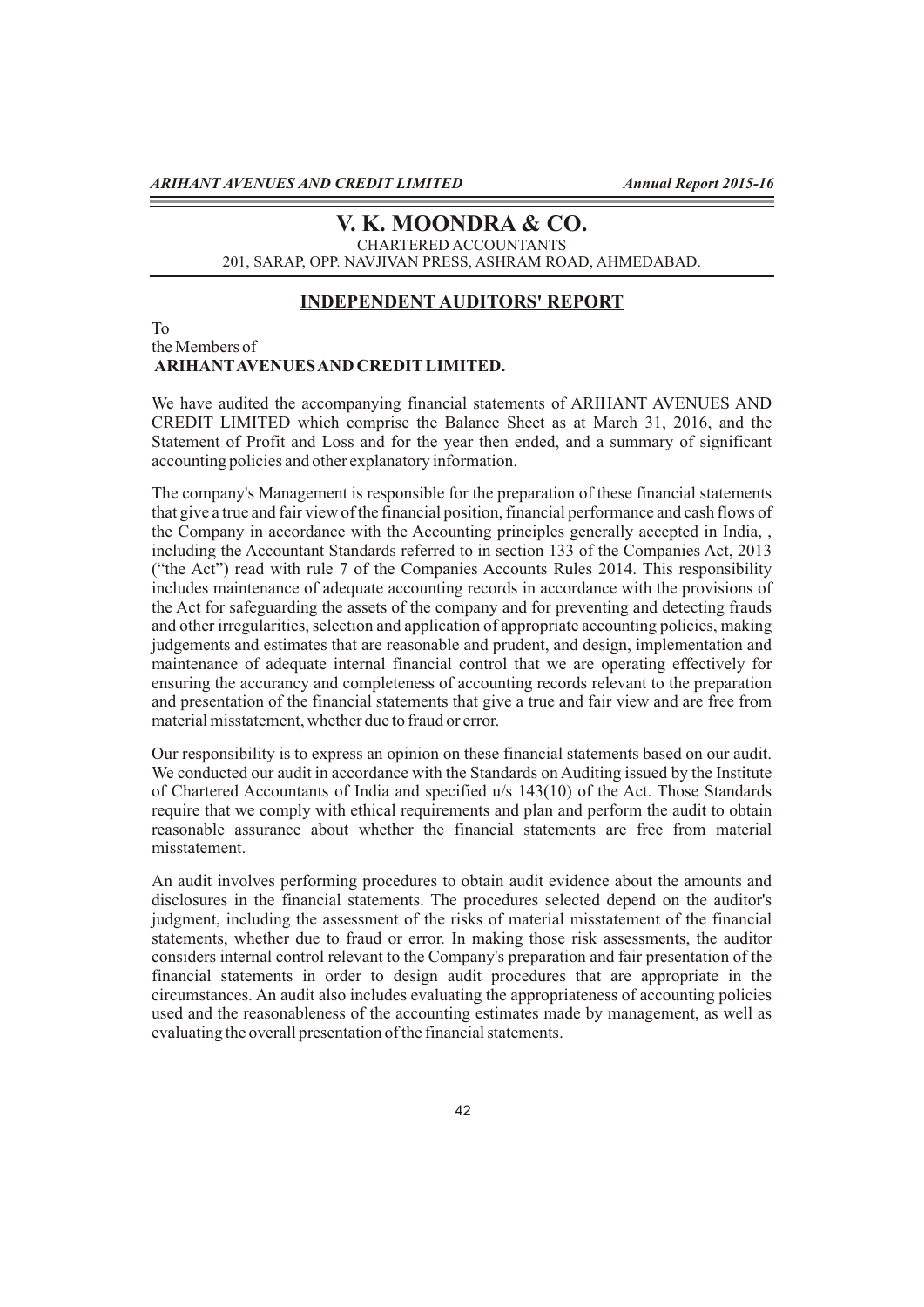# V. K. MOONDRA & CO.

CHARTERED ACCOUNTANTS
201, SARAP, OPP. NAVJIVAN PRESS, ASHRAM ROAD, AHMEDABAD.

## INDEPENDENT AUDITORS' REPORT

To
the Members of
**ARIHANT AVENUES AND CREDIT LIMITED.**

We have audited the accompanying financial statements of ARIHANT AVENUES AND CREDIT LIMITED which comprise the Balance Sheet as at March 31, 2016, and the Statement of Profit and Loss and for the year then ended, and a summary of significant accounting policies and other explanatory information.

The company's Management is responsible for the preparation of these financial statements that give a true and fair view of the financial position, financial performance and cash flows of the Company in accordance with the Accounting principles generally accepted in India, , including the Accountant Standards referred to in section 133 of the Companies Act, 2013 ("the Act") read with rule 7 of the Companies Accounts Rules 2014. This responsibility includes maintenance of adequate accounting records in accordance with the provisions of the Act for safeguarding the assets of the company and for preventing and detecting frauds and other irregularities, selection and application of appropriate accounting policies, making judgements and estimates that are reasonable and prudent, and design, implementation and maintenance of adequate internal financial control that we are operating effectively for ensuring the accurancy and completeness of accounting records relevant to the preparation and presentation of the financial statements that give a true and fair view and are free from material misstatement, whether due to fraud or error.

Our responsibility is to express an opinion on these financial statements based on our audit. We conducted our audit in accordance with the Standards on Auditing issued by the Institute of Chartered Accountants of India and specified u/s 143(10) of the Act. Those Standards require that we comply with ethical requirements and plan and perform the audit to obtain reasonable assurance about whether the financial statements are free from material misstatement.

An audit involves performing procedures to obtain audit evidence about the amounts and disclosures in the financial statements. The procedures selected depend on the auditor's judgment, including the assessment of the risks of material misstatement of the financial statements, whether due to fraud or error. In making those risk assessments, the auditor considers internal control relevant to the Company's preparation and fair presentation of the financial statements in order to design audit procedures that are appropriate in the circumstances. An audit also includes evaluating the appropriateness of accounting policies used and the reasonableness of the accounting estimates made by management, as well as evaluating the overall presentation of the financial statements.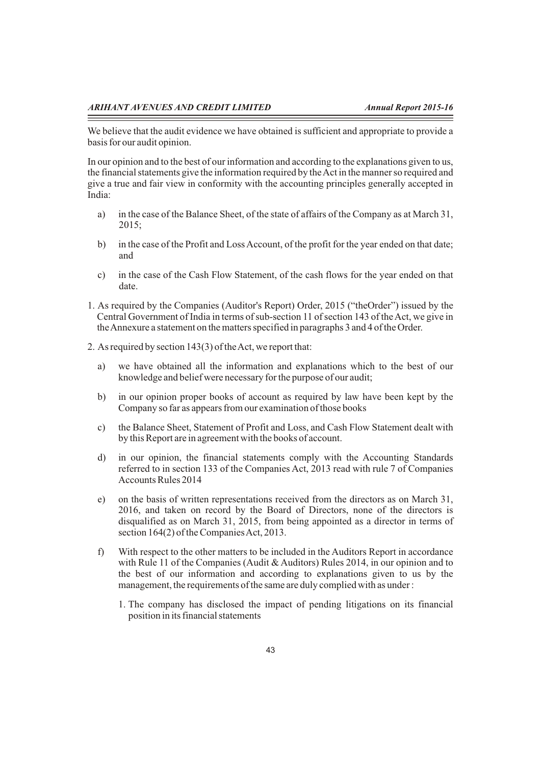We believe that the audit evidence we have obtained is sufficient and appropriate to provide a basis for our audit opinion.

In our opinion and to the best of our information and according to the explanations given to us, the financial statements give the information required by the Act in the manner so required and give a true and fair view in conformity with the accounting principles generally accepted in India:

a) in the case of the Balance Sheet, of the state of affairs of the Company as at March 31, 2015;

b) in the case of the Profit and Loss Account, of the profit for the year ended on that date; and

c) in the case of the Cash Flow Statement, of the cash flows for the year ended on that date.

1. As required by the Companies (Auditor's Report) Order, 2015 ("theOrder") issued by the Central Government of India in terms of sub-section 11 of section 143 of the Act, we give in the Annexure a statement on the matters specified in paragraphs 3 and 4 of the Order.

2. As required by section 143(3) of the Act, we report that:

   a) we have obtained all the information and explanations which to the best of our knowledge and belief were necessary for the purpose of our audit;

   b) in our opinion proper books of account as required by law have been kept by the Company so far as appears from our examination of those books

   c) the Balance Sheet, Statement of Profit and Loss, and Cash Flow Statement dealt with by this Report are in agreement with the books of account.

   d) in our opinion, the financial statements comply with the Accounting Standards referred to in section 133 of the Companies Act, 2013 read with rule 7 of Companies Accounts Rules 2014

   e) on the basis of written representations received from the directors as on March 31, 2016, and taken on record by the Board of Directors, none of the directors is disqualified as on March 31, 2015, from being appointed as a director in terms of section 164(2) of the Companies Act, 2013.

   f) With respect to the other matters to be included in the Auditors Report in accordance with Rule 11 of the Companies (Audit & Auditors) Rules 2014, in our opinion and to the best of our information and according to explanations given to us by the management, the requirements of the same are duly complied with as under :

      1. The company has disclosed the impact of pending litigations on its financial position in its financial statements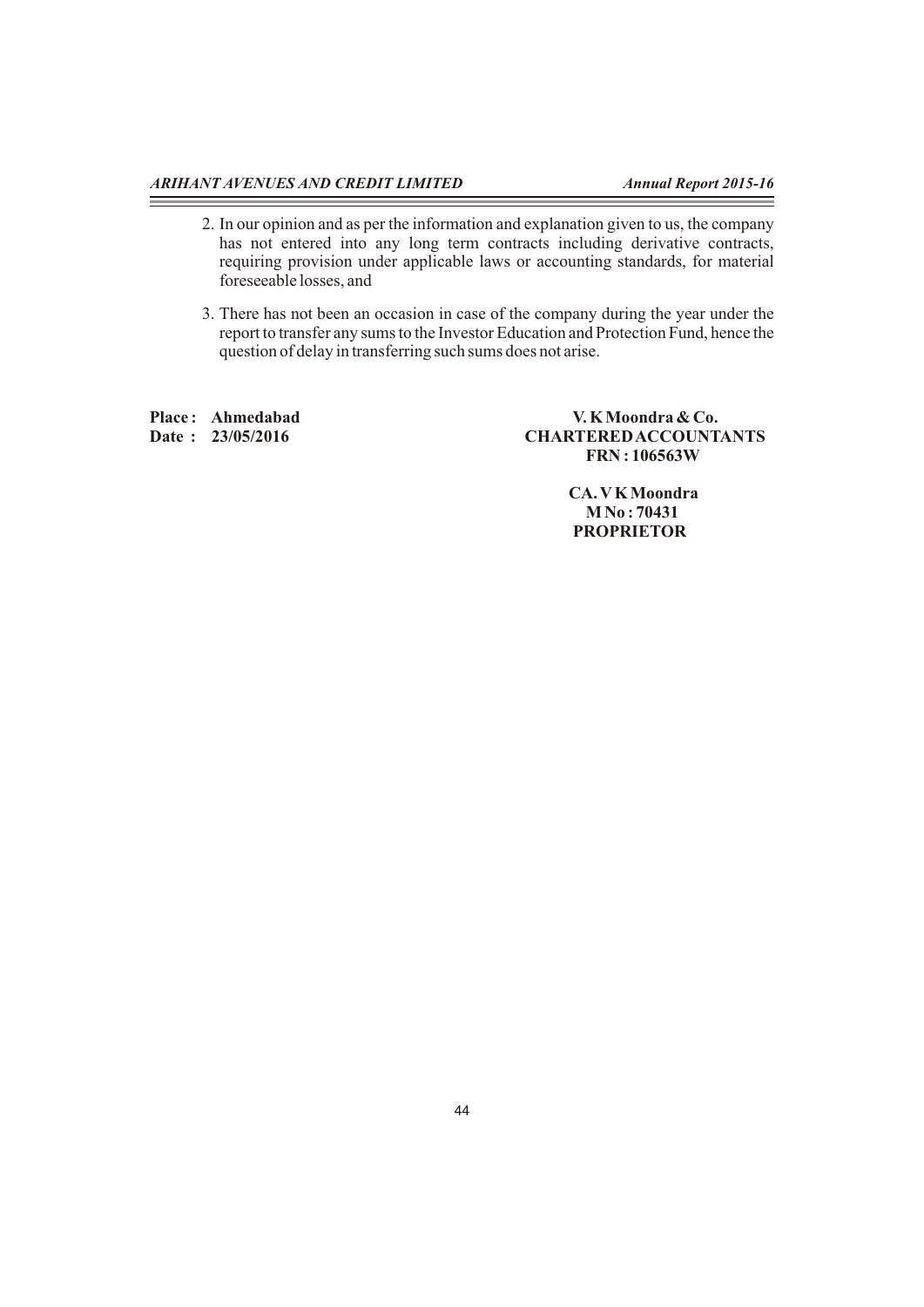2. In our opinion and as per the information and explanation given to us, the company has not entered into any long term contracts including derivative contracts, requiring provision under applicable laws or accounting standards, for material foreseeable losses, and

3. There has not been an occasion in case of the company during the year under the report to transfer any sums to the Investor Education and Protection Fund, hence the question of delay in transferring such sums does not arise.

**Place : Ahmedabad**
**Date : 23/05/2016**

**V. K Moondra & Co.**
**CHARTERED ACCOUNTANTS**
**FRN : 106563W**

**CA. V K Moondra**
**M No : 70431**
**PROPRIETOR**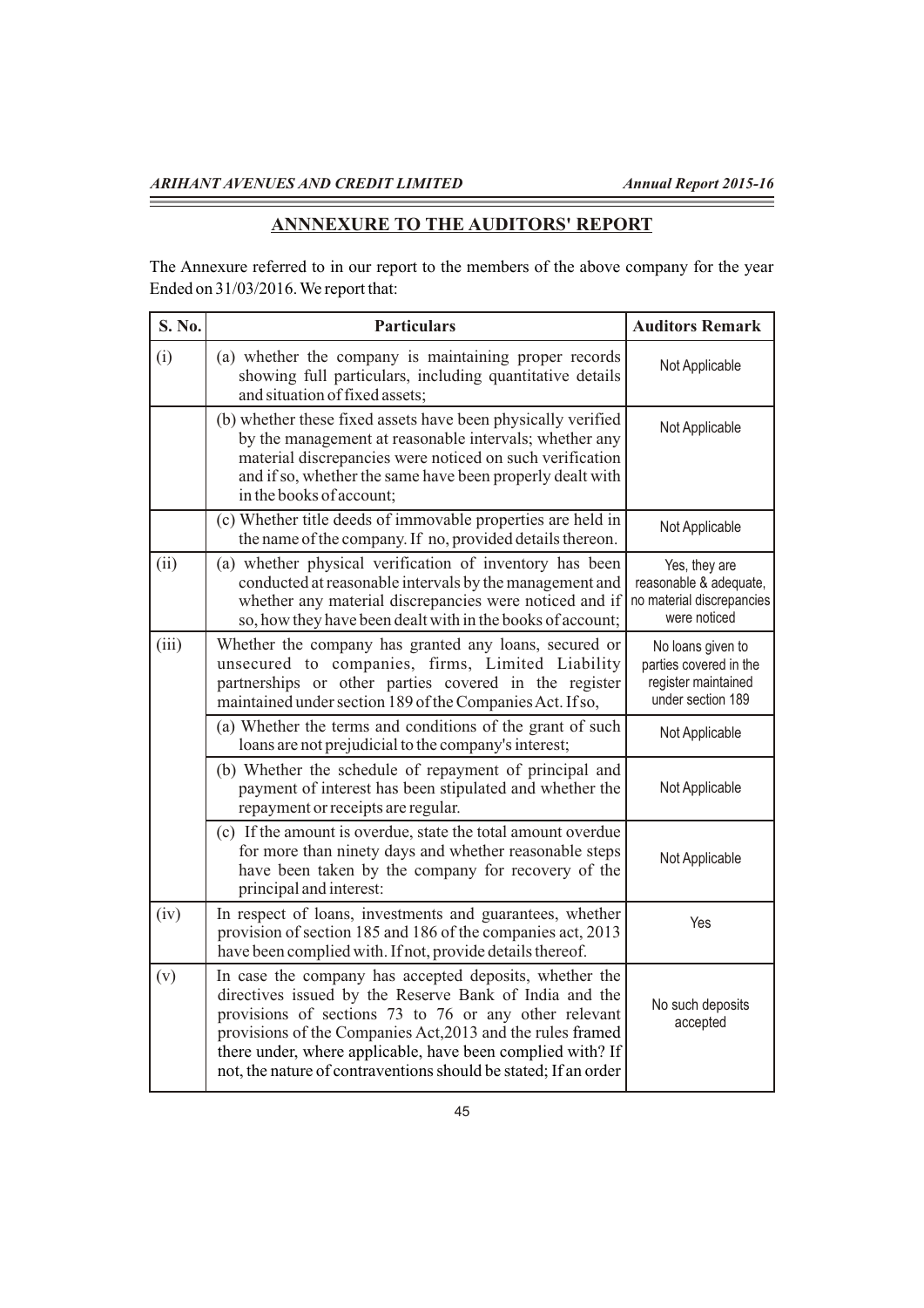## ANNNEXURE TO THE AUDITORS' REPORT

The Annexure referred to in our report to the members of the above company for the year Ended on 31/03/2016. We report that:

| S. No. | Particulars | Auditors Remark |
|---|---|---|
| (i) | (a) whether the company is maintaining proper records showing full particulars, including quantitative details and situation of fixed assets; | Not Applicable |
| | (b) whether these fixed assets have been physically verified by the management at reasonable intervals; whether any material discrepancies were noticed on such verification and if so, whether the same have been properly dealt with in the books of account; | Not Applicable |
| | (c) Whether title deeds of immovable properties are held in the name of the company. If no, provided details thereon. | Not Applicable |
| (ii) | (a) whether physical verification of inventory has been conducted at reasonable intervals by the management and whether any material discrepancies were noticed and if so, how they have been dealt with in the books of account; | Yes, they are reasonable & adequate, no material discrepancies were noticed |
| (iii) | Whether the company has granted any loans, secured or unsecured to companies, firms, Limited Liability partnerships or other parties covered in the register maintained under section 189 of the Companies Act. If so, | No loans given to parties covered in the register maintained under section 189 |
| | (a) Whether the terms and conditions of the grant of such loans are not prejudicial to the company's interest; | Not Applicable |
| | (b) Whether the schedule of repayment of principal and payment of interest has been stipulated and whether the repayment or receipts are regular. | Not Applicable |
| | (c) If the amount is overdue, state the total amount overdue for more than ninety days and whether reasonable steps have been taken by the company for recovery of the principal and interest: | Not Applicable |
| (iv) | In respect of loans, investments and guarantees, whether provision of section 185 and 186 of the companies act, 2013 have been complied with. If not, provide details thereof. | Yes |
| (v) | In case the company has accepted deposits, whether the directives issued by the Reserve Bank of India and the provisions of sections 73 to 76 or any other relevant provisions of the Companies Act,2013 and the rules framed there under, where applicable, have been complied with? If not, the nature of contraventions should be stated; If an order | No such deposits accepted |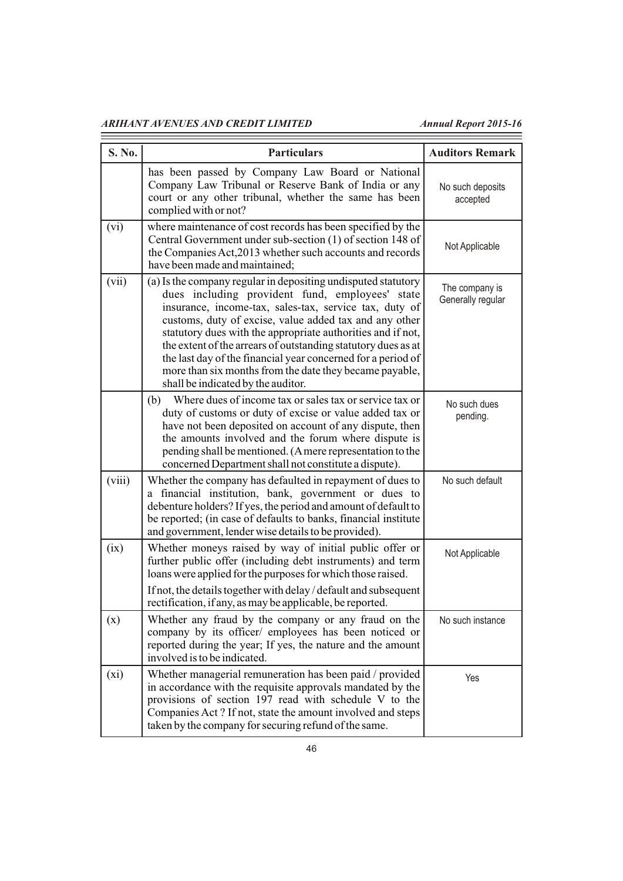| S. No. | Particulars | Auditors Remark |
|---|---|---|
| | has been passed by Company Law Board or National Company Law Tribunal or Reserve Bank of India or any court or any other tribunal, whether the same has been complied with or not? | No such deposits accepted |
| (vi) | where maintenance of cost records has been specified by the Central Government under sub-section (1) of section 148 of the Companies Act,2013 whether such accounts and records have been made and maintained; | Not Applicable |
| (vii) | (a) Is the company regular in depositing undisputed statutory dues including provident fund, employees' state insurance, income-tax, sales-tax, service tax, duty of customs, duty of excise, value added tax and any other statutory dues with the appropriate authorities and if not, the extent of the arrears of outstanding statutory dues as at the last day of the financial year concerned for a period of more than six months from the date they became payable, shall be indicated by the auditor. | The company is Generally regular |
| | (b) Where dues of income tax or sales tax or service tax or duty of customs or duty of excise or value added tax or have not been deposited on account of any dispute, then the amounts involved and the forum where dispute is pending shall be mentioned. (A mere representation to the concerned Department shall not constitute a dispute). | No such dues pending. |
| (viii) | Whether the company has defaulted in repayment of dues to a financial institution, bank, government or dues to debenture holders? If yes, the period and amount of default to be reported; (in case of defaults to banks, financial institute and government, lender wise details to be provided). | No such default |
| (ix) | Whether moneys raised by way of initial public offer or further public offer (including debt instruments) and term loans were applied for the purposes for which those raised.<br><br>If not, the details together with delay / default and subsequent rectification, if any, as may be applicable, be reported. | Not Applicable |
| (x) | Whether any fraud by the company or any fraud on the company by its officer/ employees has been noticed or reported during the year; If yes, the nature and the amount involved is to be indicated. | No such instance |
| (xi) | Whether managerial remuneration has been paid / provided in accordance with the requisite approvals mandated by the provisions of section 197 read with schedule V to the Companies Act ? If not, state the amount involved and steps taken by the company for securing refund of the same. | Yes |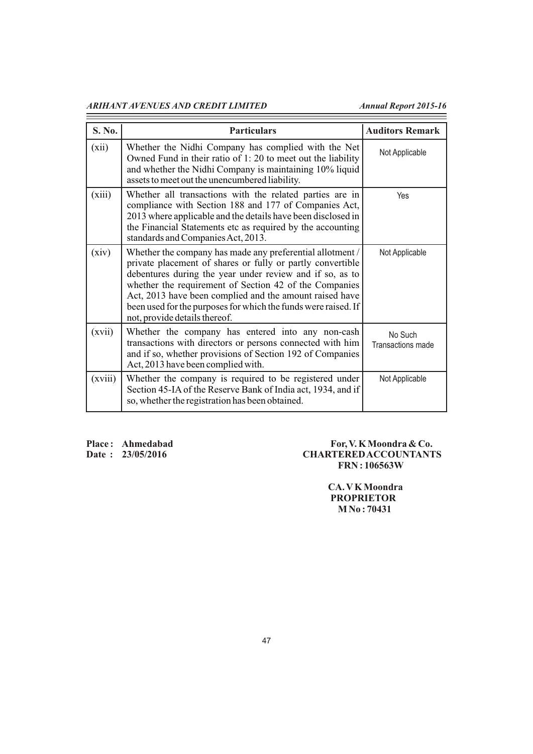| S. No. | Particulars | Auditors Remark |
|---|---|---|
| (xii) | Whether the Nidhi Company has complied with the Net Owned Fund in their ratio of 1: 20 to meet out the liability and whether the Nidhi Company is maintaining 10% liquid assets to meet out the unencumbered liability. | Not Applicable |
| (xiii) | Whether all transactions with the related parties are in compliance with Section 188 and 177 of Companies Act, 2013 where applicable and the details have been disclosed in the Financial Statements etc as required by the accounting standards and Companies Act, 2013. | Yes |
| (xiv) | Whether the company has made any preferential allotment / private placement of shares or fully or partly convertible debentures during the year under review and if so, as to whether the requirement of Section 42 of the Companies Act, 2013 have been complied and the amount raised have been used for the purposes for which the funds were raised. If not, provide details thereof. | Not Applicable |
| (xvii) | Whether the company has entered into any non-cash transactions with directors or persons connected with him and if so, whether provisions of Section 192 of Companies Act, 2013 have been complied with. | No Such Transactions made |
| (xviii) | Whether the company is required to be registered under Section 45-IA of the Reserve Bank of India act, 1934, and if so, whether the registration has been obtained. | Not Applicable |

**Place : Ahmedabad**
**Date : 23/05/2016**

**For, V. K Moondra & Co.**
**CHARTERED ACCOUNTANTS**
**FRN : 106563W**

**CA. V K Moondra**
**PROPRIETOR**
**M No : 70431**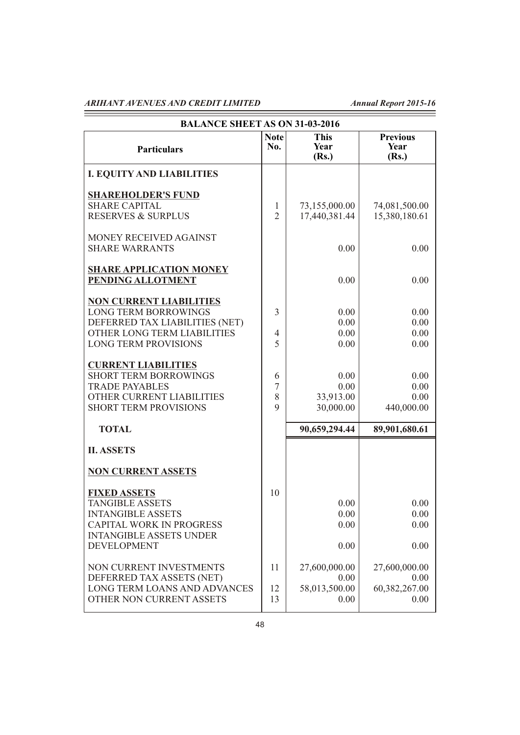## BALANCE SHEET AS ON 31-03-2016

| Particulars | Note No. | This Year (Rs.) | Previous Year (Rs.) |
|---|---|---|---|
| **I. EQUITY AND LIABILITIES** | | | |
| **SHAREHOLDER'S FUND** | | | |
| SHARE CAPITAL | 1 | 73,155,000.00 | 74,081,500.00 |
| RESERVES & SURPLUS | 2 | 17,440,381.44 | 15,380,180.61 |
| MONEY RECEIVED AGAINST SHARE WARRANTS | | 0.00 | 0.00 |
| **SHARE APPLICATION MONEY PENDING ALLOTMENT** | | 0.00 | 0.00 |
| **NON CURRENT LIABILITIES** | | | |
| LONG TERM BORROWINGS | 3 | 0.00 | 0.00 |
| DEFERRED TAX LIABILITIES (NET) | | 0.00 | 0.00 |
| OTHER LONG TERM LIABILITIES | 4 | 0.00 | 0.00 |
| LONG TERM PROVISIONS | 5 | 0.00 | 0.00 |
| **CURRENT LIABILITIES** | | | |
| SHORT TERM BORROWINGS | 6 | 0.00 | 0.00 |
| TRADE PAYABLES | 7 | 0.00 | 0.00 |
| OTHER CURRENT LIABILITIES | 8 | 33,913.00 | 0.00 |
| SHORT TERM PROVISIONS | 9 | 30,000.00 | 440,000.00 |
| **TOTAL** | | **90,659,294.44** | **89,901,680.61** |
| **II. ASSETS** | | | |
| **NON CURRENT ASSETS** | | | |
| **FIXED ASSETS** | 10 | | |
| TANGIBLE ASSETS | | 0.00 | 0.00 |
| INTANGIBLE ASSETS | | 0.00 | 0.00 |
| CAPITAL WORK IN PROGRESS | | 0.00 | 0.00 |
| INTANGIBLE ASSETS UNDER DEVELOPMENT | | 0.00 | 0.00 |
| NON CURRENT INVESTMENTS | 11 | 27,600,000.00 | 27,600,000.00 |
| DEFERRED TAX ASSETS (NET) | | 0.00 | 0.00 |
| LONG TERM LOANS AND ADVANCES | 12 | 58,013,500.00 | 60,382,267.00 |
| OTHER NON CURRENT ASSETS | 13 | 0.00 | 0.00 |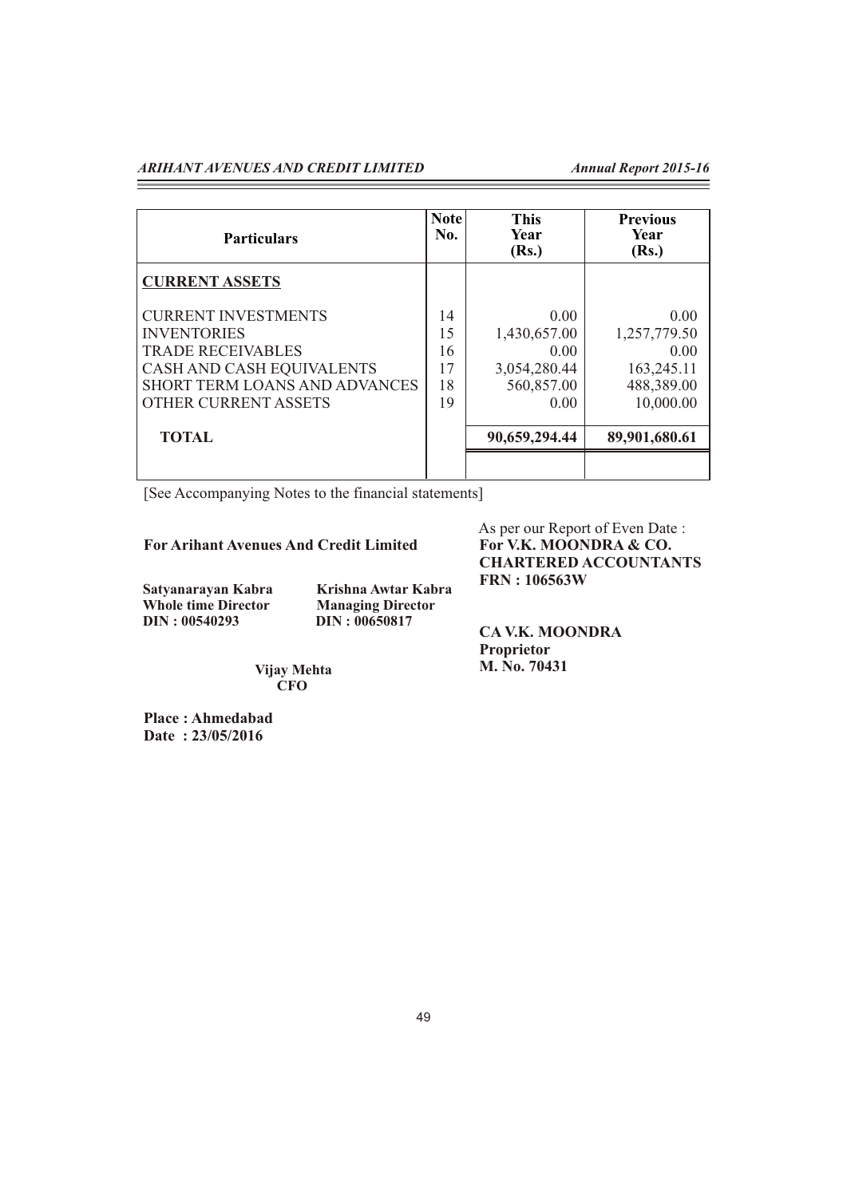| Particulars | Note No. | This Year (Rs.) | Previous Year (Rs.) |
|---|---|---|---|
| **CURRENT ASSETS** | | | |
| CURRENT INVESTMENTS | 14 | 0.00 | 0.00 |
| INVENTORIES | 15 | 1,430,657.00 | 1,257,779.50 |
| TRADE RECEIVABLES | 16 | 0.00 | 0.00 |
| CASH AND CASH EQUIVALENTS | 17 | 3,054,280.44 | 163,245.11 |
| SHORT TERM LOANS AND ADVANCES | 18 | 560,857.00 | 488,389.00 |
| OTHER CURRENT ASSETS | 19 | 0.00 | 10,000.00 |
| **TOTAL** | | **90,659,294.44** | **89,901,680.61** |

[See Accompanying Notes to the financial statements]

**For Arihant Avenues And Credit Limited**

**Satyanarayan Kabra**
**Whole time Director**
**DIN : 00540293**

**Krishna Awtar Kabra**
**Managing Director**
**DIN : 00650817**

**Vijay Mehta**
**CFO**

**Place : Ahmedabad**
**Date : 23/05/2016**

As per our Report of Even Date :
**For V.K. MOONDRA & CO.**
**CHARTERED ACCOUNTANTS**
**FRN : 106563W**

**CA V.K. MOONDRA**
**Proprietor**
**M. No. 70431**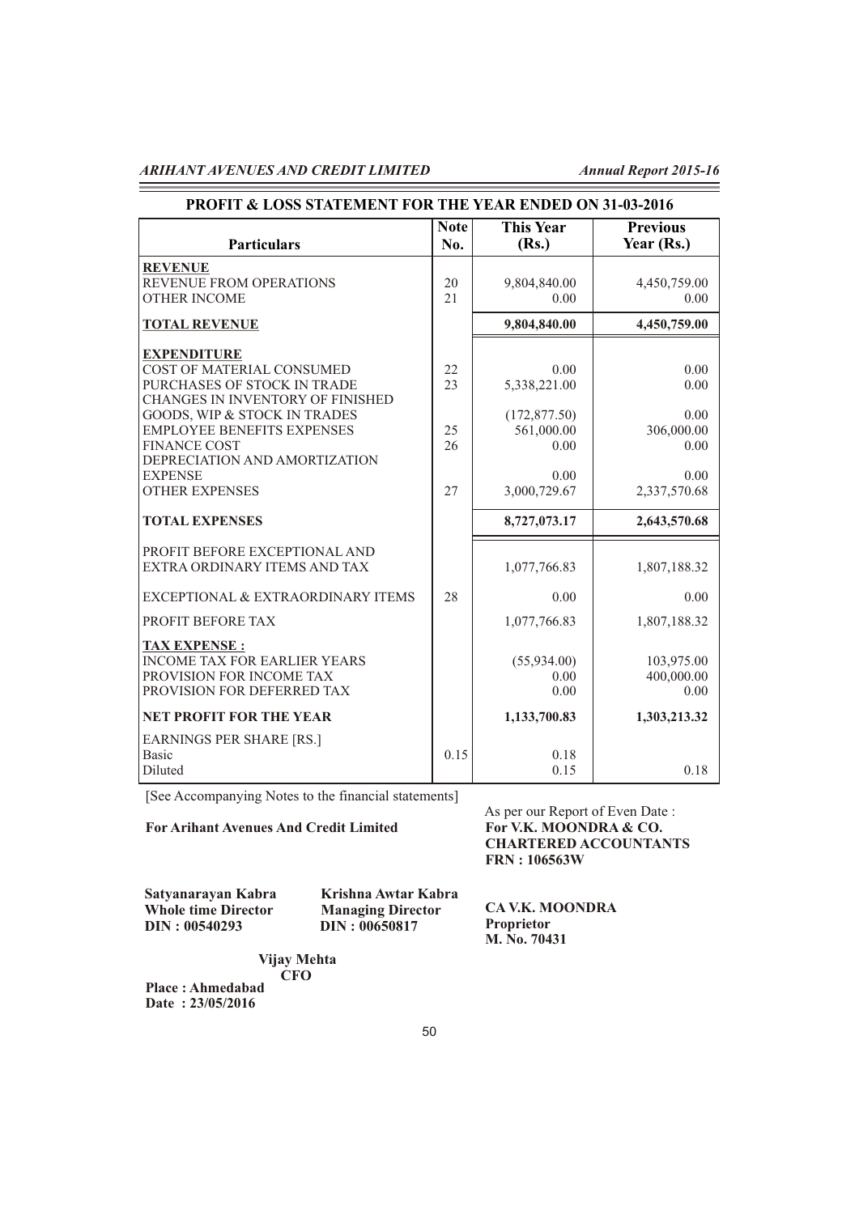## PROFIT & LOSS STATEMENT FOR THE YEAR ENDED ON 31-03-2016

| Particulars | Note No. | This Year (Rs.) | Previous Year (Rs.) |
|---|---|---|---|
| **REVENUE** | | | |
| REVENUE FROM OPERATIONS | 20 | 9,804,840.00 | 4,450,759.00 |
| OTHER INCOME | 21 | 0.00 | 0.00 |
| **TOTAL REVENUE** | | **9,804,840.00** | **4,450,759.00** |
| **EXPENDITURE** | | | |
| COST OF MATERIAL CONSUMED | 22 | 0.00 | 0.00 |
| PURCHASES OF STOCK IN TRADE | 23 | 5,338,221.00 | 0.00 |
| CHANGES IN INVENTORY OF FINISHED GOODS, WIP & STOCK IN TRADES | | (172,877.50) | 0.00 |
| EMPLOYEE BENEFITS EXPENSES | 25 | 561,000.00 | 306,000.00 |
| FINANCE COST | 26 | 0.00 | 0.00 |
| DEPRECIATION AND AMORTIZATION EXPENSE | | 0.00 | 0.00 |
| OTHER EXPENSES | 27 | 3,000,729.67 | 2,337,570.68 |
| **TOTAL EXPENSES** | | **8,727,073.17** | **2,643,570.68** |
| PROFIT BEFORE EXCEPTIONAL AND EXTRA ORDINARY ITEMS AND TAX | | 1,077,766.83 | 1,807,188.32 |
| EXCEPTIONAL & EXTRAORDINARY ITEMS | 28 | 0.00 | 0.00 |
| PROFIT BEFORE TAX | | 1,077,766.83 | 1,807,188.32 |
| **TAX EXPENSE :** | | | |
| INCOME TAX FOR EARLIER YEARS | | (55,934.00) | 103,975.00 |
| PROVISION FOR INCOME TAX | | 0.00 | 400,000.00 |
| PROVISION FOR DEFERRED TAX | | 0.00 | 0.00 |
| **NET PROFIT FOR THE YEAR** | | **1,133,700.83** | **1,303,213.32** |
| EARNINGS PER SHARE [RS.] | | | |
| Basic | 0.15 | 0.18 | |
| Diluted | | 0.15 | 0.18 |

[See Accompanying Notes to the financial statements]

**For Arihant Avenues And Credit Limited**

As per our Report of Even Date :
**For V.K. MOONDRA & CO.**
**CHARTERED ACCOUNTANTS**
**FRN : 106563W**

**Satyanarayan Kabra**
**Whole time Director**
**DIN : 00540293**

**Krishna Awtar Kabra**
**Managing Director**
**DIN : 00650817**

**CA V.K. MOONDRA**
**Proprietor**
**M. No. 70431**

**Vijay Mehta**
**CFO**

**Place : Ahmedabad**
**Date : 23/05/2016**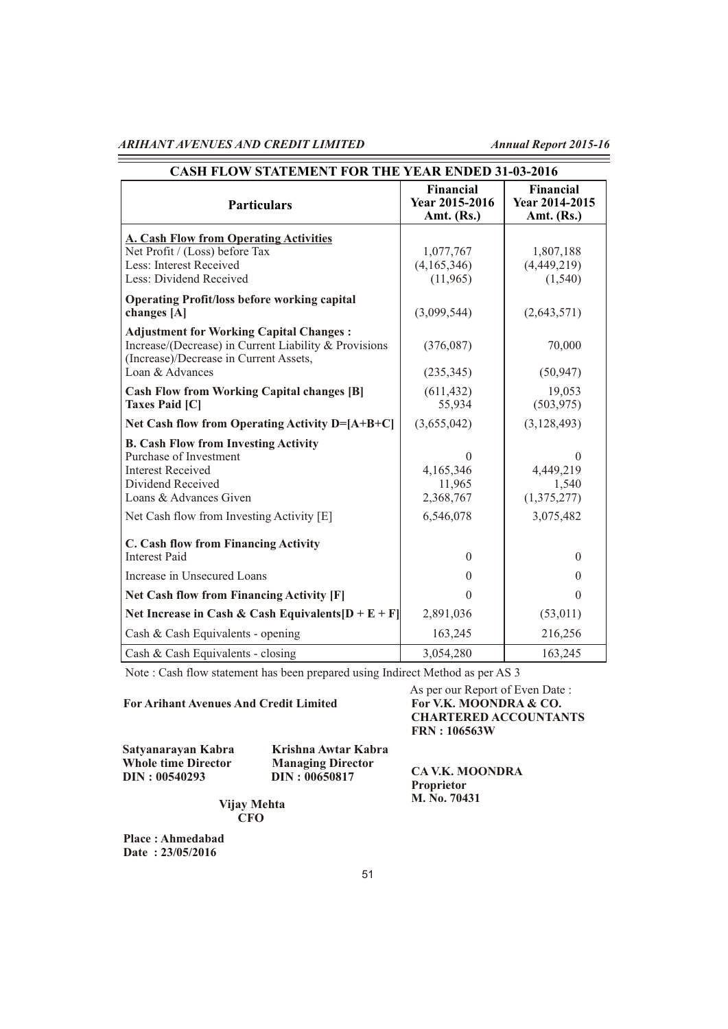## CASH FLOW STATEMENT FOR THE YEAR ENDED 31-03-2016

| Particulars | Financial Year 2015-2016 Amt. (Rs.) | Financial Year 2014-2015 Amt. (Rs.) |
|---|---|---|
| **A. Cash Flow from Operating Activities** | | |
| Net Profit / (Loss) before Tax | 1,077,767 | 1,807,188 |
| Less: Interest Received | (4,165,346) | (4,449,219) |
| Less: Dividend Received | (11,965) | (1,540) |
| **Operating Profit/loss before working capital changes [A]** | (3,099,544) | (2,643,571) |
| **Adjustment for Working Capital Changes :** | | |
| Increase/(Decrease) in Current Liability & Provisions | (376,087) | 70,000 |
| (Increase)/Decrease in Current Assets, Loan & Advances | (235,345) | (50,947) |
| **Cash Flow from Working Capital changes [B]** | (611,432) | 19,053 |
| **Taxes Paid [C]** | 55,934 | (503,975) |
| **Net Cash flow from Operating Activity D=[A+B+C]** | (3,655,042) | (3,128,493) |
| **B. Cash Flow from Investing Activity** | | |
| Purchase of Investment | 0 | 0 |
| Interest Received | 4,165,346 | 4,449,219 |
| Dividend Received | 11,965 | 1,540 |
| Loans & Advances Given | 2,368,767 | (1,375,277) |
| Net Cash flow from Investing Activity [E] | 6,546,078 | 3,075,482 |
| **C. Cash flow from Financing Activity** | | |
| Interest Paid | 0 | 0 |
| Increase in Unsecured Loans | 0 | 0 |
| **Net Cash flow from Financing Activity [F]** | 0 | 0 |
| **Net Increase in Cash & Cash Equivalents[D + E + F]** | 2,891,036 | (53,011) |
| Cash & Cash Equivalents - opening | 163,245 | 216,256 |
| Cash & Cash Equivalents - closing | 3,054,280 | 163,245 |

Note : Cash flow statement has been prepared using Indirect Method as per AS 3

**For Arihant Avenues And Credit Limited**

As per our Report of Even Date :
**For V.K. MOONDRA & CO.**
**CHARTERED ACCOUNTANTS**
**FRN : 106563W**

**Satyanarayan Kabra**
**Whole time Director**
**DIN : 00540293**

**Krishna Awtar Kabra**
**Managing Director**
**DIN : 00650817**

**CA V.K. MOONDRA**
**Proprietor**
**M. No. 70431**

**Vijay Mehta**
**CFO**

**Place : Ahmedabad**
**Date : 23/05/2016**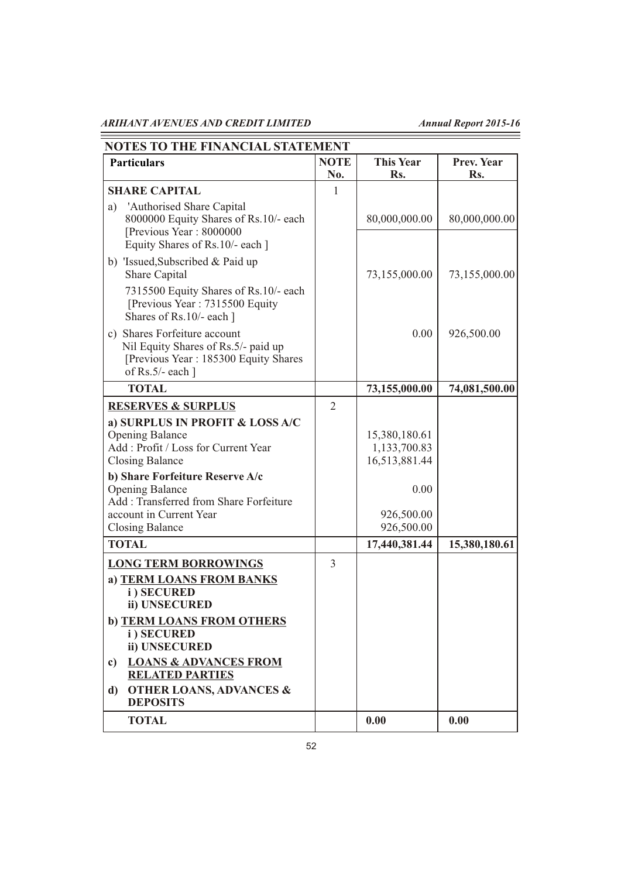## NOTES TO THE FINANCIAL STATEMENT

| Particulars | NOTE No. | This Year Rs. | Prev. Year Rs. |
|---|---|---|---|
| **SHARE CAPITAL** | 1 | | |
| a) 'Authorised Share Capital 8000000 Equity Shares of Rs.10/- each [Previous Year : 8000000 Equity Shares of Rs.10/- each ] | | 80,000,000.00 | 80,000,000.00 |
| b) 'Issued,Subscribed & Paid up Share Capital | | 73,155,000.00 | 73,155,000.00 |
| 7315500 Equity Shares of Rs.10/- each [Previous Year : 7315500 Equity Shares of Rs.10/- each ] | | | |
| c) Shares Forfeiture account Nil Equity Shares of Rs.5/- paid up [Previous Year : 185300 Equity Shares of Rs.5/- each ] | | 0.00 | 926,500.00 |
| **TOTAL** | | **73,155,000.00** | **74,081,500.00** |
| **RESERVES & SURPLUS** | 2 | | |
| **a) SURPLUS IN PROFIT & LOSS A/C** | | | |
| Opening Balance | | 15,380,180.61 | |
| Add : Profit / Loss for Current Year | | 1,133,700.83 | |
| Closing Balance | | 16,513,881.44 | |
| **b) Share Forfeiture Reserve A/c** | | | |
| Opening Balance | | 0.00 | |
| Add : Transferred from Share Forfeiture account in Current Year | | 926,500.00 | |
| Closing Balance | | 926,500.00 | |
| **TOTAL** | | **17,440,381.44** | **15,380,180.61** |
| **LONG TERM BORROWINGS** | 3 | | |
| **a) TERM LOANS FROM BANKS** | | | |
| **i ) SECURED** | | | |
| **ii) UNSECURED** | | | |
| **b) TERM LOANS FROM OTHERS** | | | |
| **i ) SECURED** | | | |
| **ii) UNSECURED** | | | |
| **c) LOANS & ADVANCES FROM RELATED PARTIES** | | | |
| **d) OTHER LOANS, ADVANCES & DEPOSITS** | | | |
| **TOTAL** | | **0.00** | **0.00** |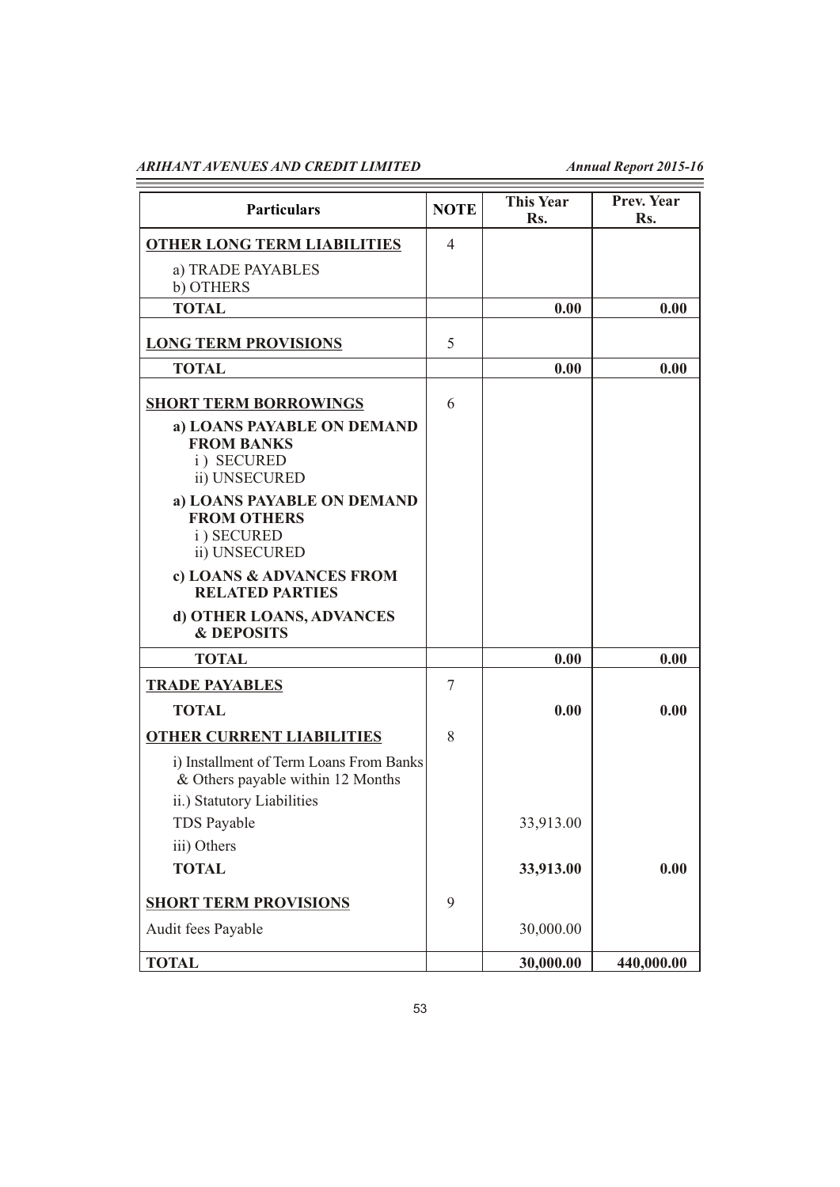| Particulars | NOTE | This Year Rs. | Prev. Year Rs. |
|---|---|---|---|
| **OTHER LONG TERM LIABILITIES** | 4 | | |
| a) TRADE PAYABLES<br>b) OTHERS | | | |
| **TOTAL** | | **0.00** | **0.00** |
| **LONG TERM PROVISIONS** | 5 | | |
| **TOTAL** | | **0.00** | **0.00** |
| **SHORT TERM BORROWINGS** | 6 | | |
| **a) LOANS PAYABLE ON DEMAND FROM BANKS**<br>i ) SECURED<br>ii) UNSECURED | | | |
| **a) LOANS PAYABLE ON DEMAND FROM OTHERS**<br>i ) SECURED<br>ii) UNSECURED | | | |
| **c) LOANS & ADVANCES FROM RELATED PARTIES** | | | |
| **d) OTHER LOANS, ADVANCES & DEPOSITS** | | | |
| **TOTAL** | | **0.00** | **0.00** |
| **TRADE PAYABLES** | 7 | | |
| **TOTAL** | | **0.00** | **0.00** |
| **OTHER CURRENT LIABILITIES** | 8 | | |
| i) Installment of Term Loans From Banks & Others payable within 12 Months | | | |
| ii.) Statutory Liabilities | | | |
| TDS Payable | | 33,913.00 | |
| iii) Others | | | |
| **TOTAL** | | **33,913.00** | **0.00** |
| **SHORT TERM PROVISIONS** | 9 | | |
| Audit fees Payable | | 30,000.00 | |
| **TOTAL** | | **30,000.00** | **440,000.00** |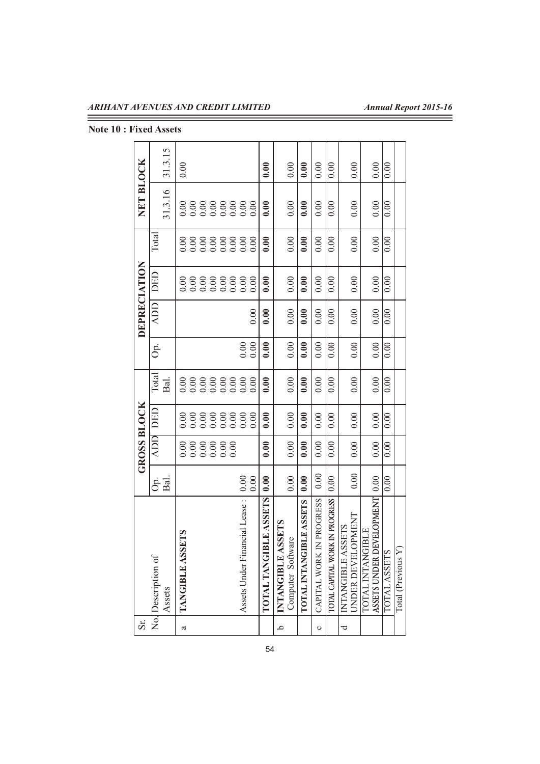**Note 10 : Fixed Assets**

| Sr. No. | Description of Assets | GROSS BLOCK | | | | DEPRECIATION | | | | NET BLOCK | |
|---|---|---|---|---|---|---|---|---|---|---|---|
| | | Op. Bal. | ADD | DED | Total Bal. | Op. | ADD | DED | Total | 31.3.16 | 31.3.15 |
| a | **TANGIBLE ASSETS** | | 0.00 | 0.00 | 0.00 | | | 0.00 | 0.00 | 0.00 | 0.00 |
| | | | 0.00 | 0.00 | 0.00 | | | 0.00 | 0.00 | 0.00 | |
| | | | 0.00 | 0.00 | 0.00 | | | 0.00 | 0.00 | 0.00 | |
| | | | 0.00 | 0.00 | 0.00 | | | 0.00 | 0.00 | 0.00 | |
| | | | 0.00 | 0.00 | 0.00 | | | 0.00 | 0.00 | 0.00 | |
| | | | 0.00 | 0.00 | 0.00 | | | 0.00 | 0.00 | 0.00 | |
| | Assets Under Financial Lease : | 0.00 | | 0.00 | 0.00 | 0.00 | | 0.00 | 0.00 | 0.00 | |
| | | 0.00 | | 0.00 | 0.00 | 0.00 | 0.00 | 0.00 | 0.00 | 0.00 | |
| | **TOTAL TANGIBLE ASSETS** | **0.00** | **0.00** | **0.00** | **0.00** | **0.00** | **0.00** | **0.00** | **0.00** | **0.00** | **0.00** |
| b | **INTANGIBLE ASSETS** Computer Software | 0.00 | 0.00 | 0.00 | 0.00 | 0.00 | 0.00 | 0.00 | 0.00 | 0.00 | 0.00 |
| | **TOTAL INTANGIBLE ASSETS** | **0.00** | **0.00** | **0.00** | **0.00** | **0.00** | **0.00** | **0.00** | **0.00** | **0.00** | **0.00** |
| c | CAPITAL WORK IN PROGRESS | 0.00 | 0.00 | 0.00 | 0.00 | 0.00 | 0.00 | 0.00 | 0.00 | 0.00 | 0.00 |
| | TOTAL CAPITAL WORK IN PROGRESS | 0.00 | 0.00 | 0.00 | 0.00 | 0.00 | 0.00 | 0.00 | 0.00 | 0.00 | 0.00 |
| d | INTANGIBLE ASSETS UNDER DEVELOPMENT | 0.00 | 0.00 | 0.00 | 0.00 | 0.00 | 0.00 | 0.00 | 0.00 | 0.00 | 0.00 |
| | TOTAL INTANGIBLE ASSETS UNDER DEVELOPMENT | 0.00 | 0.00 | 0.00 | 0.00 | 0.00 | 0.00 | 0.00 | 0.00 | 0.00 | 0.00 |
| | TOTAL ASSETS | 0.00 | 0.00 | 0.00 | 0.00 | 0.00 | 0.00 | 0.00 | 0.00 | 0.00 | 0.00 |
| | Total (Previous Y) | | | | | | | | | | |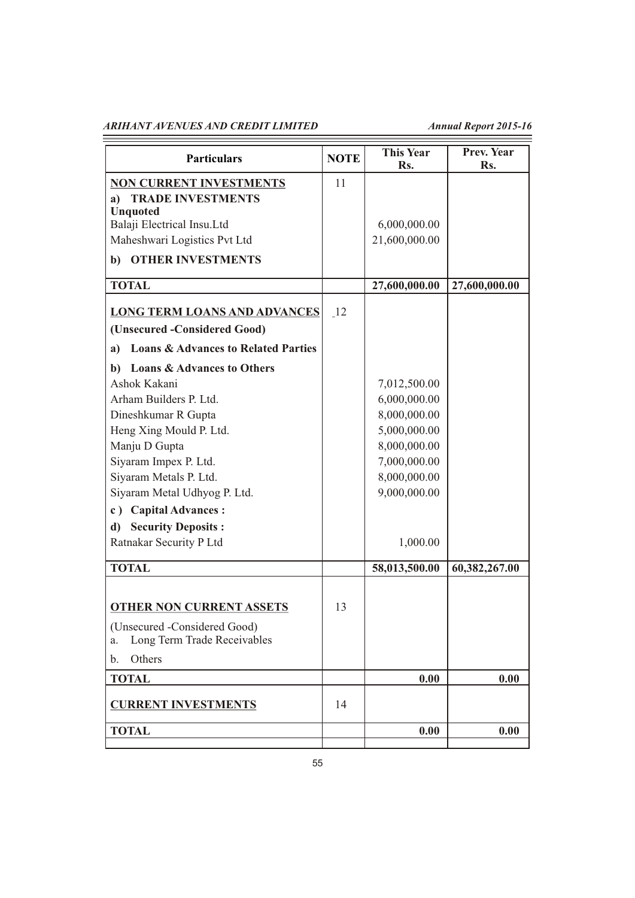| Particulars | NOTE | This Year Rs. | Prev. Year Rs. |
|---|---|---|---|
| **NON CURRENT INVESTMENTS** | 11 | | |
| **a) TRADE INVESTMENTS** | | | |
| **Unquoted** | | | |
| Balaji Electrical Insu.Ltd | | 6,000,000.00 | |
| Maheshwari Logistics Pvt Ltd | | 21,600,000.00 | |
| **b) OTHER INVESTMENTS** | | | |
| **TOTAL** | | **27,600,000.00** | **27,600,000.00** |
| **LONG TERM LOANS AND ADVANCES** | 12 | | |
| **(Unsecured -Considered Good)** | | | |
| **a) Loans & Advances to Related Parties** | | | |
| **b) Loans & Advances to Others** | | | |
| Ashok Kakani | | 7,012,500.00 | |
| Arham Builders P. Ltd. | | 6,000,000.00 | |
| Dineshkumar R Gupta | | 8,000,000.00 | |
| Heng Xing Mould P. Ltd. | | 5,000,000.00 | |
| Manju D Gupta | | 8,000,000.00 | |
| Siyaram Impex P. Ltd. | | 7,000,000.00 | |
| Siyaram Metals P. Ltd. | | 8,000,000.00 | |
| Siyaram Metal Udhyog P. Ltd. | | 9,000,000.00 | |
| **c ) Capital Advances :** | | | |
| **d) Security Deposits :** | | | |
| Ratnakar Security P Ltd | | 1,000.00 | |
| **TOTAL** | | **58,013,500.00** | **60,382,267.00** |
| **OTHER NON CURRENT ASSETS** | 13 | | |
| (Unsecured -Considered Good) | | | |
| a. Long Term Trade Receivables | | | |
| b. Others | | | |
| **TOTAL** | | **0.00** | **0.00** |
| **CURRENT INVESTMENTS** | 14 | | |
| **TOTAL** | | **0.00** | **0.00** |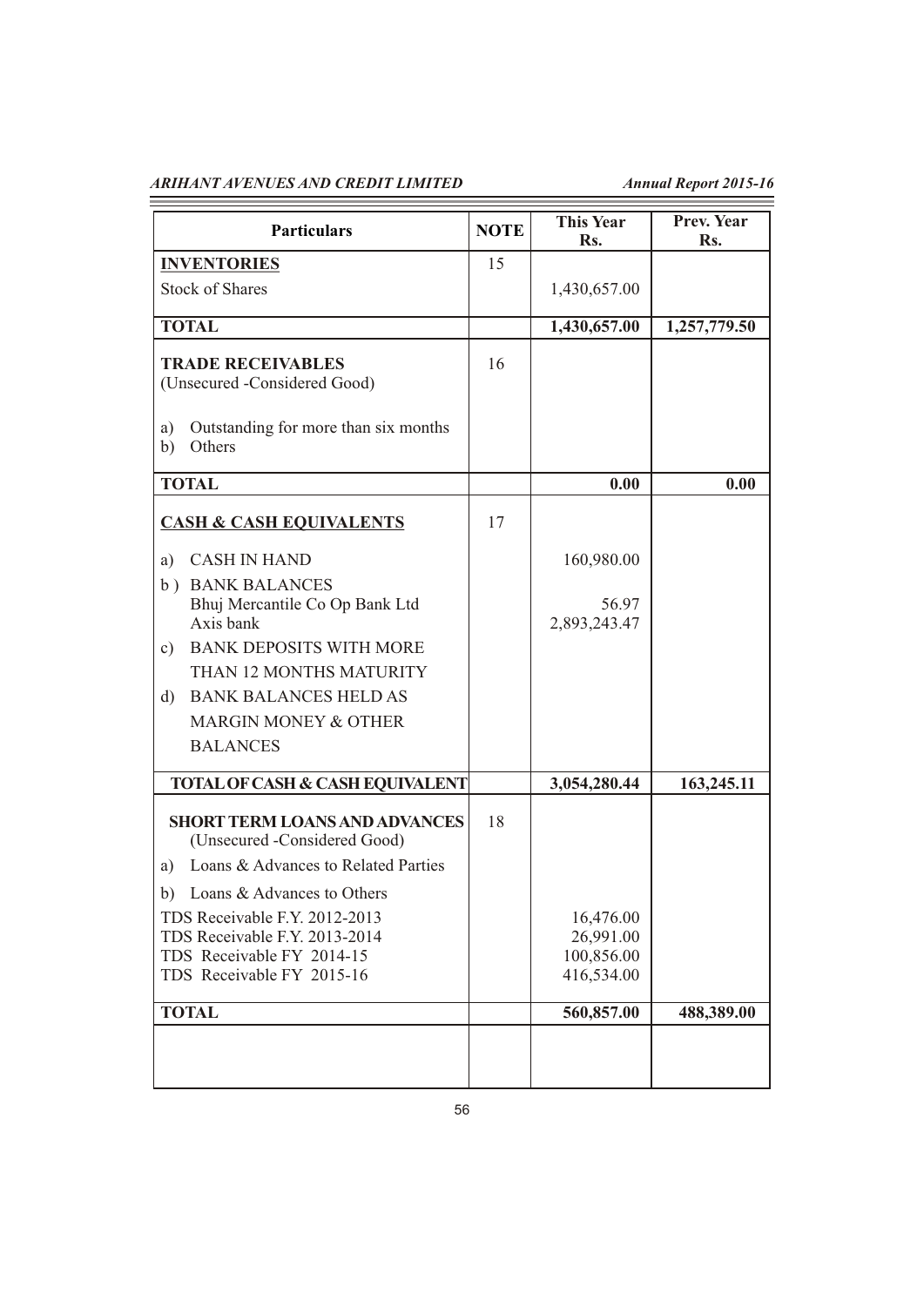| Particulars | NOTE | This Year Rs. | Prev. Year Rs. |
|---|---|---|---|
| **INVENTORIES** | 15 | | |
| Stock of Shares | | 1,430,657.00 | |
| **TOTAL** | | **1,430,657.00** | **1,257,779.50** |
| **TRADE RECEIVABLES** (Unsecured -Considered Good) | 16 | | |
| a) Outstanding for more than six months | | | |
| b) Others | | | |
| **TOTAL** | | **0.00** | **0.00** |
| **CASH & CASH EQUIVALENTS** | 17 | | |
| a) CASH IN HAND | | 160,980.00 | |
| b ) BANK BALANCES | | | |
| Bhuj Mercantile Co Op Bank Ltd | | 56.97 | |
| Axis bank | | 2,893,243.47 | |
| c) BANK DEPOSITS WITH MORE THAN 12 MONTHS MATURITY | | | |
| d) BANK BALANCES HELD AS MARGIN MONEY & OTHER BALANCES | | | |
| **TOTAL OF CASH & CASH EQUIVALENT** | | **3,054,280.44** | **163,245.11** |
| **SHORT TERM LOANS AND ADVANCES** (Unsecured -Considered Good) | 18 | | |
| a) Loans & Advances to Related Parties | | | |
| b) Loans & Advances to Others | | | |
| TDS Receivable F.Y. 2012-2013 | | 16,476.00 | |
| TDS Receivable F.Y. 2013-2014 | | 26,991.00 | |
| TDS Receivable FY 2014-15 | | 100,856.00 | |
| TDS Receivable FY 2015-16 | | 416,534.00 | |
| **TOTAL** | | **560,857.00** | **488,389.00** |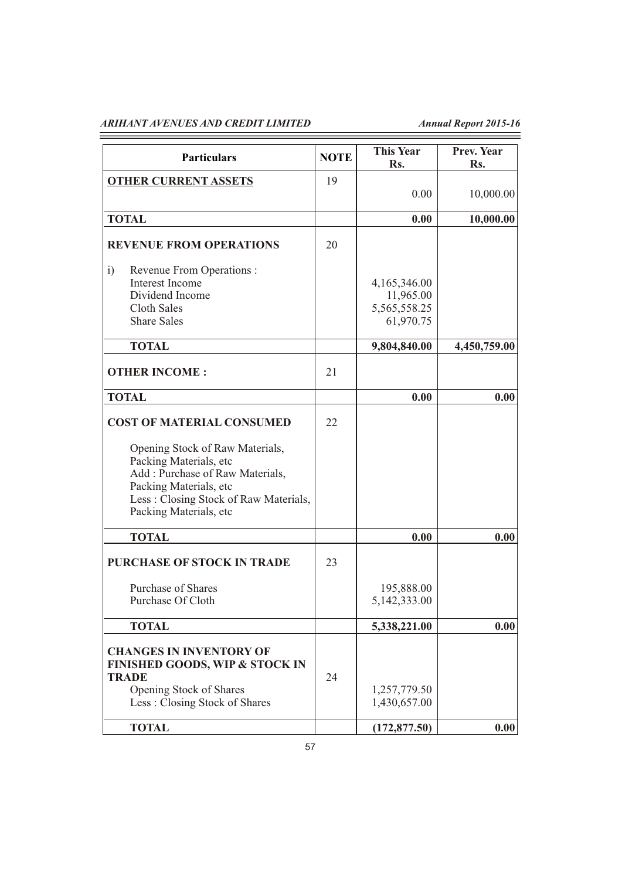| Particulars | NOTE | This Year Rs. | Prev. Year Rs. |
|---|---|---|---|
| **OTHER CURRENT ASSETS** | 19 | 0.00 | 10,000.00 |
| **TOTAL** | | **0.00** | **10,000.00** |
| **REVENUE FROM OPERATIONS** | 20 | | |
| i) Revenue From Operations : | | | |
| Interest Income | | 4,165,346.00 | |
| Dividend Income | | 11,965.00 | |
| Cloth Sales | | 5,565,558.25 | |
| Share Sales | | 61,970.75 | |
| **TOTAL** | | **9,804,840.00** | **4,450,759.00** |
| **OTHER INCOME :** | 21 | | |
| **TOTAL** | | **0.00** | **0.00** |
| **COST OF MATERIAL CONSUMED** | 22 | | |
| Opening Stock of Raw Materials, Packing Materials, etc | | | |
| Add : Purchase of Raw Materials, Packing Materials, etc | | | |
| Less : Closing Stock of Raw Materials, Packing Materials, etc | | | |
| **TOTAL** | | **0.00** | **0.00** |
| **PURCHASE OF STOCK IN TRADE** | 23 | | |
| Purchase of Shares | | 195,888.00 | |
| Purchase Of Cloth | | 5,142,333.00 | |
| **TOTAL** | | **5,338,221.00** | **0.00** |
| **CHANGES IN INVENTORY OF FINISHED GOODS, WIP & STOCK IN TRADE** | 24 | | |
| Opening Stock of Shares | | 1,257,779.50 | |
| Less : Closing Stock of Shares | | 1,430,657.00 | |
| **TOTAL** | | **(172,877.50)** | **0.00** |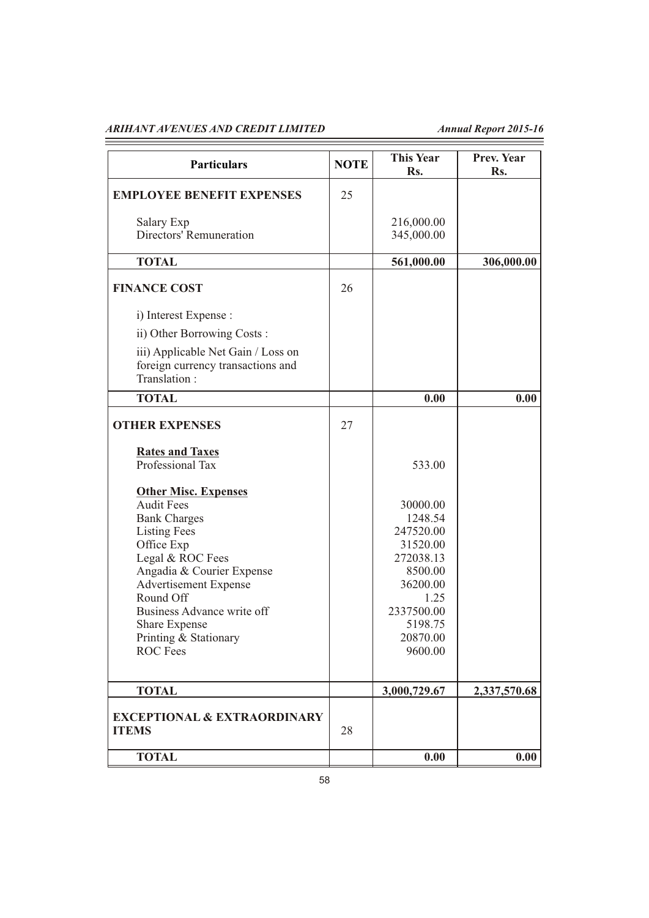| Particulars | NOTE | This Year Rs. | Prev. Year Rs. |
|---|---|---|---|
| **EMPLOYEE BENEFIT EXPENSES** | 25 | | |
| Salary Exp | | 216,000.00 | |
| Directors' Remuneration | | 345,000.00 | |
| **TOTAL** | | **561,000.00** | **306,000.00** |
| **FINANCE COST** | 26 | | |
| i) Interest Expense : | | | |
| ii) Other Borrowing Costs : | | | |
| iii) Applicable Net Gain / Loss on foreign currency transactions and Translation : | | | |
| **TOTAL** | | **0.00** | **0.00** |
| **OTHER EXPENSES** | 27 | | |
| **Rates and Taxes** | | | |
| Professional Tax | | 533.00 | |
| **Other Misc. Expenses** | | | |
| Audit Fees | | 30000.00 | |
| Bank Charges | | 1248.54 | |
| Listing Fees | | 247520.00 | |
| Office Exp | | 31520.00 | |
| Legal & ROC Fees | | 272038.13 | |
| Angadia & Courier Expense | | 8500.00 | |
| Advertisement Expense | | 36200.00 | |
| Round Off | | 1.25 | |
| Business Advance write off | | 2337500.00 | |
| Share Expense | | 5198.75 | |
| Printing & Stationary | | 20870.00 | |
| ROC Fees | | 9600.00 | |
| **TOTAL** | | **3,000,729.67** | **2,337,570.68** |
| **EXCEPTIONAL & EXTRAORDINARY ITEMS** | 28 | | |
| **TOTAL** | | **0.00** | **0.00** |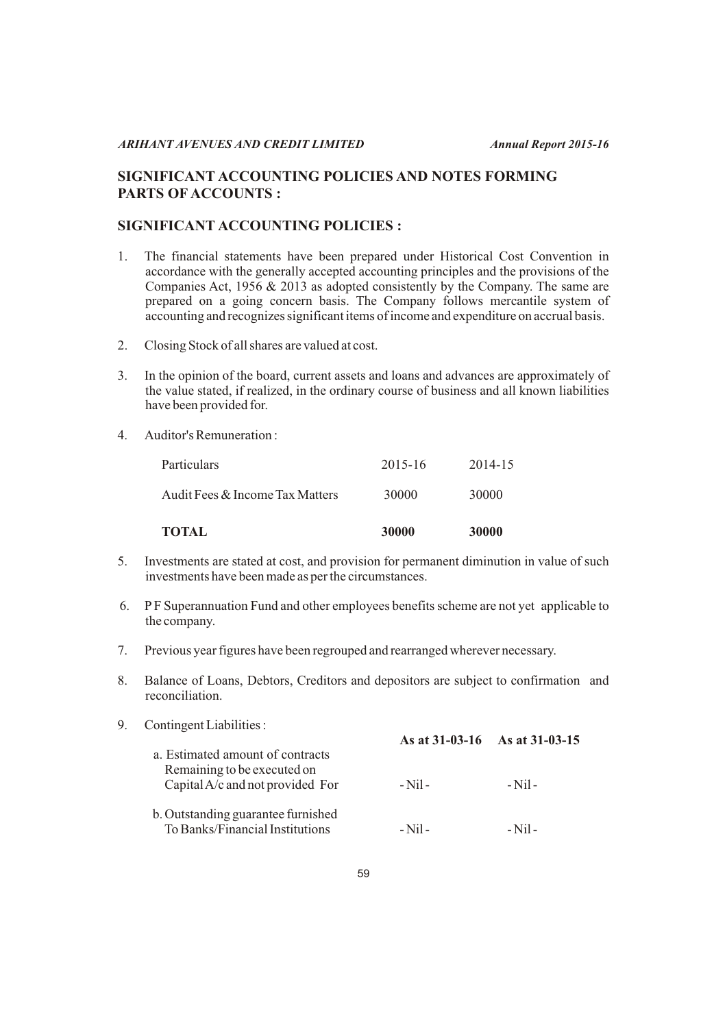## SIGNIFICANT ACCOUNTING POLICIES AND NOTES FORMING PARTS OF ACCOUNTS :

## SIGNIFICANT ACCOUNTING POLICIES :

1. The financial statements have been prepared under Historical Cost Convention in accordance with the generally accepted accounting principles and the provisions of the Companies Act, 1956 & 2013 as adopted consistently by the Company. The same are prepared on a going concern basis. The Company follows mercantile system of accounting and recognizes significant items of income and expenditure on accrual basis.

2. Closing Stock of all shares are valued at cost.

3. In the opinion of the board, current assets and loans and advances are approximately of the value stated, if realized, in the ordinary course of business and all known liabilities have been provided for.

4. Auditor's Remuneration :

| Particulars | 2015-16 | 2014-15 |
|---|---|---|
| Audit Fees & Income Tax Matters | 30000 | 30000 |
| **TOTAL** | **30000** | **30000** |

5. Investments are stated at cost, and provision for permanent diminution in value of such investments have been made as per the circumstances.

6. P F Superannuation Fund and other employees benefits scheme are not yet applicable to the company.

7. Previous year figures have been regrouped and rearranged wherever necessary.

8. Balance of Loans, Debtors, Creditors and depositors are subject to confirmation and reconciliation.

9. Contingent Liabilities :

| | **As at 31-03-16** | **As at 31-03-15** |
|---|---|---|
| a. Estimated amount of contracts Remaining to be executed on Capital A/c and not provided For | - Nil - | - Nil - |
| b. Outstanding guarantee furnished To Banks/Financial Institutions | - Nil - | - Nil - |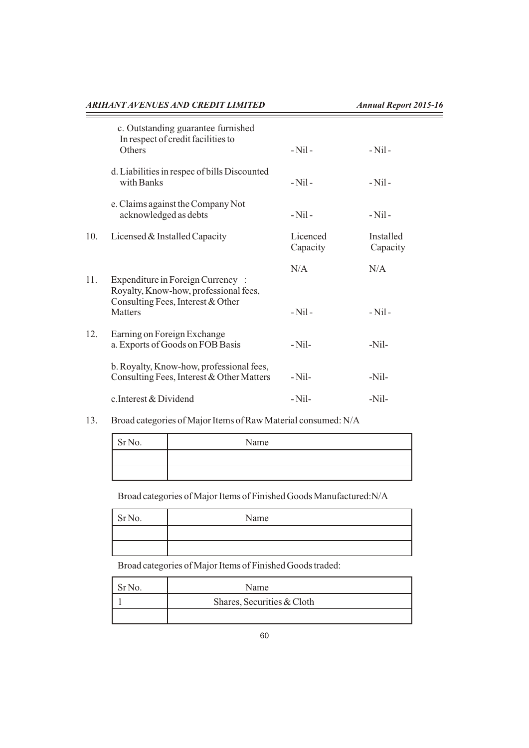| | | | |
|---|---|---|---|
| | c. Outstanding guarantee furnished In respect of credit facilities to Others | - Nil - | - Nil - |
| | d. Liabilities in respec of bills Discounted with Banks | - Nil - | - Nil - |
| | e. Claims against the Company Not acknowledged as debts | - Nil - | - Nil - |
| 10. | Licensed & Installed Capacity | Licenced Capacity | Installed Capacity |
| | | N/A | N/A |
| 11. | Expenditure in Foreign Currency : Royalty, Know-how, professional fees, Consulting Fees, Interest & Other Matters | - Nil - | - Nil - |
| 12. | Earning on Foreign Exchange a. Exports of Goods on FOB Basis | - Nil- | -Nil- |
| | b. Royalty, Know-how, professional fees, Consulting Fees, Interest & Other Matters | - Nil- | -Nil- |
| | c.Interest & Dividend | - Nil- | -Nil- |

13. Broad categories of Major Items of Raw Material consumed: N/A

| Sr No. | Name |
|---|---|
| | |
| | |

Broad categories of Major Items of Finished Goods Manufactured:N/A

| Sr No. | Name |
|---|---|
| | |
| | |

Broad categories of Major Items of Finished Goods traded:

| Sr No. | Name |
|---|---|
| 1 | Shares, Securities & Cloth |
| | |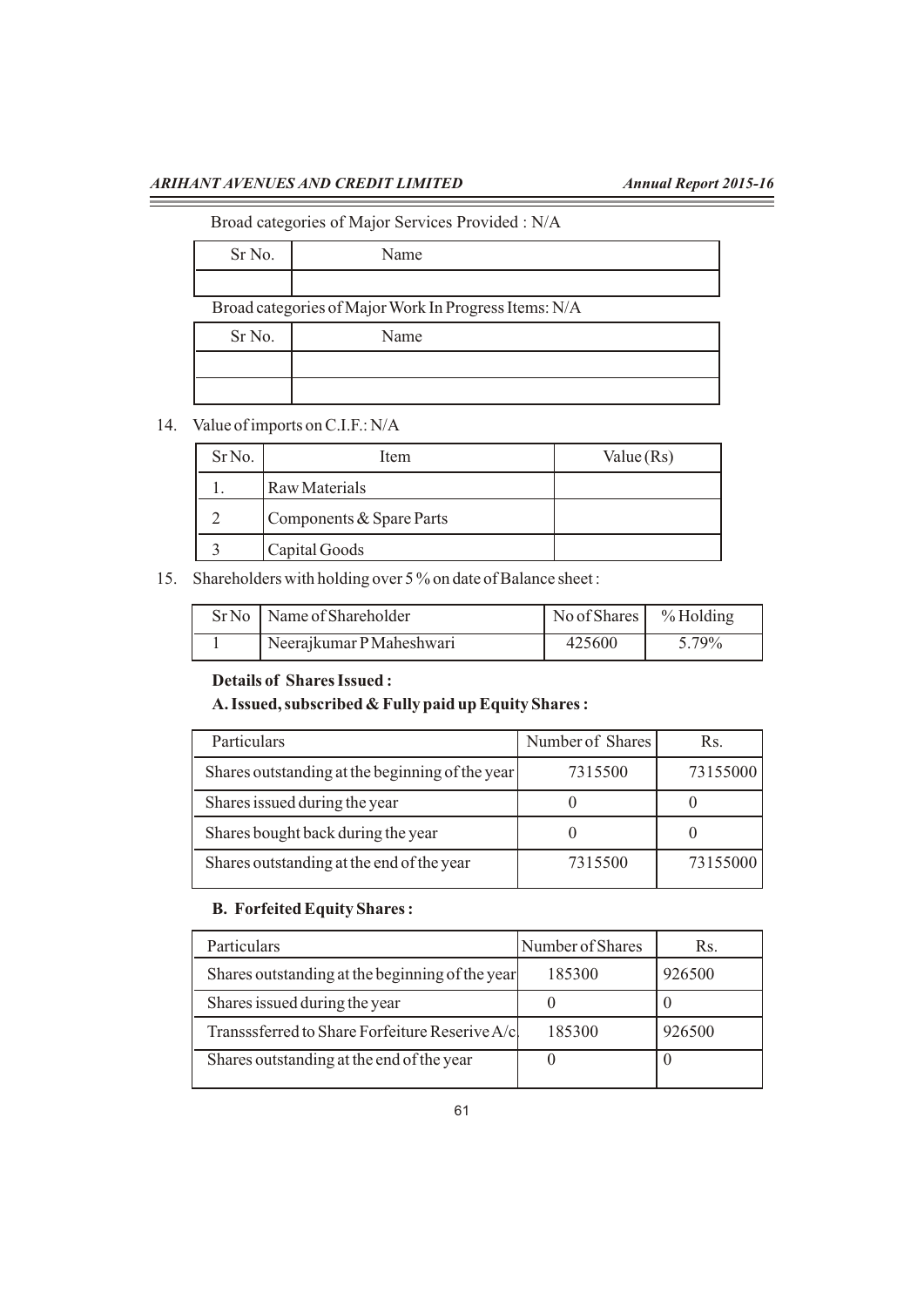Broad categories of Major Services Provided : N/A

| Sr No. | Name |
|---|---|
| | |

Broad categories of Major Work In Progress Items: N/A

| Sr No. | Name |
|---|---|
| | |
| | |

14. Value of imports on C.I.F.: N/A

| Sr No. | Item | Value (Rs) |
|---|---|---|
| 1. | Raw Materials | |
| 2 | Components & Spare Parts | |
| 3 | Capital Goods | |

15. Shareholders with holding over 5 % on date of Balance sheet :

| Sr No | Name of Shareholder | No of Shares | % Holding |
|---|---|---|---|
| 1 | Neerajkumar P Maheshwari | 425600 | 5.79% |

**Details of Shares Issued :**

**A. Issued, subscribed & Fully paid up Equity Shares :**

| Particulars | Number of Shares | Rs. |
|---|---|---|
| Shares outstanding at the beginning of the year | 7315500 | 73155000 |
| Shares issued during the year | 0 | 0 |
| Shares bought back during the year | 0 | 0 |
| Shares outstanding at the end of the year | 7315500 | 73155000 |

**B. Forfeited Equity Shares :**

| Particulars | Number of Shares | Rs. |
|---|---|---|
| Shares outstanding at the beginning of the year | 185300 | 926500 |
| Shares issued during the year | 0 | 0 |
| Transssferred to Share Forfeiture Reserve A/c | 185300 | 926500 |
| Shares outstanding at the end of the year | 0 | 0 |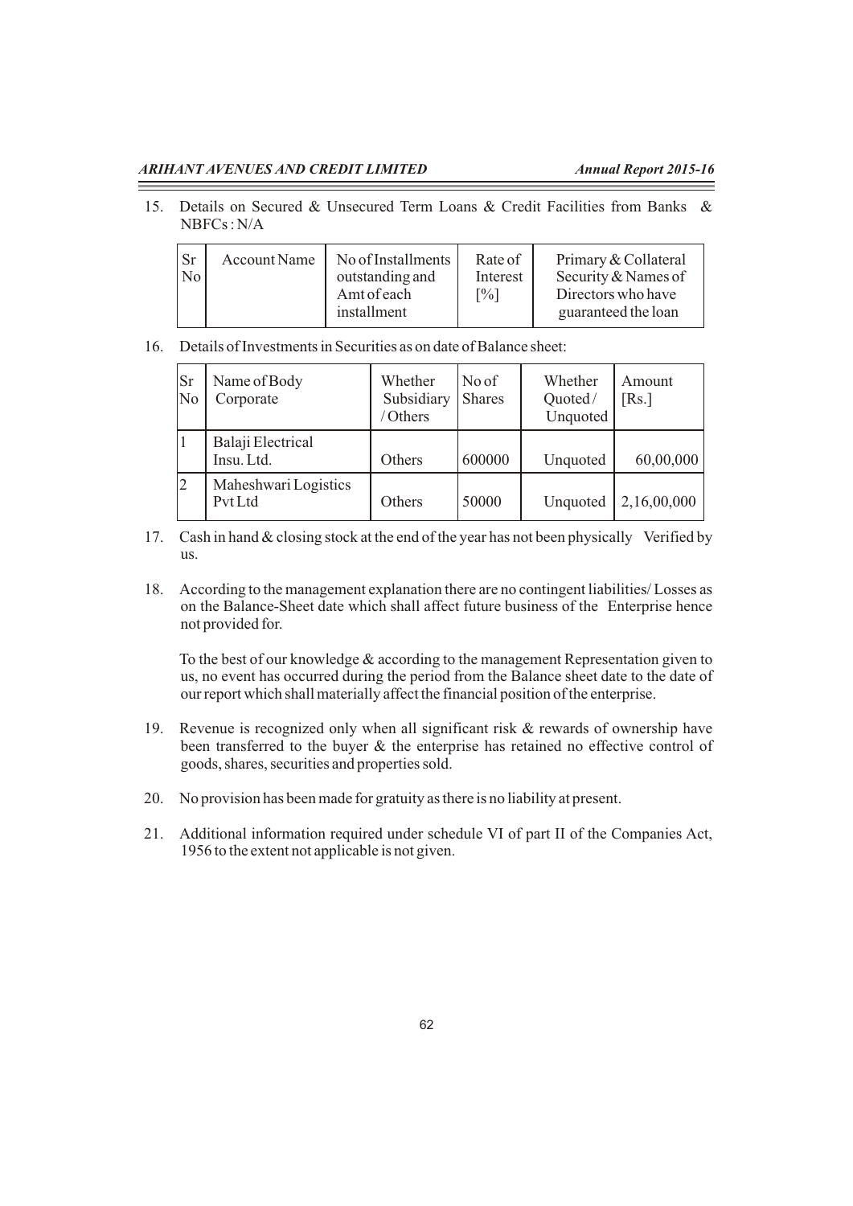15. Details on Secured & Unsecured Term Loans & Credit Facilities from Banks & NBFCs : N/A

| Sr No | Account Name | No of Installments outstanding and Amt of each installment | Rate of Interest [%] | Primary & Collateral Security & Names of Directors who have guaranteed the loan |
|---|---|---|---|---|

16. Details of Investments in Securities as on date of Balance sheet:

| Sr No | Name of Body Corporate | Whether Subsidiary / Others | No of Shares | Whether Quoted / Unquoted | Amount [Rs.] |
|---|---|---|---|---|---|
| 1 | Balaji Electrical Insu. Ltd. | Others | 600000 | Unquoted | 60,00,000 |
| 2 | Maheshwari Logistics Pvt Ltd | Others | 50000 | Unquoted | 2,16,00,000 |

17. Cash in hand & closing stock at the end of the year has not been physically Verified by us.

18. According to the management explanation there are no contingent liabilities/ Losses as on the Balance-Sheet date which shall affect future business of the Enterprise hence not provided for.

    To the best of our knowledge & according to the management Representation given to us, no event has occurred during the period from the Balance sheet date to the date of our report which shall materially affect the financial position of the enterprise.

19. Revenue is recognized only when all significant risk & rewards of ownership have been transferred to the buyer & the enterprise has retained no effective control of goods, shares, securities and properties sold.

20. No provision has been made for gratuity as there is no liability at present.

21. Additional information required under schedule VI of part II of the Companies Act, 1956 to the extent not applicable is not given.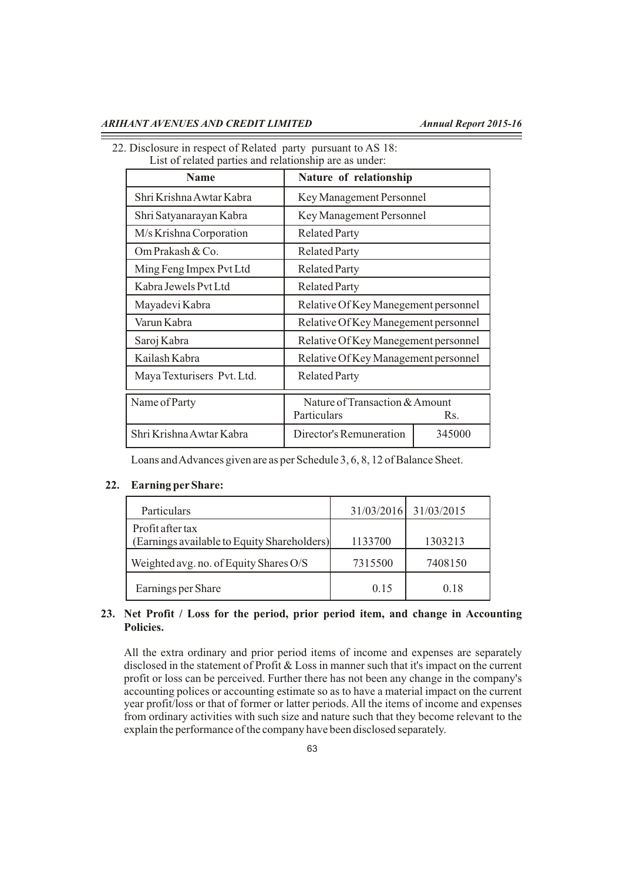22. Disclosure in respect of Related party pursuant to AS 18:
    List of related parties and relationship are as under:

| Name | Nature of relationship |
|---|---|
| Shri Krishna Awtar Kabra | Key Management Personnel |
| Shri Satyanarayan Kabra | Key Management Personnel |
| M/s Krishna Corporation | Related Party |
| Om Prakash & Co. | Related Party |
| Ming Feng Impex Pvt Ltd | Related Party |
| Kabra Jewels Pvt Ltd | Related Party |
| Mayadevi Kabra | Relative Of Key Manegement personnel |
| Varun Kabra | Relative Of Key Manegement personnel |
| Saroj Kabra | Relative Of Key Manegement personnel |
| Kailash Kabra | Relative Of Key Management personnel |
| Maya Texturisers Pvt. Ltd. | Related Party |

| Name of Party | Nature of Transaction & Amount<br>Particulars | Rs. |
|---|---|---|
| Shri Krishna Awtar Kabra | Director's Remuneration | 345000 |

Loans and Advances given are as per Schedule 3, 6, 8, 12 of Balance Sheet.

**22. Earning per Share:**

| Particulars | 31/03/2016 | 31/03/2015 |
|---|---|---|
| Profit after tax<br>(Earnings available to Equity Shareholders) | 1133700 | 1303213 |
| Weighted avg. no. of Equity Shares O/S | 7315500 | 7408150 |
| Earnings per Share | 0.15 | 0.18 |

**23. Net Profit / Loss for the period, prior period item, and change in Accounting Policies.**

All the extra ordinary and prior period items of income and expenses are separately disclosed in the statement of Profit & Loss in manner such that it's impact on the current profit or loss can be perceived. Further there has not been any change in the company's accounting polices or accounting estimate so as to have a material impact on the current year profit/loss or that of former or latter periods. All the items of income and expenses from ordinary activities with such size and nature such that they become relevant to the explain the performance of the company have been disclosed separately.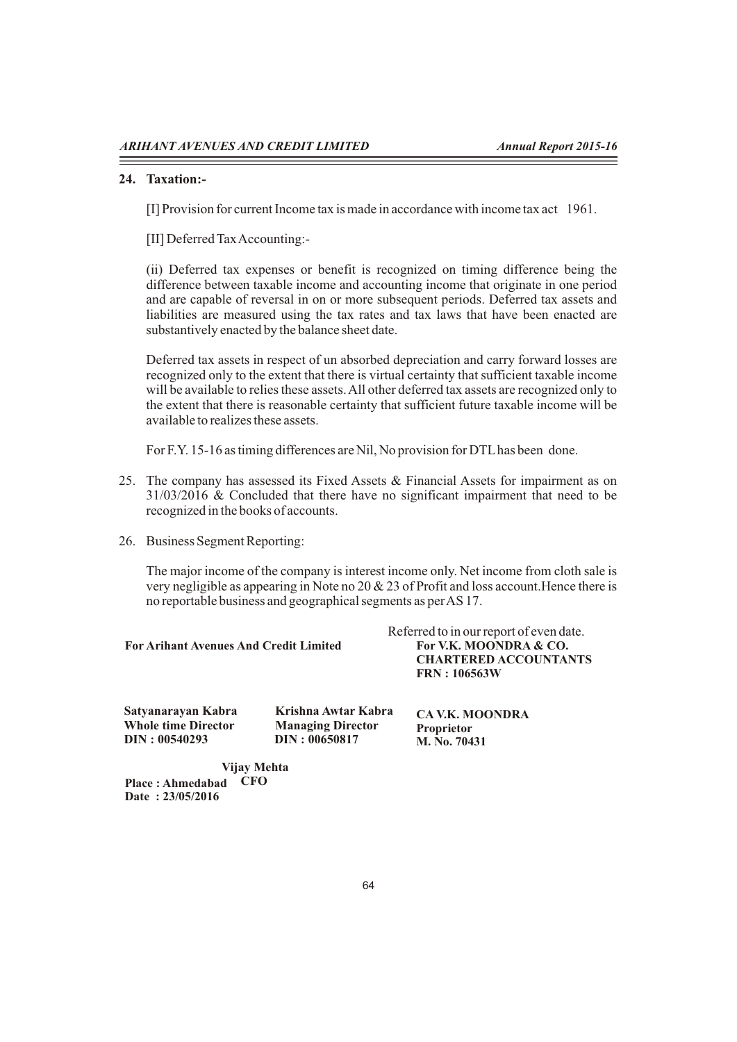**24. Taxation:-**

[I] Provision for current Income tax is made in accordance with income tax act 1961.

[II] Deferred Tax Accounting:-

(ii) Deferred tax expenses or benefit is recognized on timing difference being the difference between taxable income and accounting income that originate in one period and are capable of reversal in on or more subsequent periods. Deferred tax assets and liabilities are measured using the tax rates and tax laws that have been enacted are substantively enacted by the balance sheet date.

Deferred tax assets in respect of un absorbed depreciation and carry forward losses are recognized only to the extent that there is virtual certainty that sufficient taxable income will be available to relies these assets. All other deferred tax assets are recognized only to the extent that there is reasonable certainty that sufficient future taxable income will be available to realizes these assets.

For F.Y. 15-16 as timing differences are Nil, No provision for DTL has been done.

25. The company has assessed its Fixed Assets & Financial Assets for impairment as on 31/03/2016 & Concluded that there have no significant impairment that need to be recognized in the books of accounts.

26. Business Segment Reporting:

The major income of the company is interest income only. Net income from cloth sale is very negligible as appearing in Note no 20 & 23 of Profit and loss account.Hence there is no reportable business and geographical segments as per AS 17.

Referred to in our report of even date.

**For Arihant Avenues And Credit Limited**

**For V.K. MOONDRA & CO.**
**CHARTERED ACCOUNTANTS**
**FRN : 106563W**

**Satyanarayan Kabra**
**Whole time Director**
**DIN : 00540293**

**Krishna Awtar Kabra**
**Managing Director**
**DIN : 00650817**

**CA V.K. MOONDRA**
**Proprietor**
**M. No. 70431**

**Vijay Mehta**
**CFO**

**Place : Ahmedabad**
**Date : 23/05/2016**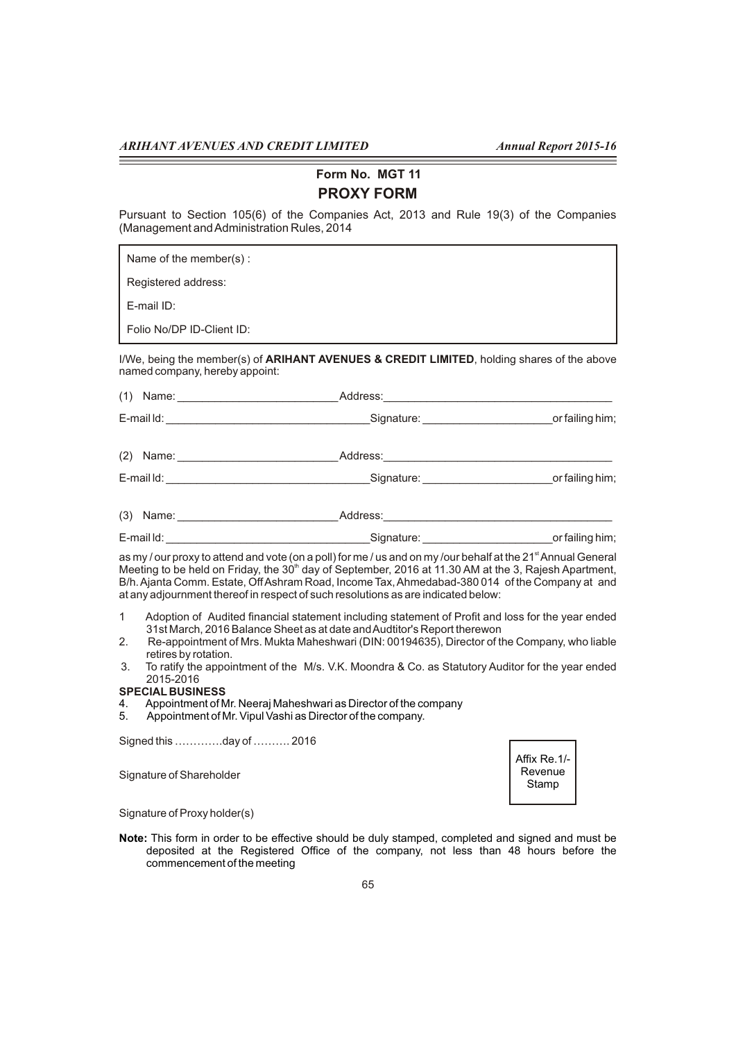## Form No. MGT 11

## PROXY FORM

Pursuant to Section 105(6) of the Companies Act, 2013 and Rule 19(3) of the Companies (Management and Administration Rules, 2014

| Name of the member(s) : |
|---|
| Registered address: |
| E-mail ID: |
| Folio No/DP ID-Client ID: |

I/We, being the member(s) of **ARIHANT AVENUES & CREDIT LIMITED**, holding shares of the above named company, hereby appoint:

(1) Name: ________________________ Address: ____________________________________

E-mail Id: ______________________________ Signature: ____________________ or failing him;

(2) Name: ________________________ Address: ____________________________________

E-mail Id: ______________________________ Signature: ____________________ or failing him;

(3) Name: ________________________ Address: ____________________________________

E-mail Id: ______________________________ Signature: ____________________ or failing him;

as my / our proxy to attend and vote (on a poll) for me / us and on my /our behalf at the 21st Annual General Meeting to be held on Friday, the 30th day of September, 2016 at 11.30 AM at the 3, Rajesh Apartment, B/h. Ajanta Comm. Estate, Off Ashram Road, Income Tax, Ahmedabad-380 014 of the Company at and at any adjournment thereof in respect of such resolutions as are indicated below:

1. Adoption of Audited financial statement including statement of Profit and loss for the year ended 31st March, 2016 Balance Sheet as at date and Audtitor's Report therewon
2. Re-appointment of Mrs. Mukta Maheshwari (DIN: 00194635), Director of the Company, who liable retires by rotation.
3. To ratify the appointment of the M/s. V.K. Moondra & Co. as Statutory Auditor for the year ended 2015-2016

**SPECIAL BUSINESS**

4. Appointment of Mr. Neeraj Maheshwari as Director of the company
5. Appointment of Mr. Vipul Vashi as Director of the company.

Signed this ………….day of ………. 2016

Signature of Shareholder

Affix Re.1/- Revenue Stamp

Signature of Proxy holder(s)

**Note:** This form in order to be effective should be duly stamped, completed and signed and must be deposited at the Registered Office of the company, not less than 48 hours before the commencement of the meeting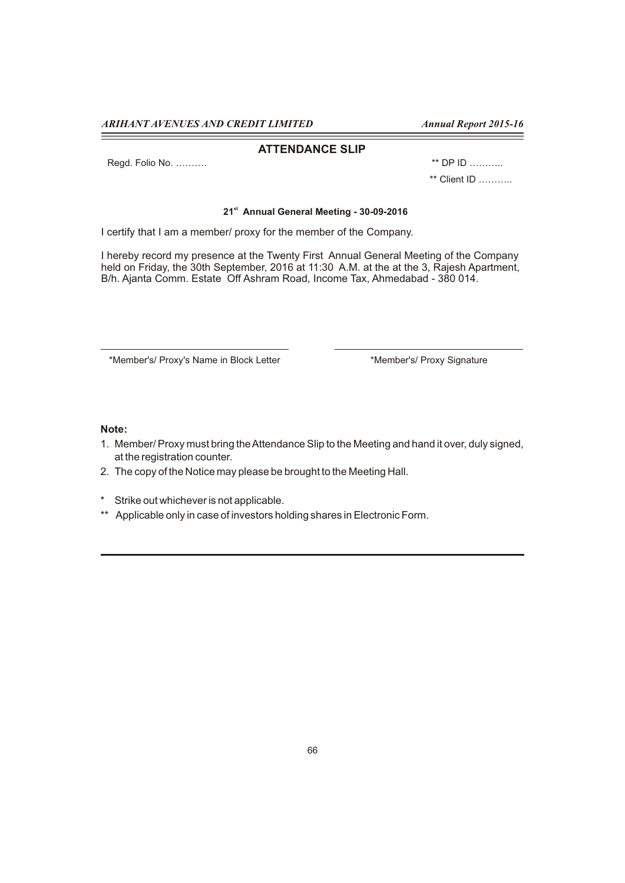## ATTENDANCE SLIP

Regd. Folio No. ………

** DP ID ………..

** Client ID ………..

**21st Annual General Meeting - 30-09-2016**

I certify that I am a member/ proxy for the member of the Company.

I hereby record my presence at the Twenty First Annual General Meeting of the Company held on Friday, the 30th September, 2016 at 11:30 A.M. at the at the 3, Rajesh Apartment, B/h. Ajanta Comm. Estate Off Ashram Road, Income Tax, Ahmedabad - 380 014.

| *Member's/ Proxy's Name in Block Letter | *Member's/ Proxy Signature |
|---|---|

**Note:**

1. Member/ Proxy must bring the Attendance Slip to the Meeting and hand it over, duly signed, at the registration counter.
2. The copy of the Notice may please be brought to the Meeting Hall.

\* Strike out whichever is not applicable.

** Applicable only in case of investors holding shares in Electronic Form.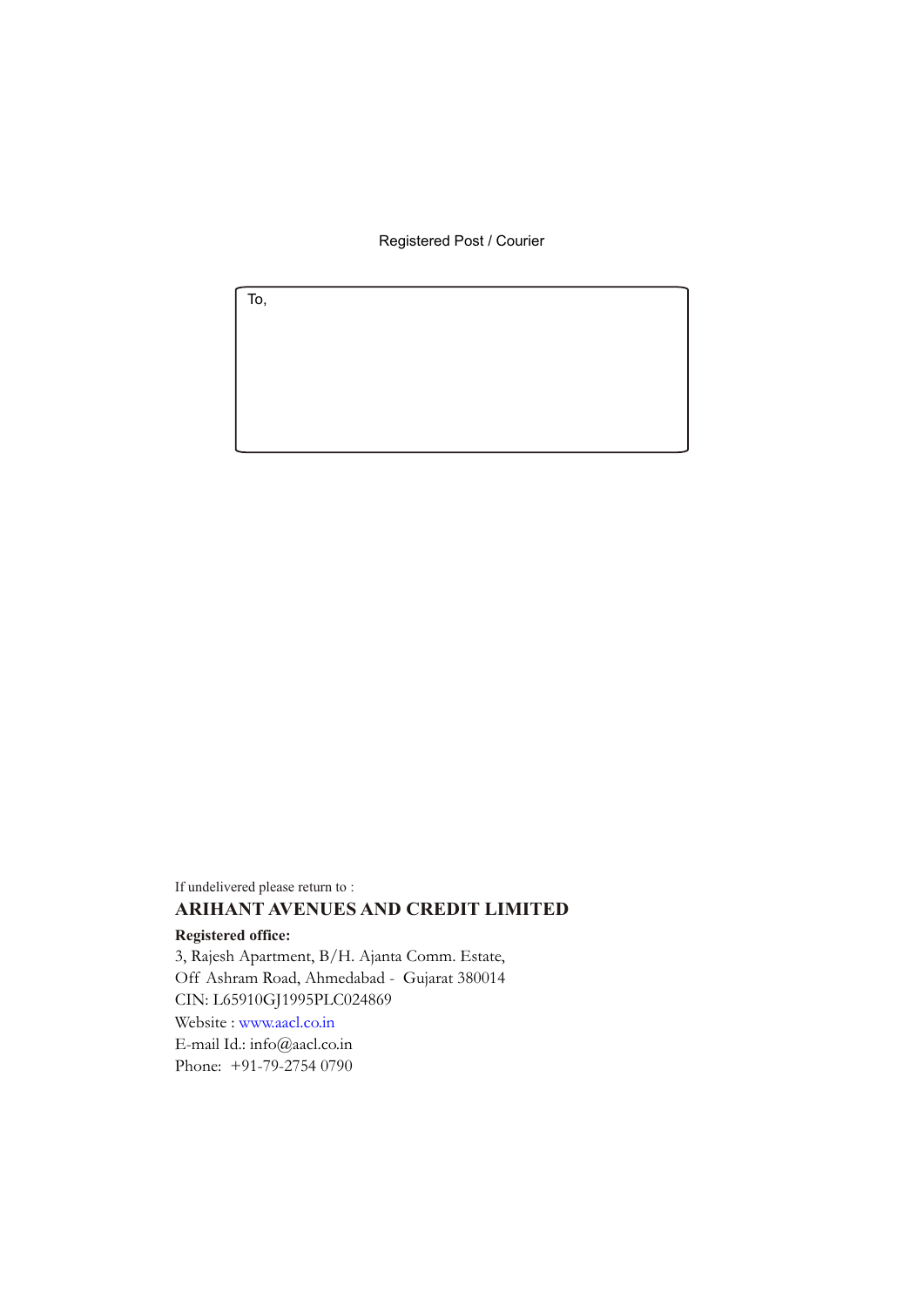Registered Post / Courier

To,

If undelivered please return to :

**ARIHANT AVENUES AND CREDIT LIMITED**

**Registered office:**

3, Rajesh Apartment, B/H. Ajanta Comm. Estate,
Off Ashram Road, Ahmedabad - Gujarat 380014
CIN: L65910GJ1995PLC024869
Website : www.aacl.co.in
E-mail Id.: info@aacl.co.in
Phone: +91-79-2754 0790